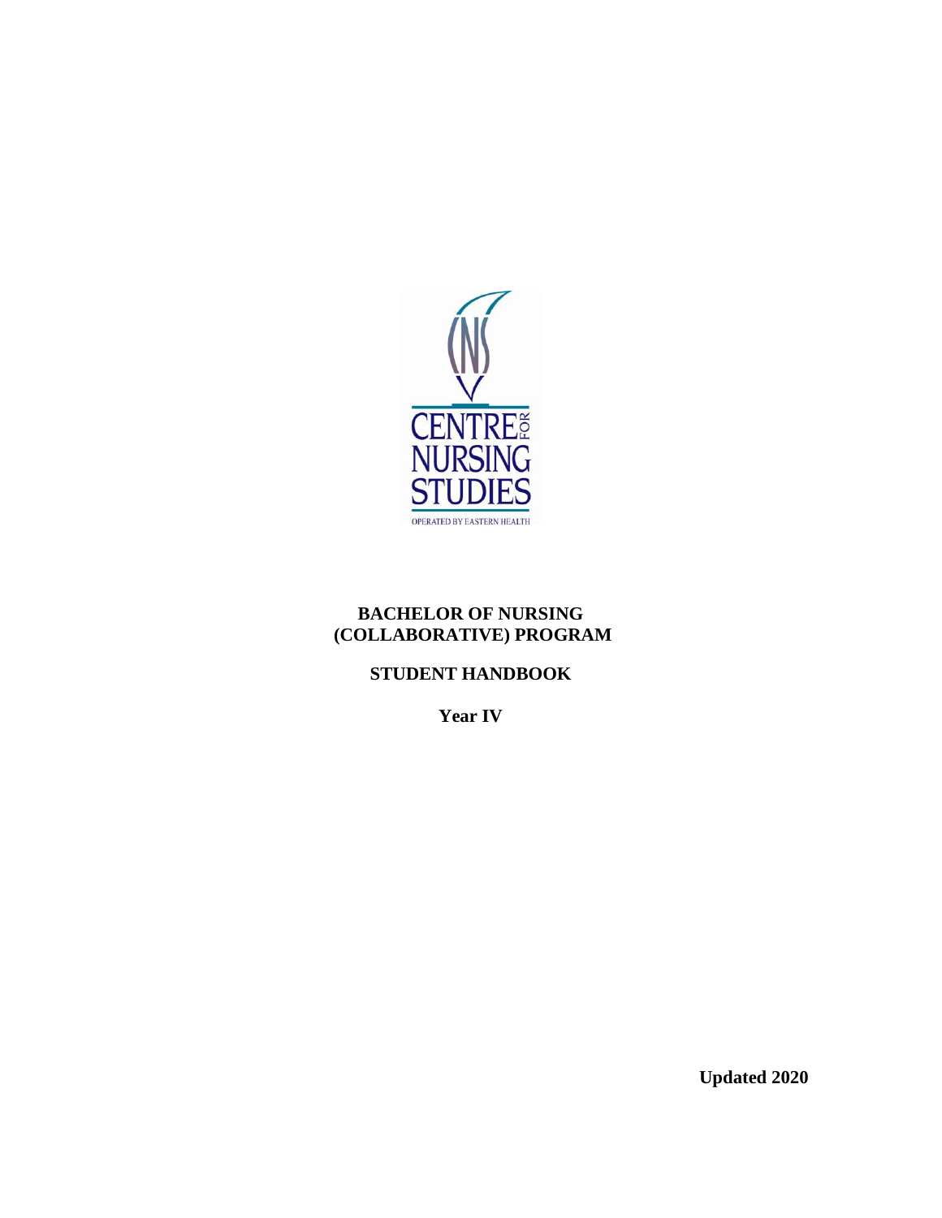CENTRE FOR NURSING STUDIES

OPERATED BY EASTERN HEALTH

# BACHELOR OF NURSING (COLLABORATIVE) PROGRAM

## STUDENT HANDBOOK

## Year IV

**Updated 2020**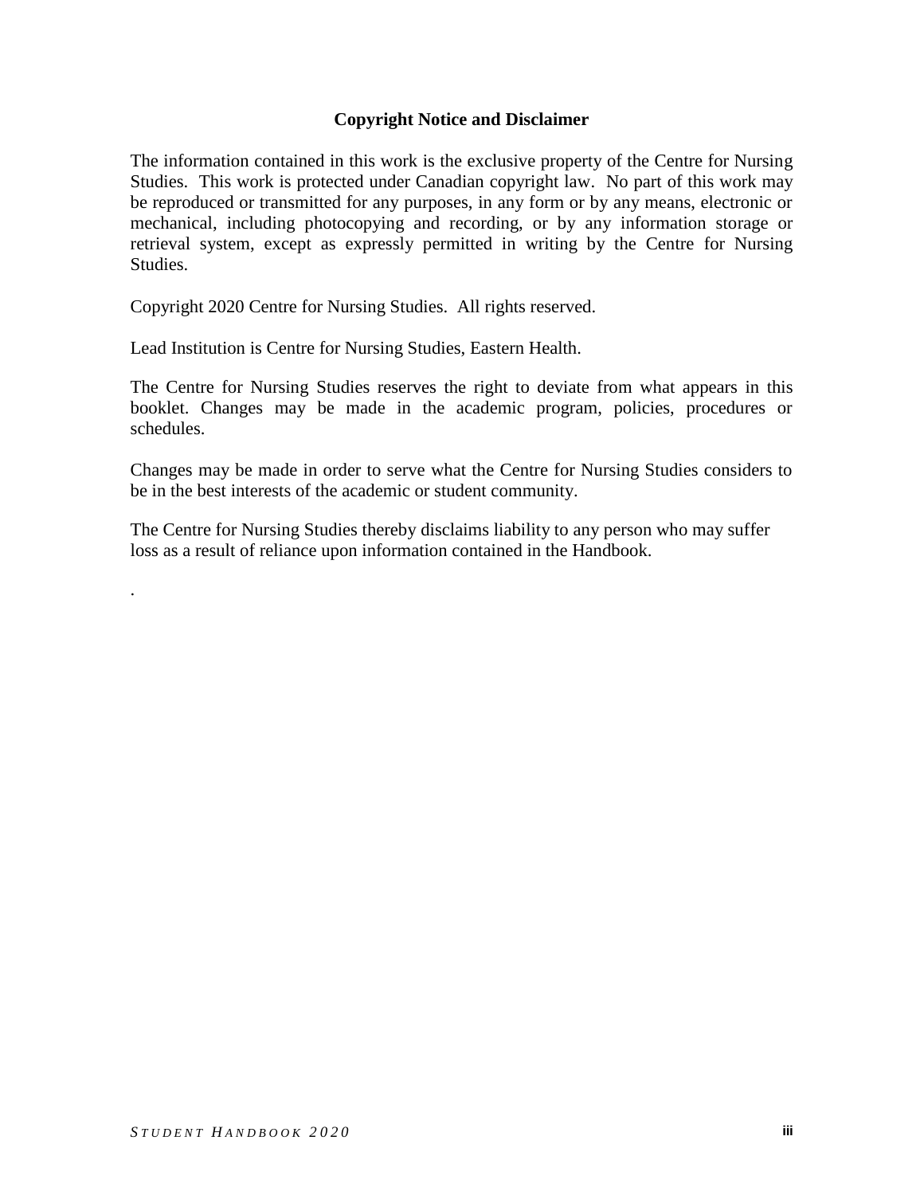## Copyright Notice and Disclaimer

The information contained in this work is the exclusive property of the Centre for Nursing Studies. This work is protected under Canadian copyright law. No part of this work may be reproduced or transmitted for any purposes, in any form or by any means, electronic or mechanical, including photocopying and recording, or by any information storage or retrieval system, except as expressly permitted in writing by the Centre for Nursing Studies.

Copyright 2020 Centre for Nursing Studies. All rights reserved.

Lead Institution is Centre for Nursing Studies, Eastern Health.

The Centre for Nursing Studies reserves the right to deviate from what appears in this booklet. Changes may be made in the academic program, policies, procedures or schedules.

Changes may be made in order to serve what the Centre for Nursing Studies considers to be in the best interests of the academic or student community.

The Centre for Nursing Studies thereby disclaims liability to any person who may suffer loss as a result of reliance upon information contained in the Handbook.

.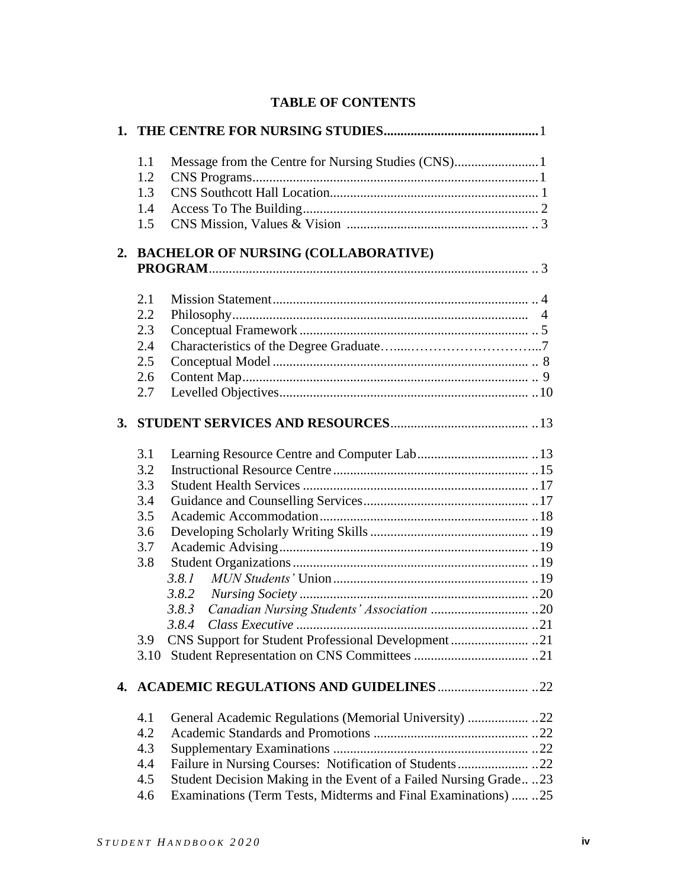# TABLE OF CONTENTS

**1. THE CENTRE FOR NURSING STUDIES** .......... 1

- 1.1 Message from the Centre for Nursing Studies (CNS) .......... 1
- 1.2 CNS Programs .......... 1
- 1.3 CNS Southcott Hall Location .......... 1
- 1.4 Access To The Building .......... 2
- 1.5 CNS Mission, Values & Vision .......... 3

**2. BACHELOR OF NURSING (COLLABORATIVE) PROGRAM** .......... 3

- 2.1 Mission Statement .......... 4
- 2.2 Philosophy .......... 4
- 2.3 Conceptual Framework .......... 5
- 2.4 Characteristics of the Degree Graduate .......... 7
- 2.5 Conceptual Model .......... 8
- 2.6 Content Map .......... 9
- 2.7 Levelled Objectives .......... 10

**3. STUDENT SERVICES AND RESOURCES** .......... 13

- 3.1 Learning Resource Centre and Computer Lab .......... 13
- 3.2 Instructional Resource Centre .......... 15
- 3.3 Student Health Services .......... 17
- 3.4 Guidance and Counselling Services .......... 17
- 3.5 Academic Accommodation .......... 18
- 3.6 Developing Scholarly Writing Skills .......... 19
- 3.7 Academic Advising .......... 19
- 3.8 Student Organizations .......... 19
  - *3.8.1 MUN Students'* Union .......... 19
  - *3.8.2 Nursing Society* .......... 20
  - *3.8.3 Canadian Nursing Students' Association* .......... 20
  - *3.8.4 Class Executive* .......... 21
- 3.9 CNS Support for Student Professional Development .......... 21
- 3.10 Student Representation on CNS Committees .......... 21

**4. ACADEMIC REGULATIONS AND GUIDELINES** .......... 22

- 4.1 General Academic Regulations (Memorial University) .......... 22
- 4.2 Academic Standards and Promotions .......... 22
- 4.3 Supplementary Examinations .......... 22
- 4.4 Failure in Nursing Courses: Notification of Students .......... 22
- 4.5 Student Decision Making in the Event of a Failed Nursing Grade .......... 23
- 4.6 Examinations (Term Tests, Midterms and Final Examinations) .......... 25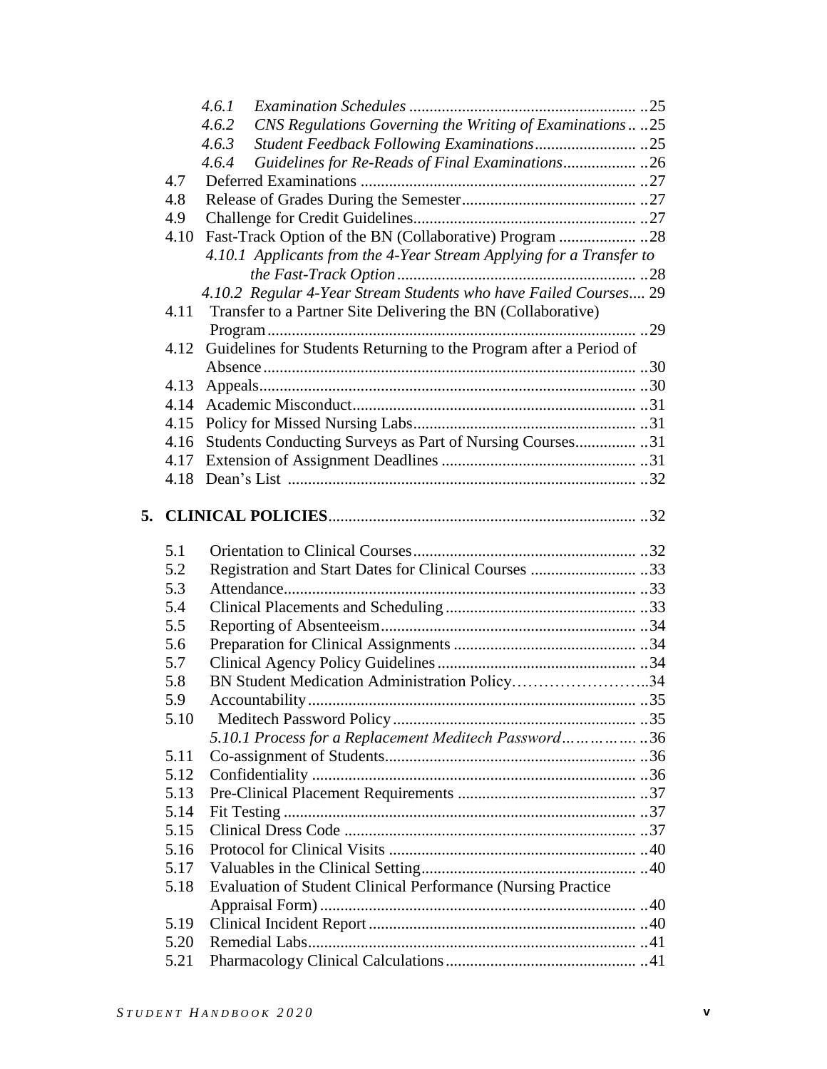- 4.6.1 *Examination Schedules* ..25
- 4.6.2 *CNS Regulations Governing the Writing of Examinations* ..25
- 4.6.3 *Student Feedback Following Examinations* ..25
- 4.6.4 *Guidelines for Re-Reads of Final Examinations* ..26

- 4.7 Deferred Examinations ..27
- 4.8 Release of Grades During the Semester ..27
- 4.9 Challenge for Credit Guidelines ..27
- 4.10 Fast-Track Option of the BN (Collaborative) Program ..28
  - *4.10.1 Applicants from the 4-Year Stream Applying for a Transfer to the Fast-Track Option* ..28
  - *4.10.2 Regular 4-Year Stream Students who have Failed Courses* .... 29
- 4.11 Transfer to a Partner Site Delivering the BN (Collaborative) Program ..29
- 4.12 Guidelines for Students Returning to the Program after a Period of Absence ..30
- 4.13 Appeals ..30
- 4.14 Academic Misconduct ..31
- 4.15 Policy for Missed Nursing Labs ..31
- 4.16 Students Conducting Surveys as Part of Nursing Courses ..31
- 4.17 Extension of Assignment Deadlines ..31
- 4.18 Dean's List ..32

**5. CLINICAL POLICIES** ..32

- 5.1 Orientation to Clinical Courses ..32
- 5.2 Registration and Start Dates for Clinical Courses ..33
- 5.3 Attendance ..33
- 5.4 Clinical Placements and Scheduling ..33
- 5.5 Reporting of Absenteeism ..34
- 5.6 Preparation for Clinical Assignments ..34
- 5.7 Clinical Agency Policy Guidelines ..34
- 5.8 BN Student Medication Administration Policy ..34
- 5.9 Accountability ..35
- 5.10 Meditech Password Policy ..35
  - *5.10.1 Process for a Replacement Meditech Password* ..36
- 5.11 Co-assignment of Students ..36
- 5.12 Confidentiality ..36
- 5.13 Pre-Clinical Placement Requirements ..37
- 5.14 Fit Testing ..37
- 5.15 Clinical Dress Code ..37
- 5.16 Protocol for Clinical Visits ..40
- 5.17 Valuables in the Clinical Setting ..40
- 5.18 Evaluation of Student Clinical Performance (Nursing Practice Appraisal Form) ..40
- 5.19 Clinical Incident Report ..40
- 5.20 Remedial Labs ..41
- 5.21 Pharmacology Clinical Calculations ..41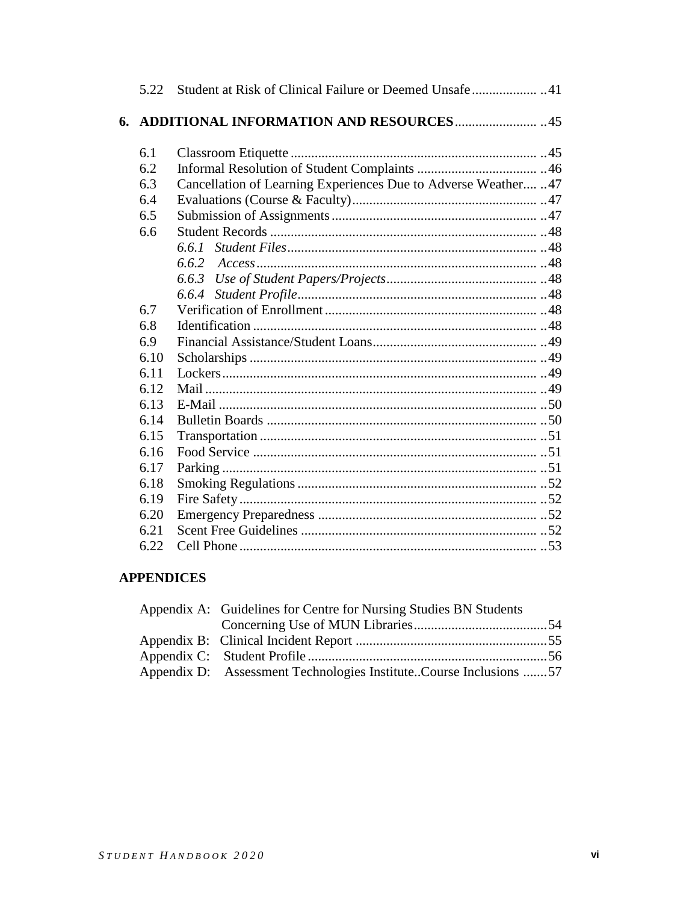5.22 Student at Risk of Clinical Failure or Deemed Unsafe .................. ..41

**6. ADDITIONAL INFORMATION AND RESOURCES** ........................ ..45

6.1 Classroom Etiquette ........................................................................ ..45
6.2 Informal Resolution of Student Complaints .................................. ..46
6.3 Cancellation of Learning Experiences Due to Adverse Weather.... ..47
6.4 Evaluations (Course & Faculty)...................................................... ..47
6.5 Submission of Assignments ............................................................ ..47
6.6 Student Records .............................................................................. ..48
*6.6.1 Student Files*........................................................................ ..48
*6.6.2 Access*.................................................................................. ..48
*6.6.3 Use of Student Papers/Projects*............................................ ..48
*6.6.4 Student Profile*..................................................................... ..48
6.7 Verification of Enrollment .............................................................. ..48
6.8 Identification ................................................................................... ..48
6.9 Financial Assistance/Student Loans................................................ ..49
6.10 Scholarships .................................................................................... ..49
6.11 Lockers............................................................................................ ..49
6.12 Mail ................................................................................................. ..49
6.13 E-Mail ............................................................................................. ..50
6.14 Bulletin Boards ............................................................................... ..50
6.15 Transportation ................................................................................. ..51
6.16 Food Service ................................................................................... ..51
6.17 Parking ............................................................................................ ..51
6.18 Smoking Regulations ...................................................................... ..52
6.19 Fire Safety....................................................................................... ..52
6.20 Emergency Preparedness ................................................................ ..52
6.21 Scent Free Guidelines ..................................................................... ..52
6.22 Cell Phone ...................................................................................... ..53

**APPENDICES**

Appendix A: Guidelines for Centre for Nursing Studies BN Students Concerning Use of MUN Libraries.......................................54
Appendix B: Clinical Incident Report .......................................................55
Appendix C: Student Profile .....................................................................56
Appendix D: Assessment Technologies Institute..Course Inclusions .......57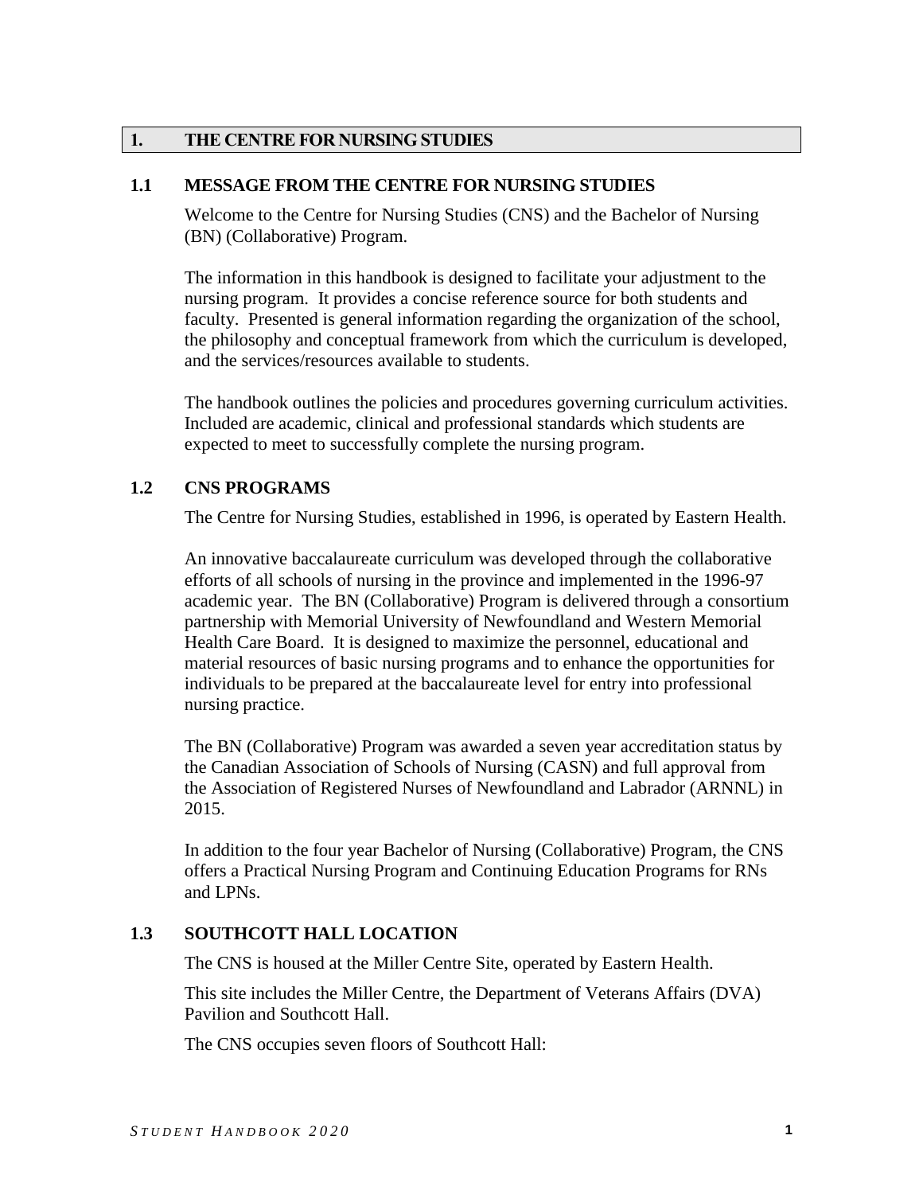# 1. THE CENTRE FOR NURSING STUDIES

## 1.1 MESSAGE FROM THE CENTRE FOR NURSING STUDIES

Welcome to the Centre for Nursing Studies (CNS) and the Bachelor of Nursing (BN) (Collaborative) Program.

The information in this handbook is designed to facilitate your adjustment to the nursing program. It provides a concise reference source for both students and faculty. Presented is general information regarding the organization of the school, the philosophy and conceptual framework from which the curriculum is developed, and the services/resources available to students.

The handbook outlines the policies and procedures governing curriculum activities. Included are academic, clinical and professional standards which students are expected to meet to successfully complete the nursing program.

## 1.2 CNS PROGRAMS

The Centre for Nursing Studies, established in 1996, is operated by Eastern Health.

An innovative baccalaureate curriculum was developed through the collaborative efforts of all schools of nursing in the province and implemented in the 1996-97 academic year. The BN (Collaborative) Program is delivered through a consortium partnership with Memorial University of Newfoundland and Western Memorial Health Care Board. It is designed to maximize the personnel, educational and material resources of basic nursing programs and to enhance the opportunities for individuals to be prepared at the baccalaureate level for entry into professional nursing practice.

The BN (Collaborative) Program was awarded a seven year accreditation status by the Canadian Association of Schools of Nursing (CASN) and full approval from the Association of Registered Nurses of Newfoundland and Labrador (ARNNL) in 2015.

In addition to the four year Bachelor of Nursing (Collaborative) Program, the CNS offers a Practical Nursing Program and Continuing Education Programs for RNs and LPNs.

## 1.3 SOUTHCOTT HALL LOCATION

The CNS is housed at the Miller Centre Site, operated by Eastern Health.

This site includes the Miller Centre, the Department of Veterans Affairs (DVA) Pavilion and Southcott Hall.

The CNS occupies seven floors of Southcott Hall: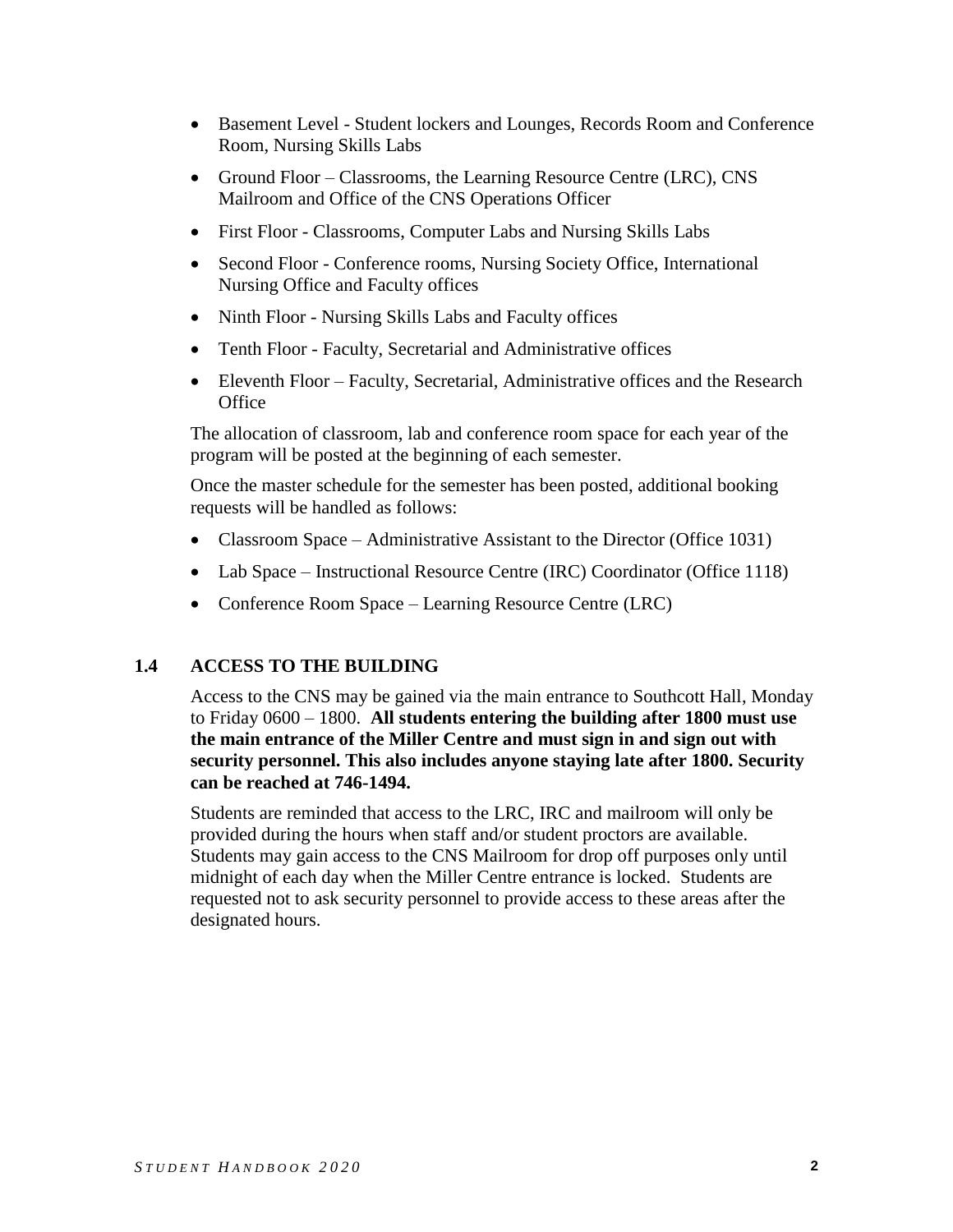- Basement Level - Student lockers and Lounges, Records Room and Conference Room, Nursing Skills Labs
- Ground Floor – Classrooms, the Learning Resource Centre (LRC), CNS Mailroom and Office of the CNS Operations Officer
- First Floor - Classrooms, Computer Labs and Nursing Skills Labs
- Second Floor - Conference rooms, Nursing Society Office, International Nursing Office and Faculty offices
- Ninth Floor - Nursing Skills Labs and Faculty offices
- Tenth Floor - Faculty, Secretarial and Administrative offices
- Eleventh Floor – Faculty, Secretarial, Administrative offices and the Research Office

The allocation of classroom, lab and conference room space for each year of the program will be posted at the beginning of each semester.

Once the master schedule for the semester has been posted, additional booking requests will be handled as follows:

- Classroom Space – Administrative Assistant to the Director (Office 1031)
- Lab Space – Instructional Resource Centre (IRC) Coordinator (Office 1118)
- Conference Room Space – Learning Resource Centre (LRC)

## 1.4 ACCESS TO THE BUILDING

Access to the CNS may be gained via the main entrance to Southcott Hall, Monday to Friday 0600 – 1800. **All students entering the building after 1800 must use the main entrance of the Miller Centre and must sign in and sign out with security personnel. This also includes anyone staying late after 1800. Security can be reached at 746-1494.**

Students are reminded that access to the LRC, IRC and mailroom will only be provided during the hours when staff and/or student proctors are available. Students may gain access to the CNS Mailroom for drop off purposes only until midnight of each day when the Miller Centre entrance is locked. Students are requested not to ask security personnel to provide access to these areas after the designated hours.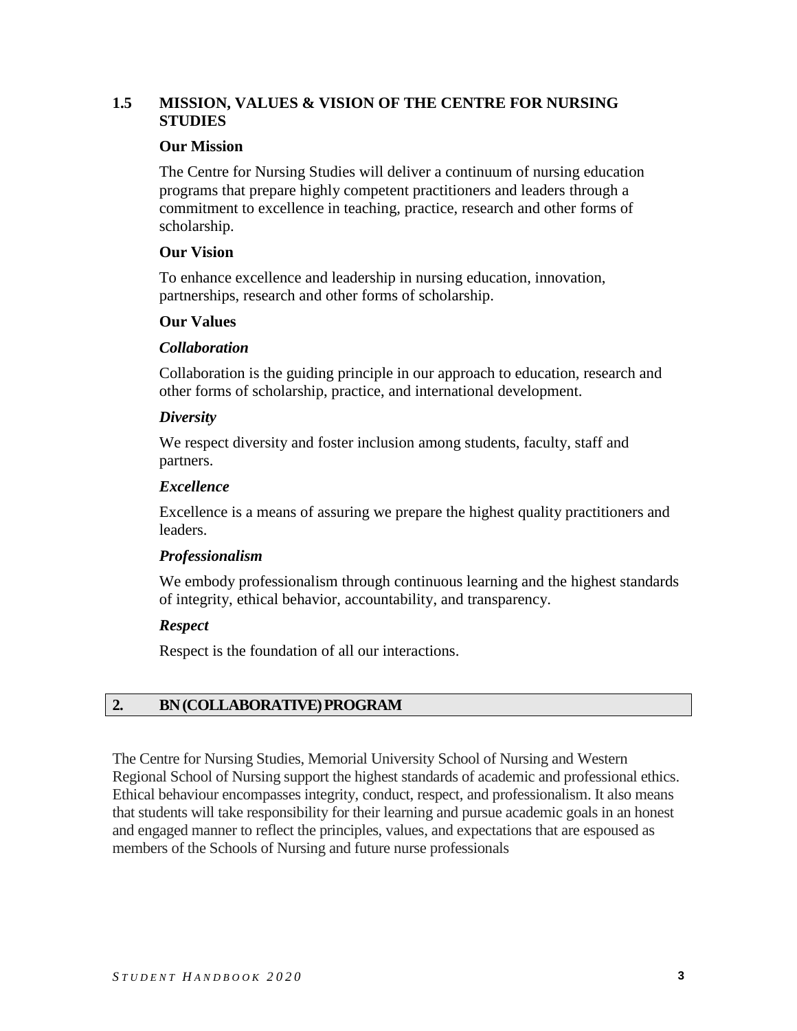## 1.5 MISSION, VALUES & VISION OF THE CENTRE FOR NURSING STUDIES

### Our Mission

The Centre for Nursing Studies will deliver a continuum of nursing education programs that prepare highly competent practitioners and leaders through a commitment to excellence in teaching, practice, research and other forms of scholarship.

### Our Vision

To enhance excellence and leadership in nursing education, innovation, partnerships, research and other forms of scholarship.

### Our Values

***Collaboration***

Collaboration is the guiding principle in our approach to education, research and other forms of scholarship, practice, and international development.

***Diversity***

We respect diversity and foster inclusion among students, faculty, staff and partners.

***Excellence***

Excellence is a means of assuring we prepare the highest quality practitioners and leaders.

***Professionalism***

We embody professionalism through continuous learning and the highest standards of integrity, ethical behavior, accountability, and transparency.

***Respect***

Respect is the foundation of all our interactions.

# 2. BN (COLLABORATIVE) PROGRAM

The Centre for Nursing Studies, Memorial University School of Nursing and Western Regional School of Nursing support the highest standards of academic and professional ethics. Ethical behaviour encompasses integrity, conduct, respect, and professionalism. It also means that students will take responsibility for their learning and pursue academic goals in an honest and engaged manner to reflect the principles, values, and expectations that are espoused as members of the Schools of Nursing and future nurse professionals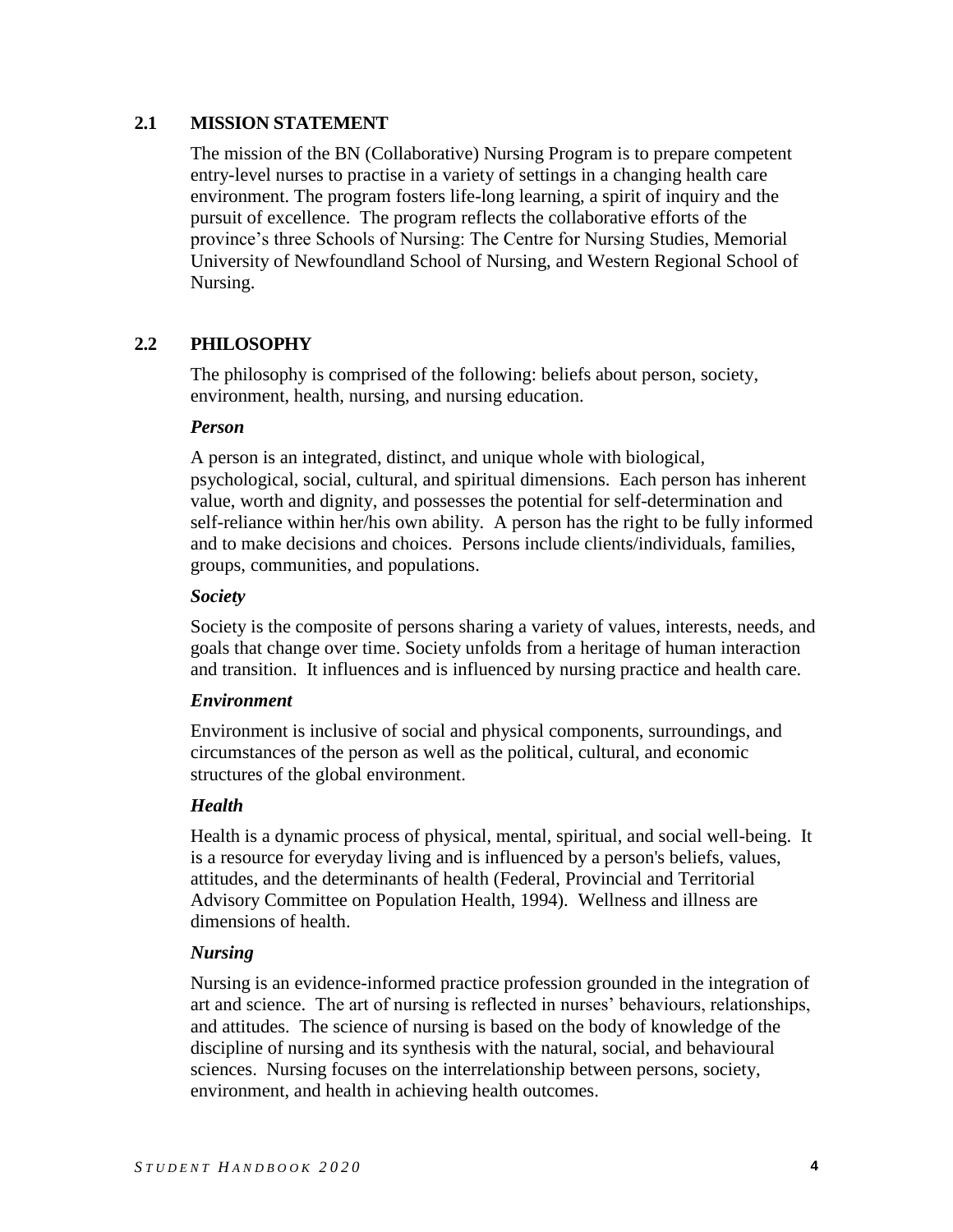## 2.1 MISSION STATEMENT

The mission of the BN (Collaborative) Nursing Program is to prepare competent entry-level nurses to practise in a variety of settings in a changing health care environment. The program fosters life-long learning, a spirit of inquiry and the pursuit of excellence. The program reflects the collaborative efforts of the province's three Schools of Nursing: The Centre for Nursing Studies, Memorial University of Newfoundland School of Nursing, and Western Regional School of Nursing.

## 2.2 PHILOSOPHY

The philosophy is comprised of the following: beliefs about person, society, environment, health, nursing, and nursing education.

### *Person*

A person is an integrated, distinct, and unique whole with biological, psychological, social, cultural, and spiritual dimensions. Each person has inherent value, worth and dignity, and possesses the potential for self-determination and self-reliance within her/his own ability. A person has the right to be fully informed and to make decisions and choices. Persons include clients/individuals, families, groups, communities, and populations.

### *Society*

Society is the composite of persons sharing a variety of values, interests, needs, and goals that change over time. Society unfolds from a heritage of human interaction and transition. It influences and is influenced by nursing practice and health care.

### *Environment*

Environment is inclusive of social and physical components, surroundings, and circumstances of the person as well as the political, cultural, and economic structures of the global environment.

### *Health*

Health is a dynamic process of physical, mental, spiritual, and social well-being. It is a resource for everyday living and is influenced by a person's beliefs, values, attitudes, and the determinants of health (Federal, Provincial and Territorial Advisory Committee on Population Health, 1994). Wellness and illness are dimensions of health.

### *Nursing*

Nursing is an evidence-informed practice profession grounded in the integration of art and science. The art of nursing is reflected in nurses' behaviours, relationships, and attitudes. The science of nursing is based on the body of knowledge of the discipline of nursing and its synthesis with the natural, social, and behavioural sciences. Nursing focuses on the interrelationship between persons, society, environment, and health in achieving health outcomes.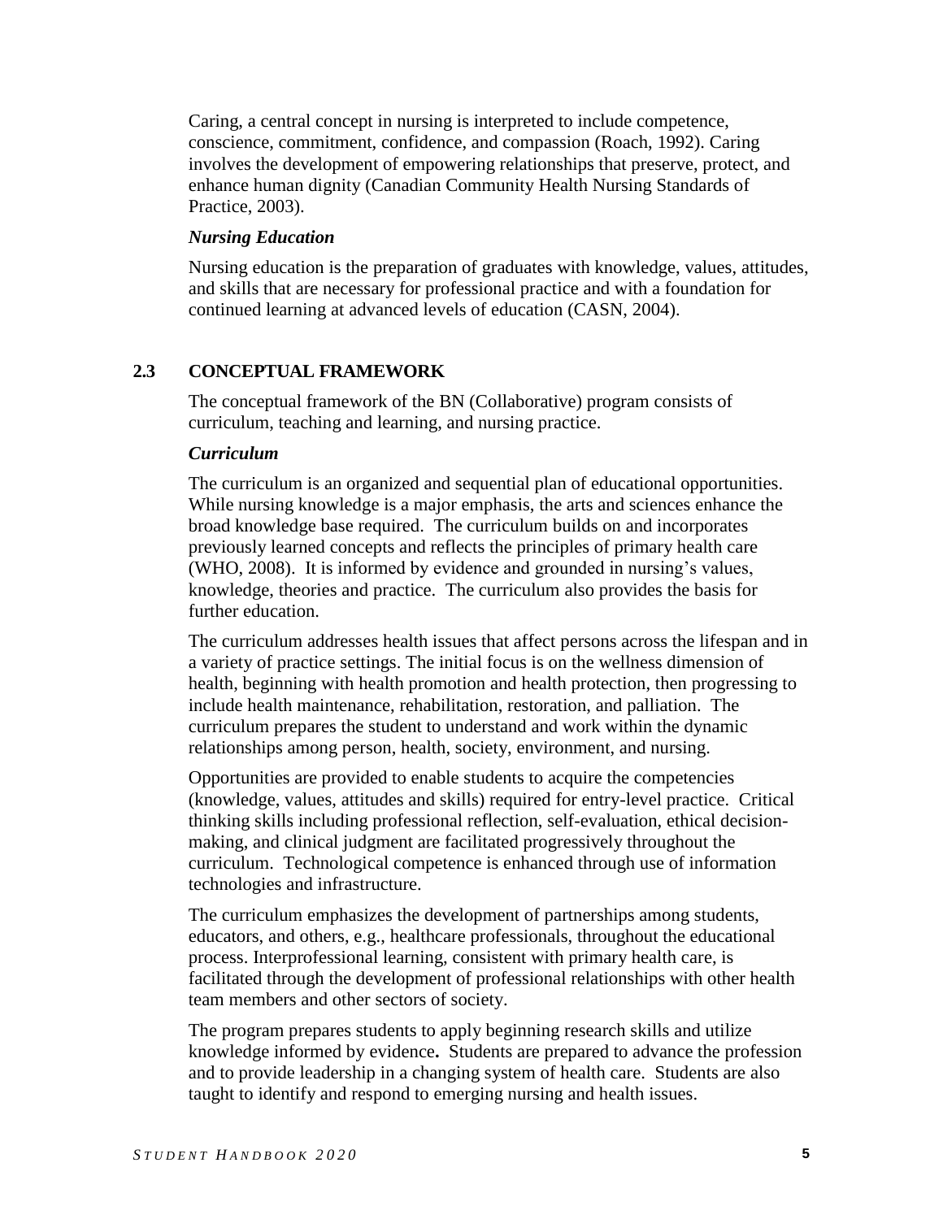Caring, a central concept in nursing is interpreted to include competence, conscience, commitment, confidence, and compassion (Roach, 1992). Caring involves the development of empowering relationships that preserve, protect, and enhance human dignity (Canadian Community Health Nursing Standards of Practice, 2003).

***Nursing Education***

Nursing education is the preparation of graduates with knowledge, values, attitudes, and skills that are necessary for professional practice and with a foundation for continued learning at advanced levels of education (CASN, 2004).

## 2.3 CONCEPTUAL FRAMEWORK

The conceptual framework of the BN (Collaborative) program consists of curriculum, teaching and learning, and nursing practice.

***Curriculum***

The curriculum is an organized and sequential plan of educational opportunities. While nursing knowledge is a major emphasis, the arts and sciences enhance the broad knowledge base required. The curriculum builds on and incorporates previously learned concepts and reflects the principles of primary health care (WHO, 2008). It is informed by evidence and grounded in nursing's values, knowledge, theories and practice. The curriculum also provides the basis for further education.

The curriculum addresses health issues that affect persons across the lifespan and in a variety of practice settings. The initial focus is on the wellness dimension of health, beginning with health promotion and health protection, then progressing to include health maintenance, rehabilitation, restoration, and palliation. The curriculum prepares the student to understand and work within the dynamic relationships among person, health, society, environment, and nursing.

Opportunities are provided to enable students to acquire the competencies (knowledge, values, attitudes and skills) required for entry-level practice. Critical thinking skills including professional reflection, self-evaluation, ethical decision-making, and clinical judgment are facilitated progressively throughout the curriculum. Technological competence is enhanced through use of information technologies and infrastructure.

The curriculum emphasizes the development of partnerships among students, educators, and others, e.g., healthcare professionals, throughout the educational process. Interprofessional learning, consistent with primary health care, is facilitated through the development of professional relationships with other health team members and other sectors of society.

The program prepares students to apply beginning research skills and utilize knowledge informed by evidence**.** Students are prepared to advance the profession and to provide leadership in a changing system of health care. Students are also taught to identify and respond to emerging nursing and health issues.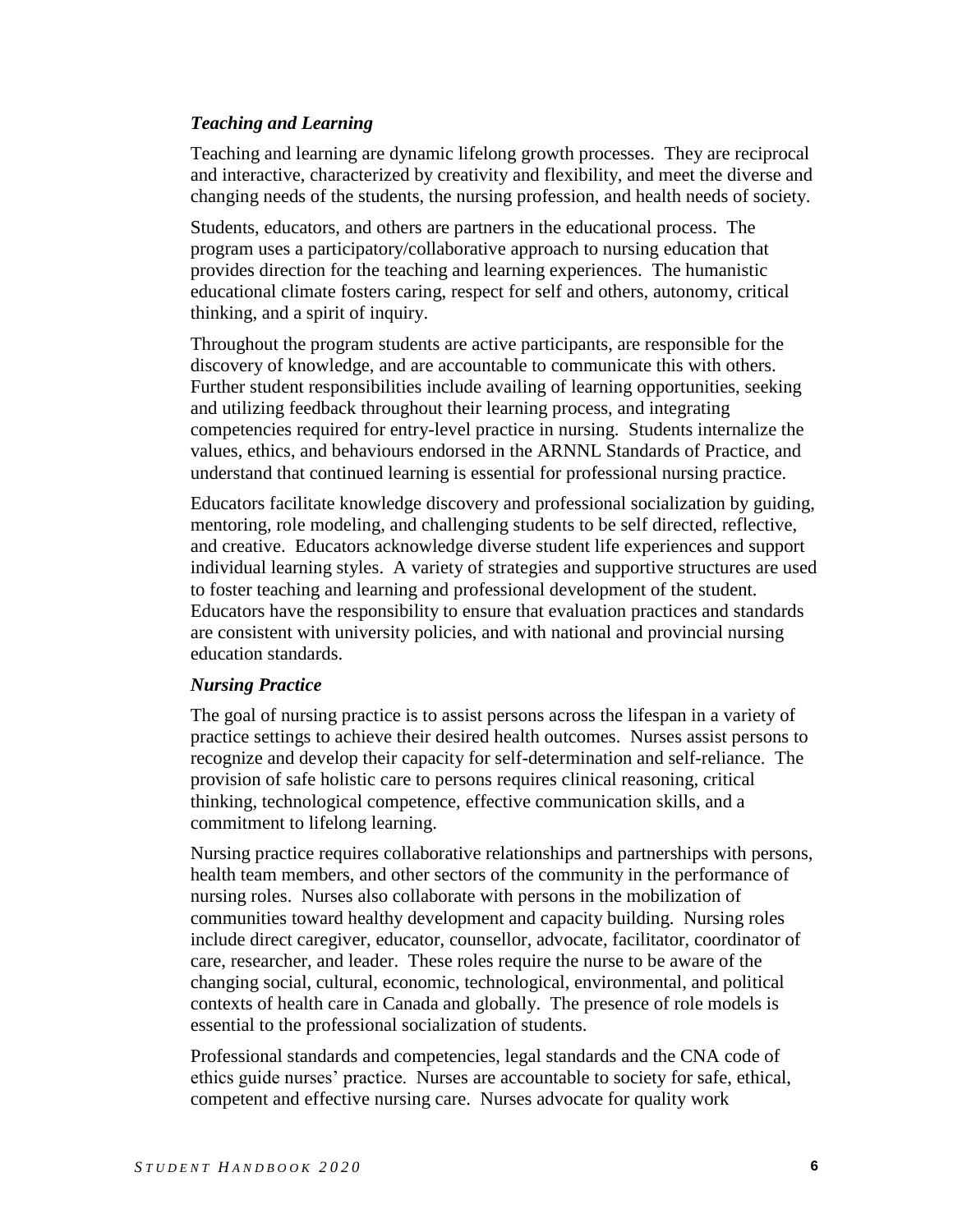### *Teaching and Learning*

Teaching and learning are dynamic lifelong growth processes. They are reciprocal and interactive, characterized by creativity and flexibility, and meet the diverse and changing needs of the students, the nursing profession, and health needs of society.

Students, educators, and others are partners in the educational process. The program uses a participatory/collaborative approach to nursing education that provides direction for the teaching and learning experiences. The humanistic educational climate fosters caring, respect for self and others, autonomy, critical thinking, and a spirit of inquiry.

Throughout the program students are active participants, are responsible for the discovery of knowledge, and are accountable to communicate this with others. Further student responsibilities include availing of learning opportunities, seeking and utilizing feedback throughout their learning process, and integrating competencies required for entry-level practice in nursing. Students internalize the values, ethics, and behaviours endorsed in the ARNNL Standards of Practice, and understand that continued learning is essential for professional nursing practice.

Educators facilitate knowledge discovery and professional socialization by guiding, mentoring, role modeling, and challenging students to be self directed, reflective, and creative. Educators acknowledge diverse student life experiences and support individual learning styles. A variety of strategies and supportive structures are used to foster teaching and learning and professional development of the student. Educators have the responsibility to ensure that evaluation practices and standards are consistent with university policies, and with national and provincial nursing education standards.

### *Nursing Practice*

The goal of nursing practice is to assist persons across the lifespan in a variety of practice settings to achieve their desired health outcomes. Nurses assist persons to recognize and develop their capacity for self-determination and self-reliance. The provision of safe holistic care to persons requires clinical reasoning, critical thinking, technological competence, effective communication skills, and a commitment to lifelong learning.

Nursing practice requires collaborative relationships and partnerships with persons, health team members, and other sectors of the community in the performance of nursing roles. Nurses also collaborate with persons in the mobilization of communities toward healthy development and capacity building. Nursing roles include direct caregiver, educator, counsellor, advocate, facilitator, coordinator of care, researcher, and leader. These roles require the nurse to be aware of the changing social, cultural, economic, technological, environmental, and political contexts of health care in Canada and globally. The presence of role models is essential to the professional socialization of students.

Professional standards and competencies, legal standards and the CNA code of ethics guide nurses' practice. Nurses are accountable to society for safe, ethical, competent and effective nursing care. Nurses advocate for quality work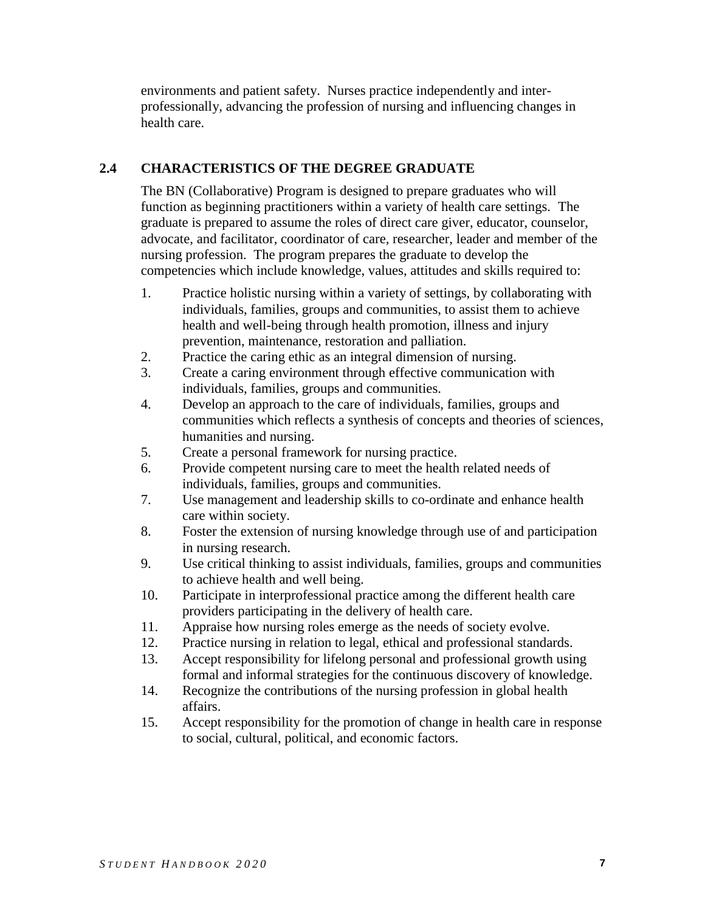environments and patient safety. Nurses practice independently and inter-professionally, advancing the profession of nursing and influencing changes in health care.

## 2.4 CHARACTERISTICS OF THE DEGREE GRADUATE

The BN (Collaborative) Program is designed to prepare graduates who will function as beginning practitioners within a variety of health care settings. The graduate is prepared to assume the roles of direct care giver, educator, counselor, advocate, and facilitator, coordinator of care, researcher, leader and member of the nursing profession. The program prepares the graduate to develop the competencies which include knowledge, values, attitudes and skills required to:

1. Practice holistic nursing within a variety of settings, by collaborating with individuals, families, groups and communities, to assist them to achieve health and well-being through health promotion, illness and injury prevention, maintenance, restoration and palliation.
2. Practice the caring ethic as an integral dimension of nursing.
3. Create a caring environment through effective communication with individuals, families, groups and communities.
4. Develop an approach to the care of individuals, families, groups and communities which reflects a synthesis of concepts and theories of sciences, humanities and nursing.
5. Create a personal framework for nursing practice.
6. Provide competent nursing care to meet the health related needs of individuals, families, groups and communities.
7. Use management and leadership skills to co-ordinate and enhance health care within society.
8. Foster the extension of nursing knowledge through use of and participation in nursing research.
9. Use critical thinking to assist individuals, families, groups and communities to achieve health and well being.
10. Participate in interprofessional practice among the different health care providers participating in the delivery of health care.
11. Appraise how nursing roles emerge as the needs of society evolve.
12. Practice nursing in relation to legal, ethical and professional standards.
13. Accept responsibility for lifelong personal and professional growth using formal and informal strategies for the continuous discovery of knowledge.
14. Recognize the contributions of the nursing profession in global health affairs.
15. Accept responsibility for the promotion of change in health care in response to social, cultural, political, and economic factors.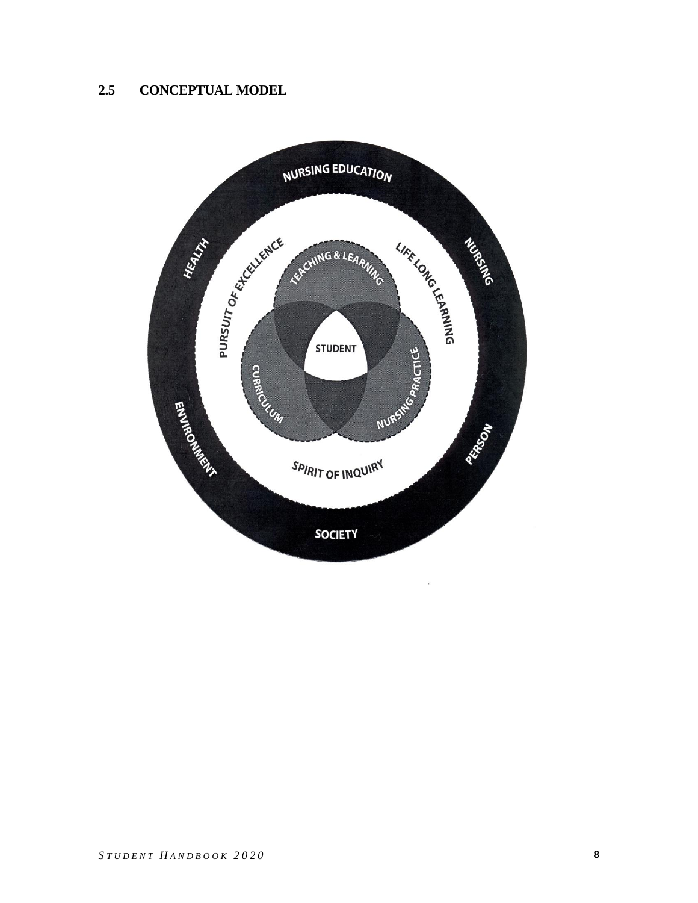## 2.5 CONCEPTUAL MODEL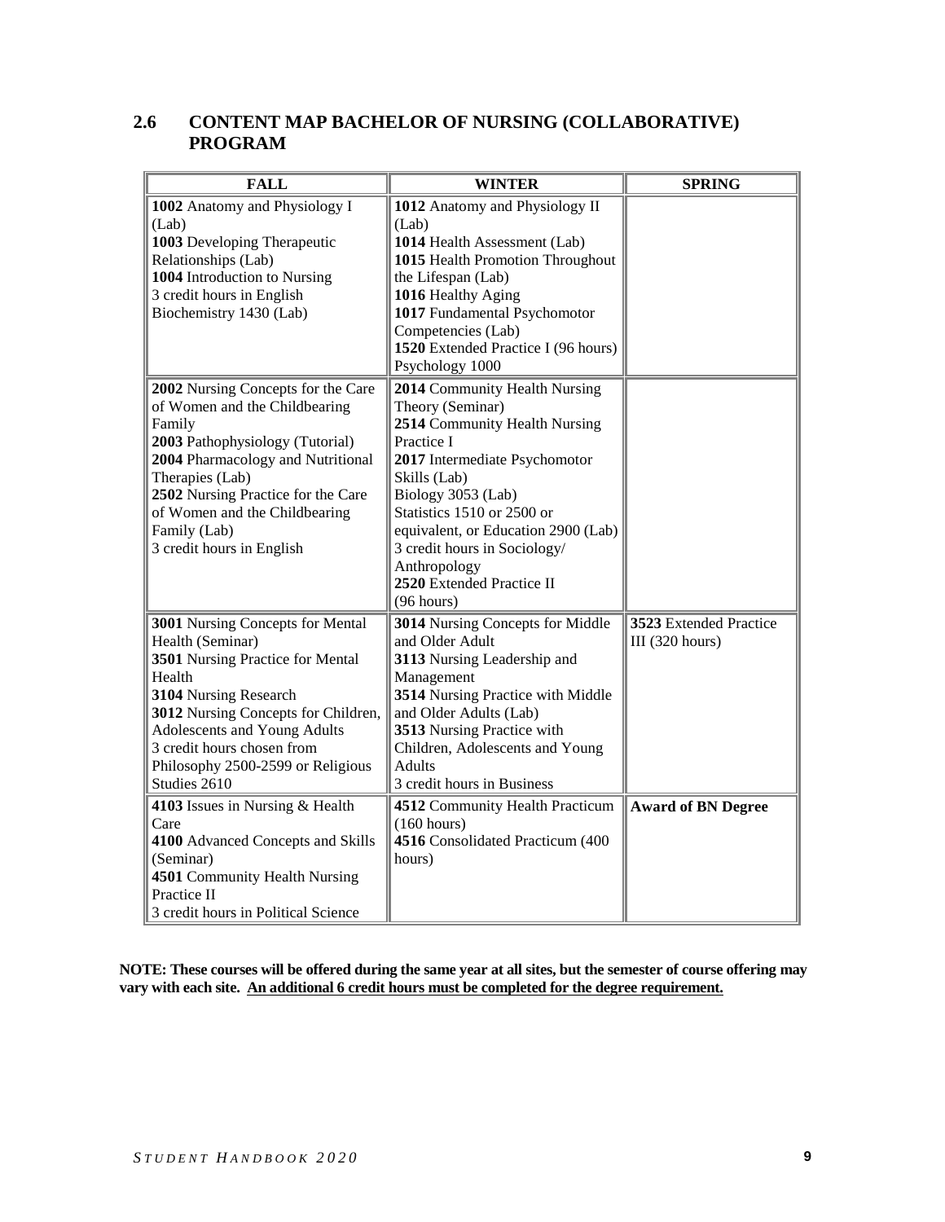## 2.6 CONTENT MAP BACHELOR OF NURSING (COLLABORATIVE) PROGRAM

| FALL | WINTER | SPRING |
|---|---|---|
| **1002** Anatomy and Physiology I (Lab)<br>**1003** Developing Therapeutic Relationships (Lab)<br>**1004** Introduction to Nursing<br>3 credit hours in English<br>Biochemistry 1430 (Lab) | **1012** Anatomy and Physiology II (Lab)<br>**1014** Health Assessment (Lab)<br>**1015** Health Promotion Throughout the Lifespan (Lab)<br>**1016** Healthy Aging<br>**1017** Fundamental Psychomotor Competencies (Lab)<br>**1520** Extended Practice I (96 hours)<br>Psychology 1000 | |
| **2002** Nursing Concepts for the Care of Women and the Childbearing Family<br>**2003** Pathophysiology (Tutorial)<br>**2004** Pharmacology and Nutritional Therapies (Lab)<br>**2502** Nursing Practice for the Care of Women and the Childbearing Family (Lab)<br>3 credit hours in English | **2014** Community Health Nursing Theory (Seminar)<br>**2514** Community Health Nursing Practice I<br>**2017** Intermediate Psychomotor Skills (Lab)<br>Biology 3053 (Lab)<br>Statistics 1510 or 2500 or equivalent, or Education 2900 (Lab)<br>3 credit hours in Sociology/ Anthropology<br>**2520** Extended Practice II (96 hours) | |
| **3001** Nursing Concepts for Mental Health (Seminar)<br>**3501** Nursing Practice for Mental Health<br>**3104** Nursing Research<br>**3012** Nursing Concepts for Children, Adolescents and Young Adults<br>3 credit hours chosen from Philosophy 2500-2599 or Religious Studies 2610 | **3014** Nursing Concepts for Middle and Older Adult<br>**3113** Nursing Leadership and Management<br>**3514** Nursing Practice with Middle and Older Adults (Lab)<br>**3513** Nursing Practice with Children, Adolescents and Young Adults<br>3 credit hours in Business | **3523** Extended Practice III (320 hours) |
| **4103** Issues in Nursing & Health Care<br>**4100** Advanced Concepts and Skills (Seminar)<br>**4501** Community Health Nursing Practice II<br>3 credit hours in Political Science | **4512** Community Health Practicum (160 hours)<br>**4516** Consolidated Practicum (400 hours) | **Award of BN Degree** |

**NOTE: These courses will be offered during the same year at all sites, but the semester of course offering may vary with each site. <u>An additional 6 credit hours must be completed for the degree requirement.</u>**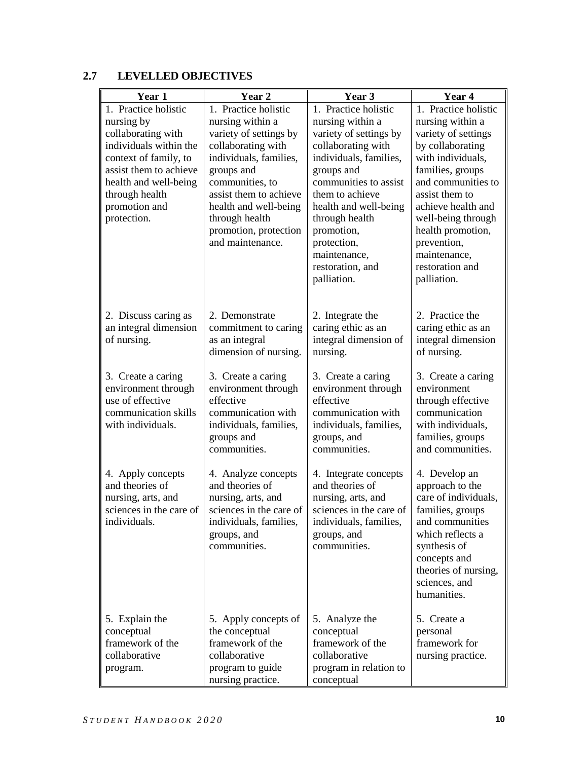## 2.7 LEVELLED OBJECTIVES

| Year 1 | Year 2 | Year 3 | Year 4 |
|---|---|---|---|
| 1. Practice holistic nursing by collaborating with individuals within the context of family, to assist them to achieve health and well-being through health promotion and protection. | 1. Practice holistic nursing within a variety of settings by collaborating with individuals, families, groups and communities, to assist them to achieve health and well-being through health promotion, protection and maintenance. | 1. Practice holistic nursing within a variety of settings by collaborating with individuals, families, groups and communities to assist them to achieve health and well-being through health promotion, protection, maintenance, restoration, and palliation. | 1. Practice holistic nursing within a variety of settings by collaborating with individuals, families, groups and communities to assist them to achieve health and well-being through health promotion, prevention, maintenance, restoration and palliation. |
| 2. Discuss caring as an integral dimension of nursing. | 2. Demonstrate commitment to caring as an integral dimension of nursing. | 2. Integrate the caring ethic as an integral dimension of nursing. | 2. Practice the caring ethic as an integral dimension of nursing. |
| 3. Create a caring environment through use of effective communication skills with individuals. | 3. Create a caring environment through effective communication with individuals, families, groups and communities. | 3. Create a caring environment through effective communication with individuals, families, groups, and communities. | 3. Create a caring environment through effective communication with individuals, families, groups and communities. |
| 4. Apply concepts and theories of nursing, arts, and sciences in the care of individuals. | 4. Analyze concepts and theories of nursing, arts, and sciences in the care of individuals, families, groups, and communities. | 4. Integrate concepts and theories of nursing, arts, and sciences in the care of individuals, families, groups, and communities. | 4. Develop an approach to the care of individuals, families, groups and communities which reflects a synthesis of concepts and theories of nursing, sciences, and humanities. |
| 5. Explain the conceptual framework of the collaborative program. | 5. Apply concepts of the conceptual framework of the collaborative program to guide nursing practice. | 5. Analyze the conceptual framework of the collaborative program in relation to conceptual | 5. Create a personal framework for nursing practice. |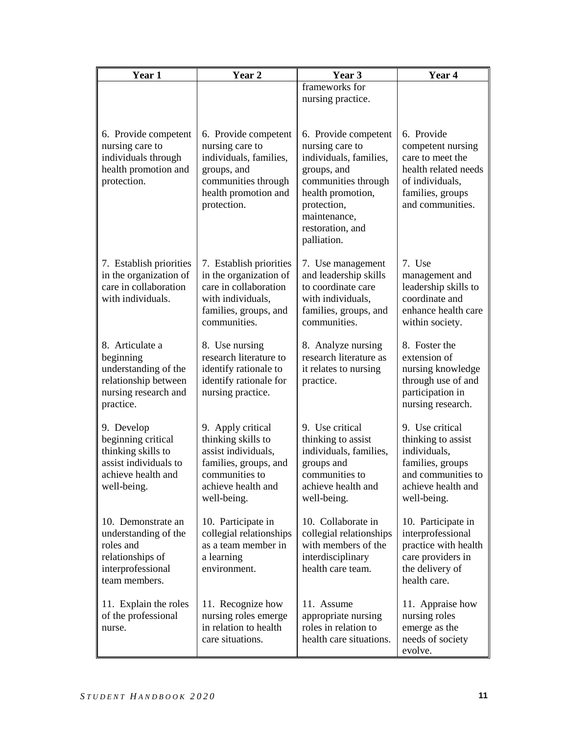| Year 1 | Year 2 | Year 3 | Year 4 |
|---|---|---|---|
| | | frameworks for nursing practice. | |
| 6. Provide competent nursing care to individuals through health promotion and protection. | 6. Provide competent nursing care to individuals, families, groups, and communities through health promotion and protection. | 6. Provide competent nursing care to individuals, families, groups, and communities through health promotion, protection, maintenance, restoration, and palliation. | 6. Provide competent nursing care to meet the health related needs of individuals, families, groups and communities. |
| 7. Establish priorities in the organization of care in collaboration with individuals. | 7. Establish priorities in the organization of care in collaboration with individuals, families, groups, and communities. | 7. Use management and leadership skills to coordinate care with individuals, families, groups, and communities. | 7. Use management and leadership skills to coordinate and enhance health care within society. |
| 8. Articulate a beginning understanding of the relationship between nursing research and practice. | 8. Use nursing research literature to identify rationale to identify rationale for nursing practice. | 8. Analyze nursing research literature as it relates to nursing practice. | 8. Foster the extension of nursing knowledge through use of and participation in nursing research. |
| 9. Develop beginning critical thinking skills to assist individuals to achieve health and well-being. | 9. Apply critical thinking skills to assist individuals, families, groups, and communities to achieve health and well-being. | 9. Use critical thinking to assist individuals, families, groups and communities to achieve health and well-being. | 9. Use critical thinking to assist individuals, families, groups and communities to achieve health and well-being. |
| 10. Demonstrate an understanding of the roles and relationships of interprofessional team members. | 10. Participate in collegial relationships as a team member in a learning environment. | 10. Collaborate in collegial relationships with members of the interdisciplinary health care team. | 10. Participate in interprofessional practice with health care providers in the delivery of health care. |
| 11. Explain the roles of the professional nurse. | 11. Recognize how nursing roles emerge in relation to health care situations. | 11. Assume appropriate nursing roles in relation to health care situations. | 11. Appraise how nursing roles emerge as the needs of society evolve. |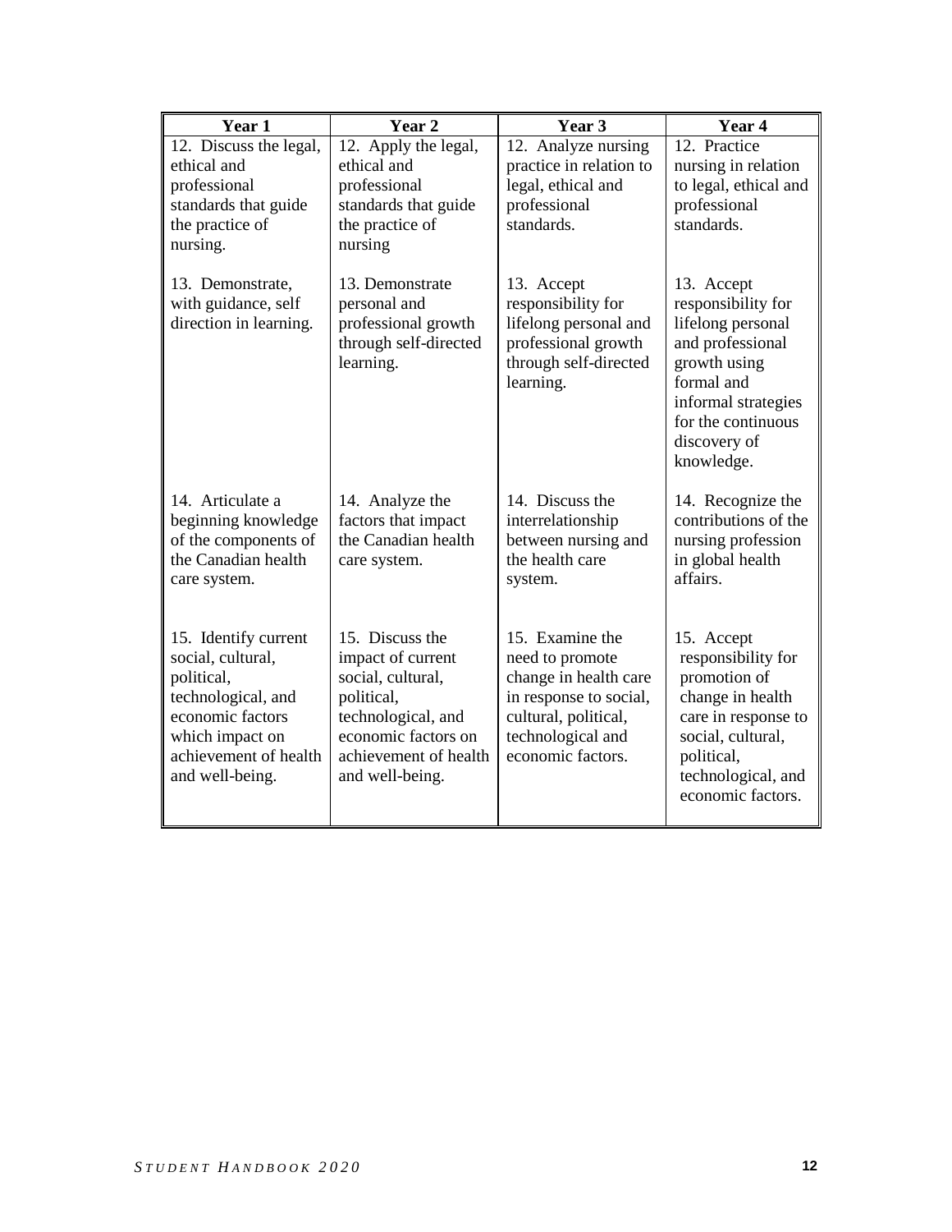| Year 1 | Year 2 | Year 3 | Year 4 |
|---|---|---|---|
| 12. Discuss the legal, ethical and professional standards that guide the practice of nursing. | 12. Apply the legal, ethical and professional standards that guide the practice of nursing | 12. Analyze nursing practice in relation to legal, ethical and professional standards. | 12. Practice nursing in relation to legal, ethical and professional standards. |
| 13. Demonstrate, with guidance, self direction in learning. | 13. Demonstrate personal and professional growth through self-directed learning. | 13. Accept responsibility for lifelong personal and professional growth through self-directed learning. | 13. Accept responsibility for lifelong personal and professional growth using formal and informal strategies for the continuous discovery of knowledge. |
| 14. Articulate a beginning knowledge of the components of the Canadian health care system. | 14. Analyze the factors that impact the Canadian health care system. | 14. Discuss the interrelationship between nursing and the health care system. | 14. Recognize the contributions of the nursing profession in global health affairs. |
| 15. Identify current social, cultural, political, technological, and economic factors which impact on achievement of health and well-being. | 15. Discuss the impact of current social, cultural, political, technological, and economic factors on achievement of health and well-being. | 15. Examine the need to promote change in health care in response to social, cultural, political, technological and economic factors. | 15. Accept responsibility for promotion of change in health care in response to social, cultural, political, technological, and economic factors. |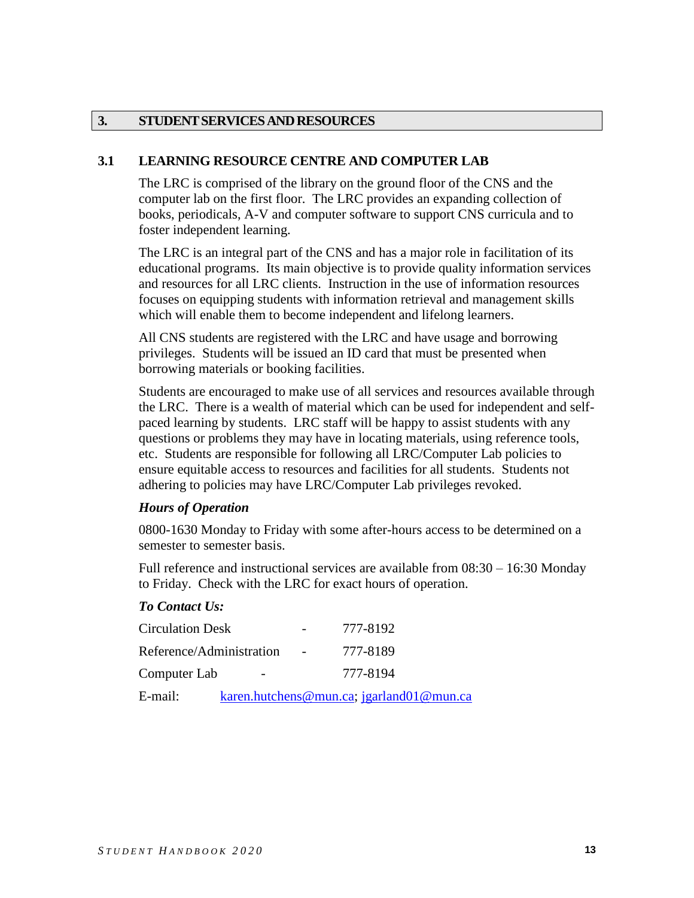# 3. STUDENT SERVICES AND RESOURCES

## 3.1 LEARNING RESOURCE CENTRE AND COMPUTER LAB

The LRC is comprised of the library on the ground floor of the CNS and the computer lab on the first floor. The LRC provides an expanding collection of books, periodicals, A-V and computer software to support CNS curricula and to foster independent learning.

The LRC is an integral part of the CNS and has a major role in facilitation of its educational programs. Its main objective is to provide quality information services and resources for all LRC clients. Instruction in the use of information resources focuses on equipping students with information retrieval and management skills which will enable them to become independent and lifelong learners.

All CNS students are registered with the LRC and have usage and borrowing privileges. Students will be issued an ID card that must be presented when borrowing materials or booking facilities.

Students are encouraged to make use of all services and resources available through the LRC. There is a wealth of material which can be used for independent and self-paced learning by students. LRC staff will be happy to assist students with any questions or problems they may have in locating materials, using reference tools, etc. Students are responsible for following all LRC/Computer Lab policies to ensure equitable access to resources and facilities for all students. Students not adhering to policies may have LRC/Computer Lab privileges revoked.

***Hours of Operation***

0800-1630 Monday to Friday with some after-hours access to be determined on a semester to semester basis.

Full reference and instructional services are available from 08:30 – 16:30 Monday to Friday. Check with the LRC for exact hours of operation.

***To Contact Us:***

Circulation Desk - 777-8192

Reference/Administration - 777-8189

Computer Lab - 777-8194

E-mail: karen.hutchens@mun.ca; jgarland01@mun.ca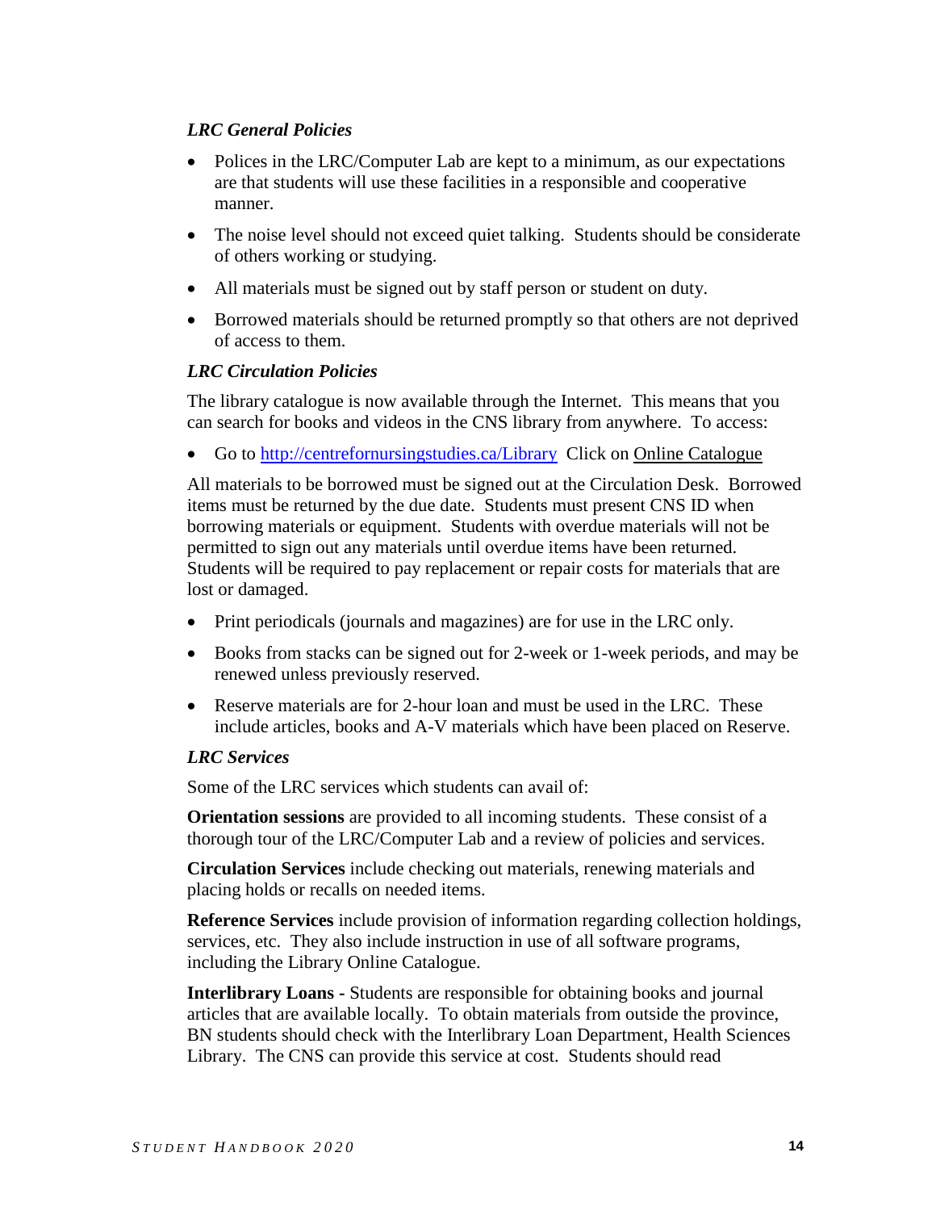### *LRC General Policies*

- Polices in the LRC/Computer Lab are kept to a minimum, as our expectations are that students will use these facilities in a responsible and cooperative manner.
- The noise level should not exceed quiet talking. Students should be considerate of others working or studying.
- All materials must be signed out by staff person or student on duty.
- Borrowed materials should be returned promptly so that others are not deprived of access to them.

### *LRC Circulation Policies*

The library catalogue is now available through the Internet. This means that you can search for books and videos in the CNS library from anywhere. To access:

- Go to [http://centrefornursingstudies.ca/Library](http://centrefornursingstudies.ca/Library) Click on Online Catalogue

All materials to be borrowed must be signed out at the Circulation Desk. Borrowed items must be returned by the due date. Students must present CNS ID when borrowing materials or equipment. Students with overdue materials will not be permitted to sign out any materials until overdue items have been returned. Students will be required to pay replacement or repair costs for materials that are lost or damaged.

- Print periodicals (journals and magazines) are for use in the LRC only.
- Books from stacks can be signed out for 2-week or 1-week periods, and may be renewed unless previously reserved.
- Reserve materials are for 2-hour loan and must be used in the LRC. These include articles, books and A-V materials which have been placed on Reserve.

### *LRC Services*

Some of the LRC services which students can avail of:

**Orientation sessions** are provided to all incoming students. These consist of a thorough tour of the LRC/Computer Lab and a review of policies and services.

**Circulation Services** include checking out materials, renewing materials and placing holds or recalls on needed items.

**Reference Services** include provision of information regarding collection holdings, services, etc. They also include instruction in use of all software programs, including the Library Online Catalogue.

**Interlibrary Loans -** Students are responsible for obtaining books and journal articles that are available locally. To obtain materials from outside the province, BN students should check with the Interlibrary Loan Department, Health Sciences Library. The CNS can provide this service at cost. Students should read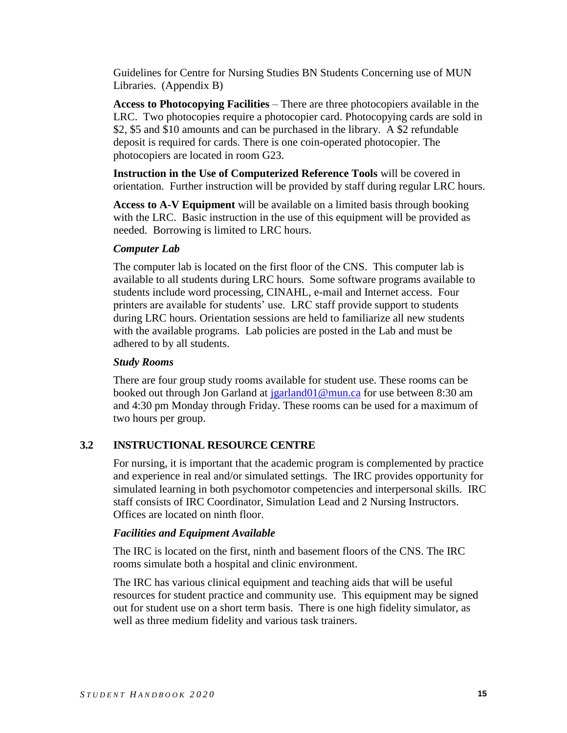Guidelines for Centre for Nursing Studies BN Students Concerning use of MUN Libraries. (Appendix B)

**Access to Photocopying Facilities** – There are three photocopiers available in the LRC. Two photocopies require a photocopier card. Photocopying cards are sold in $2, $5 and $10 amounts and can be purchased in the library. A $2 refundable deposit is required for cards. There is one coin-operated photocopier. The photocopiers are located in room G23.

**Instruction in the Use of Computerized Reference Tools** will be covered in orientation. Further instruction will be provided by staff during regular LRC hours.

**Access to A-V Equipment** will be available on a limited basis through booking with the LRC. Basic instruction in the use of this equipment will be provided as needed. Borrowing is limited to LRC hours.

***Computer Lab***

The computer lab is located on the first floor of the CNS. This computer lab is available to all students during LRC hours. Some software programs available to students include word processing, CINAHL, e-mail and Internet access. Four printers are available for students' use. LRC staff provide support to students during LRC hours. Orientation sessions are held to familiarize all new students with the available programs. Lab policies are posted in the Lab and must be adhered to by all students.

***Study Rooms***

There are four group study rooms available for student use. These rooms can be booked out through Jon Garland at jgarland01@mun.ca for use between 8:30 am and 4:30 pm Monday through Friday. These rooms can be used for a maximum of two hours per group.

## 3.2 INSTRUCTIONAL RESOURCE CENTRE

For nursing, it is important that the academic program is complemented by practice and experience in real and/or simulated settings. The IRC provides opportunity for simulated learning in both psychomotor competencies and interpersonal skills. IRC staff consists of IRC Coordinator, Simulation Lead and 2 Nursing Instructors. Offices are located on ninth floor.

***Facilities and Equipment Available***

The IRC is located on the first, ninth and basement floors of the CNS. The IRC rooms simulate both a hospital and clinic environment.

The IRC has various clinical equipment and teaching aids that will be useful resources for student practice and community use. This equipment may be signed out for student use on a short term basis. There is one high fidelity simulator, as well as three medium fidelity and various task trainers.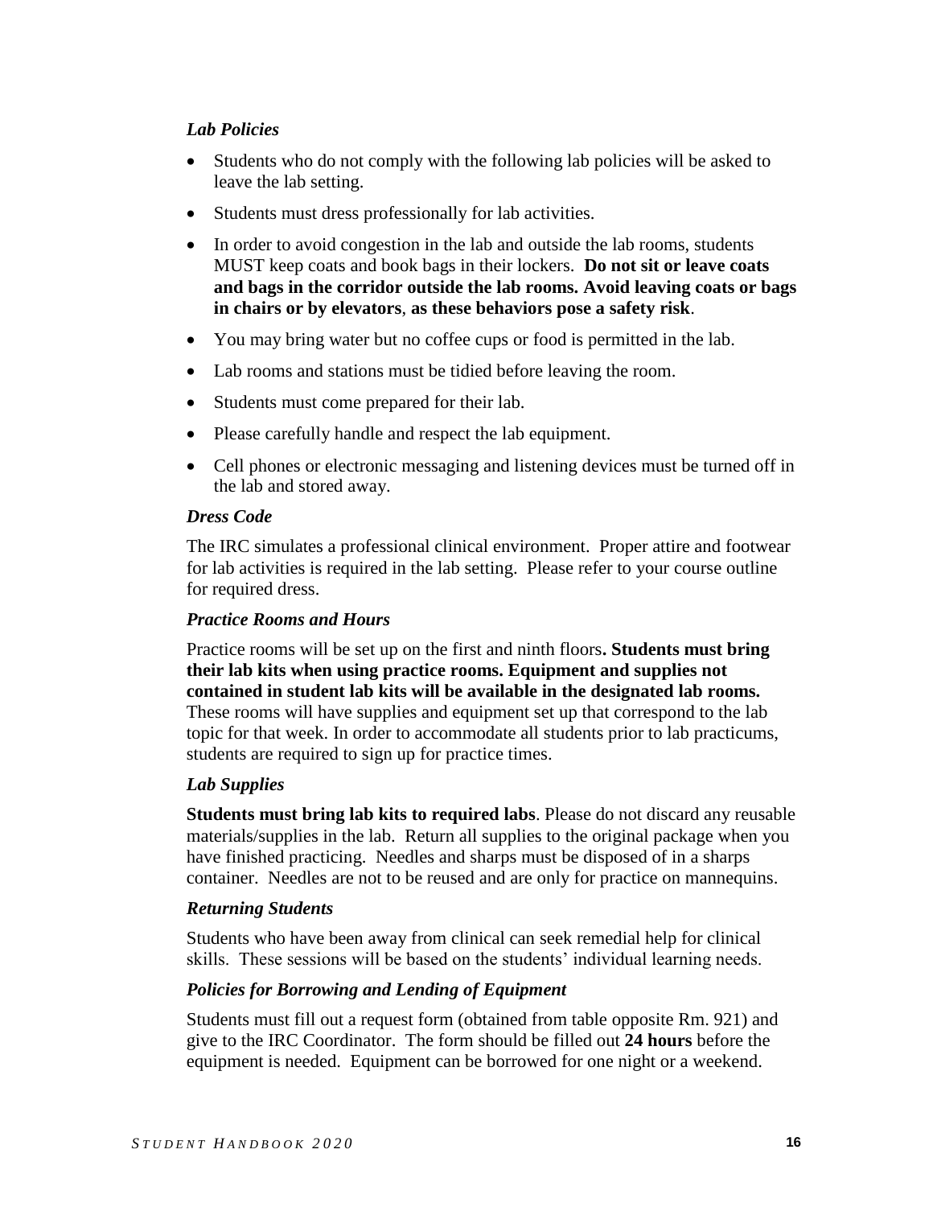### *Lab Policies*

- Students who do not comply with the following lab policies will be asked to leave the lab setting.
- Students must dress professionally for lab activities.
- In order to avoid congestion in the lab and outside the lab rooms, students MUST keep coats and book bags in their lockers. **Do not sit or leave coats and bags in the corridor outside the lab rooms. Avoid leaving coats or bags in chairs or by elevators**, **as these behaviors pose a safety risk**.
- You may bring water but no coffee cups or food is permitted in the lab.
- Lab rooms and stations must be tidied before leaving the room.
- Students must come prepared for their lab.
- Please carefully handle and respect the lab equipment.
- Cell phones or electronic messaging and listening devices must be turned off in the lab and stored away.

### *Dress Code*

The IRC simulates a professional clinical environment. Proper attire and footwear for lab activities is required in the lab setting. Please refer to your course outline for required dress.

### *Practice Rooms and Hours*

Practice rooms will be set up on the first and ninth floors**. Students must bring their lab kits when using practice rooms. Equipment and supplies not contained in student lab kits will be available in the designated lab rooms.** These rooms will have supplies and equipment set up that correspond to the lab topic for that week. In order to accommodate all students prior to lab practicums, students are required to sign up for practice times.

### *Lab Supplies*

**Students must bring lab kits to required labs**. Please do not discard any reusable materials/supplies in the lab. Return all supplies to the original package when you have finished practicing. Needles and sharps must be disposed of in a sharps container. Needles are not to be reused and are only for practice on mannequins.

### *Returning Students*

Students who have been away from clinical can seek remedial help for clinical skills. These sessions will be based on the students' individual learning needs.

### *Policies for Borrowing and Lending of Equipment*

Students must fill out a request form (obtained from table opposite Rm. 921) and give to the IRC Coordinator. The form should be filled out **24 hours** before the equipment is needed. Equipment can be borrowed for one night or a weekend.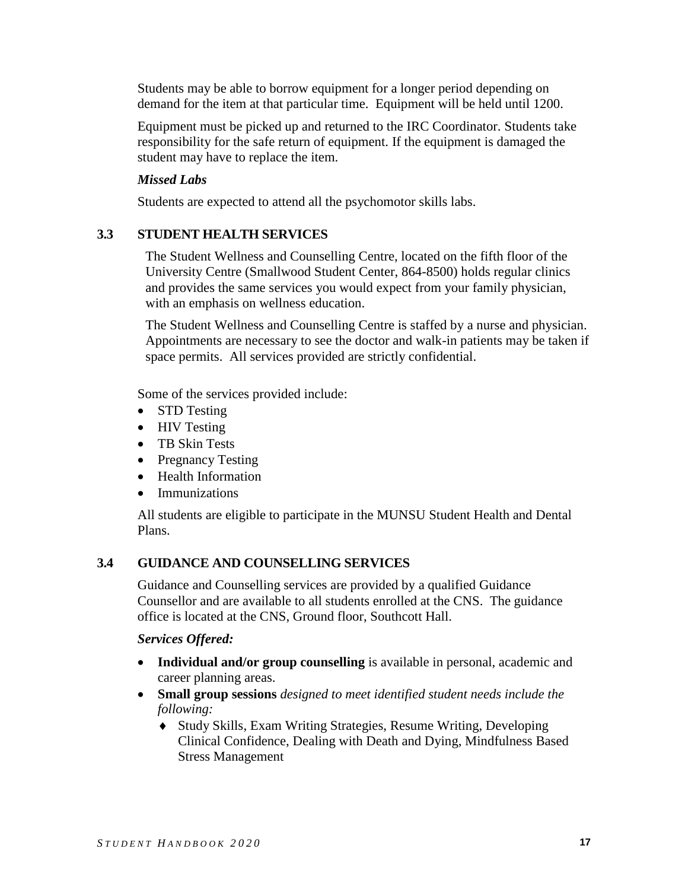Students may be able to borrow equipment for a longer period depending on demand for the item at that particular time. Equipment will be held until 1200.

Equipment must be picked up and returned to the IRC Coordinator. Students take responsibility for the safe return of equipment. If the equipment is damaged the student may have to replace the item.

***Missed Labs***

Students are expected to attend all the psychomotor skills labs.

## 3.3 STUDENT HEALTH SERVICES

The Student Wellness and Counselling Centre, located on the fifth floor of the University Centre (Smallwood Student Center, 864-8500) holds regular clinics and provides the same services you would expect from your family physician, with an emphasis on wellness education.

The Student Wellness and Counselling Centre is staffed by a nurse and physician. Appointments are necessary to see the doctor and walk-in patients may be taken if space permits. All services provided are strictly confidential.

Some of the services provided include:

- STD Testing
- HIV Testing
- TB Skin Tests
- Pregnancy Testing
- Health Information
- Immunizations

All students are eligible to participate in the MUNSU Student Health and Dental Plans.

## 3.4 GUIDANCE AND COUNSELLING SERVICES

Guidance and Counselling services are provided by a qualified Guidance Counsellor and are available to all students enrolled at the CNS. The guidance office is located at the CNS, Ground floor, Southcott Hall.

***Services Offered:***

- **Individual and/or group counselling** is available in personal, academic and career planning areas.
- **Small group sessions** *designed to meet identified student needs include the following:*
  - Study Skills, Exam Writing Strategies, Resume Writing, Developing Clinical Confidence, Dealing with Death and Dying, Mindfulness Based Stress Management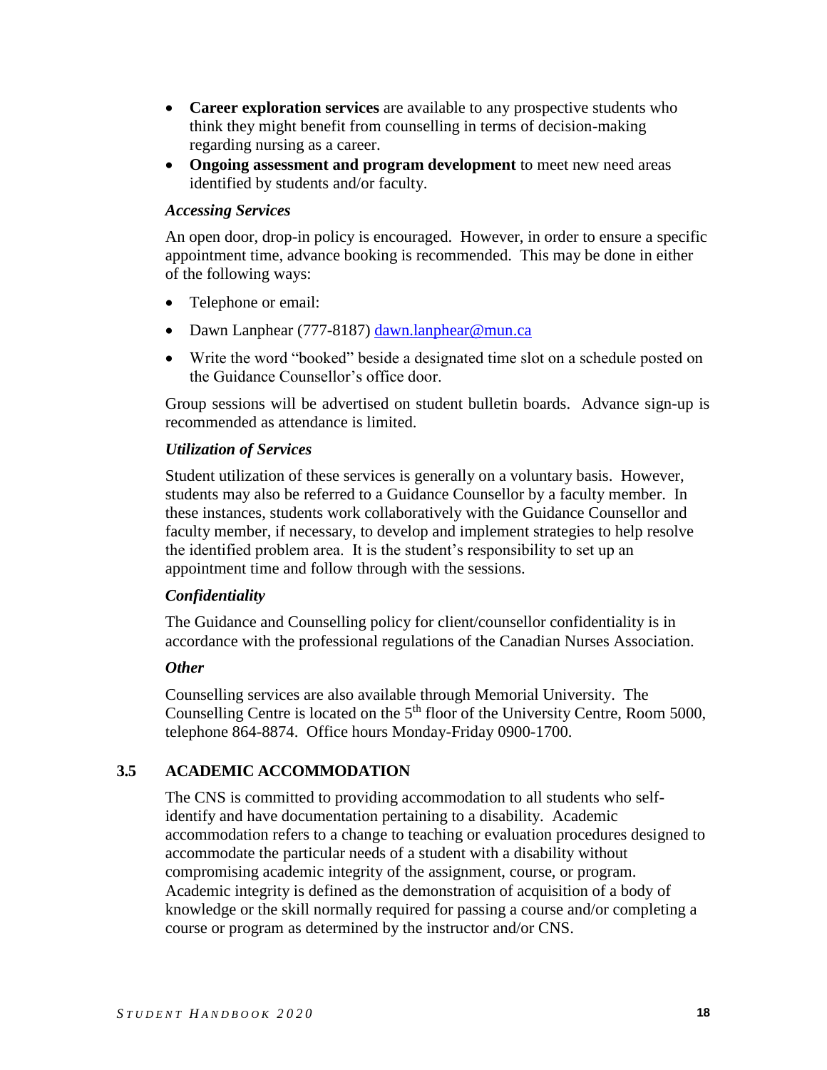- **Career exploration services** are available to any prospective students who think they might benefit from counselling in terms of decision-making regarding nursing as a career.
- **Ongoing assessment and program development** to meet new need areas identified by students and/or faculty.

***Accessing Services***

An open door, drop-in policy is encouraged. However, in order to ensure a specific appointment time, advance booking is recommended. This may be done in either of the following ways:

- Telephone or email:
- Dawn Lanphear (777-8187) dawn.lanphear@mun.ca
- Write the word "booked" beside a designated time slot on a schedule posted on the Guidance Counsellor's office door.

Group sessions will be advertised on student bulletin boards. Advance sign-up is recommended as attendance is limited.

***Utilization of Services***

Student utilization of these services is generally on a voluntary basis. However, students may also be referred to a Guidance Counsellor by a faculty member. In these instances, students work collaboratively with the Guidance Counsellor and faculty member, if necessary, to develop and implement strategies to help resolve the identified problem area. It is the student's responsibility to set up an appointment time and follow through with the sessions.

***Confidentiality***

The Guidance and Counselling policy for client/counsellor confidentiality is in accordance with the professional regulations of the Canadian Nurses Association.

***Other***

Counselling services are also available through Memorial University. The Counselling Centre is located on the 5th floor of the University Centre, Room 5000, telephone 864-8874. Office hours Monday-Friday 0900-1700.

## 3.5 ACADEMIC ACCOMMODATION

The CNS is committed to providing accommodation to all students who self-identify and have documentation pertaining to a disability. Academic accommodation refers to a change to teaching or evaluation procedures designed to accommodate the particular needs of a student with a disability without compromising academic integrity of the assignment, course, or program. Academic integrity is defined as the demonstration of acquisition of a body of knowledge or the skill normally required for passing a course and/or completing a course or program as determined by the instructor and/or CNS.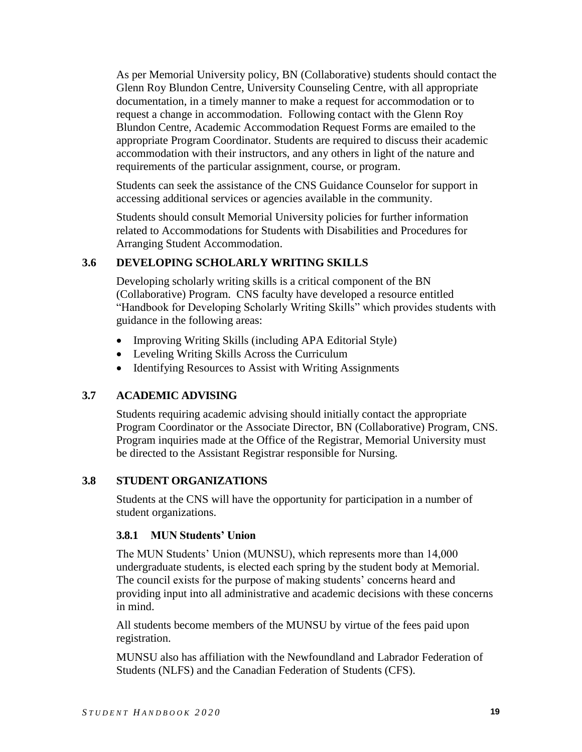As per Memorial University policy, BN (Collaborative) students should contact the Glenn Roy Blundon Centre, University Counseling Centre, with all appropriate documentation, in a timely manner to make a request for accommodation or to request a change in accommodation. Following contact with the Glenn Roy Blundon Centre, Academic Accommodation Request Forms are emailed to the appropriate Program Coordinator. Students are required to discuss their academic accommodation with their instructors, and any others in light of the nature and requirements of the particular assignment, course, or program.

Students can seek the assistance of the CNS Guidance Counselor for support in accessing additional services or agencies available in the community.

Students should consult Memorial University policies for further information related to Accommodations for Students with Disabilities and Procedures for Arranging Student Accommodation.

## 3.6 DEVELOPING SCHOLARLY WRITING SKILLS

Developing scholarly writing skills is a critical component of the BN (Collaborative) Program. CNS faculty have developed a resource entitled "Handbook for Developing Scholarly Writing Skills" which provides students with guidance in the following areas:

- Improving Writing Skills (including APA Editorial Style)
- Leveling Writing Skills Across the Curriculum
- Identifying Resources to Assist with Writing Assignments

## 3.7 ACADEMIC ADVISING

Students requiring academic advising should initially contact the appropriate Program Coordinator or the Associate Director, BN (Collaborative) Program, CNS. Program inquiries made at the Office of the Registrar, Memorial University must be directed to the Assistant Registrar responsible for Nursing.

## 3.8 STUDENT ORGANIZATIONS

Students at the CNS will have the opportunity for participation in a number of student organizations.

### 3.8.1 MUN Students' Union

The MUN Students' Union (MUNSU), which represents more than 14,000 undergraduate students, is elected each spring by the student body at Memorial. The council exists for the purpose of making students' concerns heard and providing input into all administrative and academic decisions with these concerns in mind.

All students become members of the MUNSU by virtue of the fees paid upon registration.

MUNSU also has affiliation with the Newfoundland and Labrador Federation of Students (NLFS) and the Canadian Federation of Students (CFS).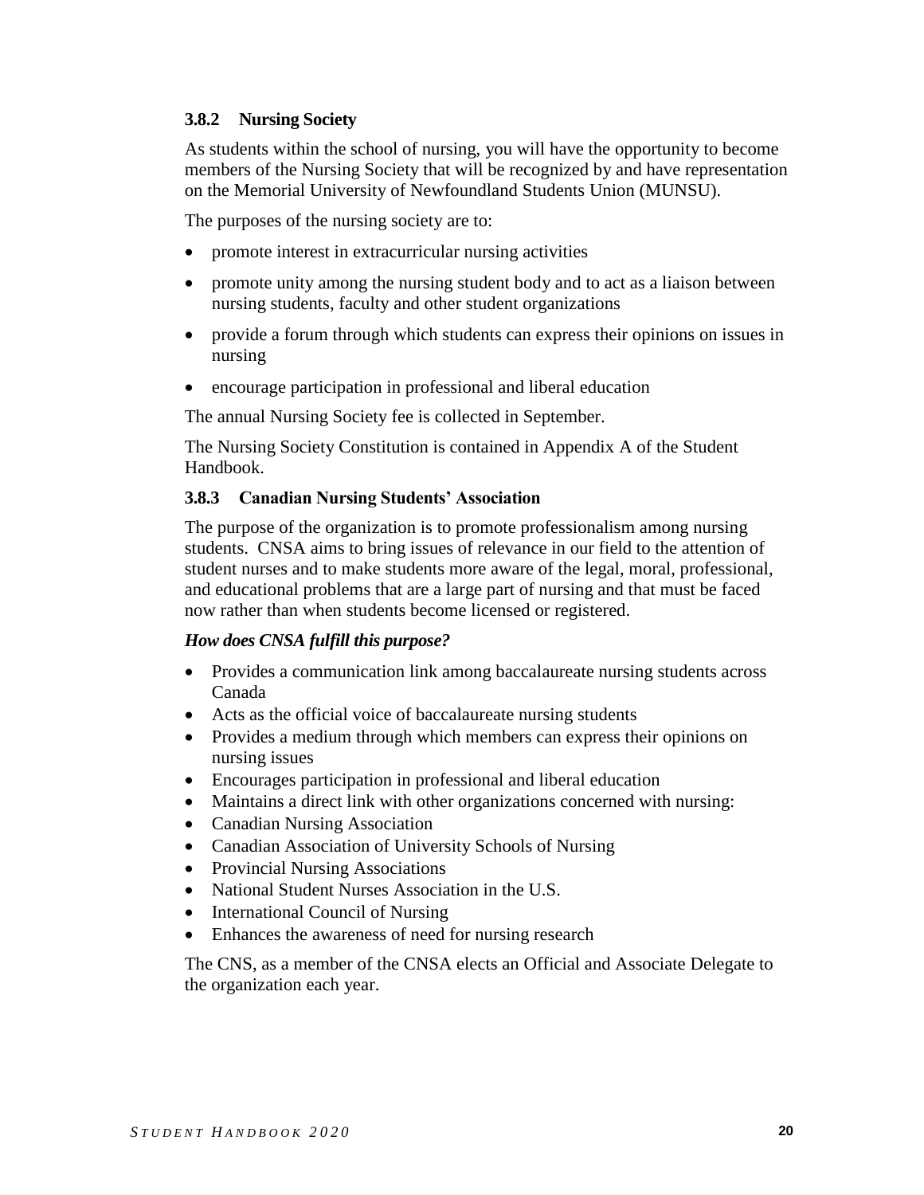### 3.8.2 Nursing Society

As students within the school of nursing, you will have the opportunity to become members of the Nursing Society that will be recognized by and have representation on the Memorial University of Newfoundland Students Union (MUNSU).

The purposes of the nursing society are to:

- promote interest in extracurricular nursing activities
- promote unity among the nursing student body and to act as a liaison between nursing students, faculty and other student organizations
- provide a forum through which students can express their opinions on issues in nursing
- encourage participation in professional and liberal education

The annual Nursing Society fee is collected in September.

The Nursing Society Constitution is contained in Appendix A of the Student Handbook.

### 3.8.3 Canadian Nursing Students' Association

The purpose of the organization is to promote professionalism among nursing students. CNSA aims to bring issues of relevance in our field to the attention of student nurses and to make students more aware of the legal, moral, professional, and educational problems that are a large part of nursing and that must be faced now rather than when students become licensed or registered.

***How does CNSA fulfill this purpose?***

- Provides a communication link among baccalaureate nursing students across Canada
- Acts as the official voice of baccalaureate nursing students
- Provides a medium through which members can express their opinions on nursing issues
- Encourages participation in professional and liberal education
- Maintains a direct link with other organizations concerned with nursing:
- Canadian Nursing Association
- Canadian Association of University Schools of Nursing
- Provincial Nursing Associations
- National Student Nurses Association in the U.S.
- International Council of Nursing
- Enhances the awareness of need for nursing research

The CNS, as a member of the CNSA elects an Official and Associate Delegate to the organization each year.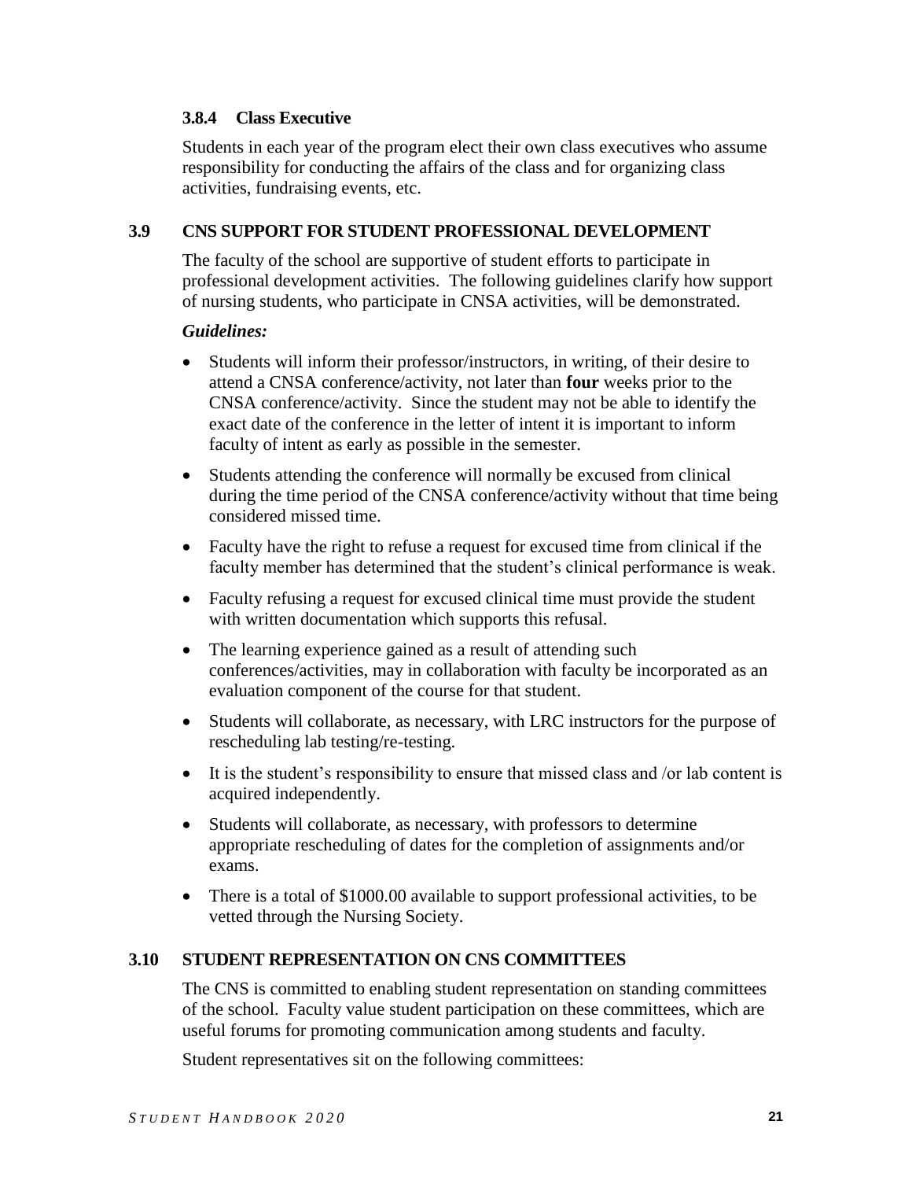#### 3.8.4 Class Executive

Students in each year of the program elect their own class executives who assume responsibility for conducting the affairs of the class and for organizing class activities, fundraising events, etc.

### 3.9 CNS SUPPORT FOR STUDENT PROFESSIONAL DEVELOPMENT

The faculty of the school are supportive of student efforts to participate in professional development activities. The following guidelines clarify how support of nursing students, who participate in CNSA activities, will be demonstrated.

***Guidelines:***

- Students will inform their professor/instructors, in writing, of their desire to attend a CNSA conference/activity, not later than **four** weeks prior to the CNSA conference/activity. Since the student may not be able to identify the exact date of the conference in the letter of intent it is important to inform faculty of intent as early as possible in the semester.
- Students attending the conference will normally be excused from clinical during the time period of the CNSA conference/activity without that time being considered missed time.
- Faculty have the right to refuse a request for excused time from clinical if the faculty member has determined that the student's clinical performance is weak.
- Faculty refusing a request for excused clinical time must provide the student with written documentation which supports this refusal.
- The learning experience gained as a result of attending such conferences/activities, may in collaboration with faculty be incorporated as an evaluation component of the course for that student.
- Students will collaborate, as necessary, with LRC instructors for the purpose of rescheduling lab testing/re-testing.
- It is the student's responsibility to ensure that missed class and /or lab content is acquired independently.
- Students will collaborate, as necessary, with professors to determine appropriate rescheduling of dates for the completion of assignments and/or exams.
- There is a total of $1000.00 available to support professional activities, to be vetted through the Nursing Society.

### 3.10 STUDENT REPRESENTATION ON CNS COMMITTEES

The CNS is committed to enabling student representation on standing committees of the school. Faculty value student participation on these committees, which are useful forums for promoting communication among students and faculty.

Student representatives sit on the following committees: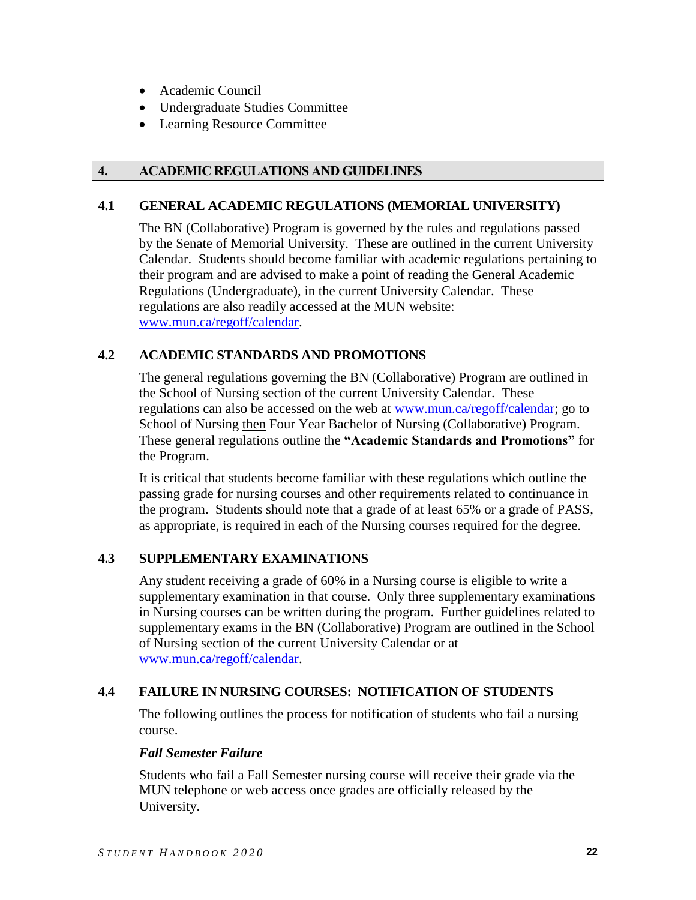- Academic Council
- Undergraduate Studies Committee
- Learning Resource Committee

## 4. ACADEMIC REGULATIONS AND GUIDELINES

### 4.1 GENERAL ACADEMIC REGULATIONS (MEMORIAL UNIVERSITY)

The BN (Collaborative) Program is governed by the rules and regulations passed by the Senate of Memorial University. These are outlined in the current University Calendar. Students should become familiar with academic regulations pertaining to their program and are advised to make a point of reading the General Academic Regulations (Undergraduate), in the current University Calendar. These regulations are also readily accessed at the MUN website: [www.mun.ca/regoff/calendar](www.mun.ca/regoff/calendar).

### 4.2 ACADEMIC STANDARDS AND PROMOTIONS

The general regulations governing the BN (Collaborative) Program are outlined in the School of Nursing section of the current University Calendar. These regulations can also be accessed on the web at [www.mun.ca/regoff/calendar](www.mun.ca/regoff/calendar); go to School of Nursing <u>then</u> Four Year Bachelor of Nursing (Collaborative) Program. These general regulations outline the **"Academic Standards and Promotions"** for the Program.

It is critical that students become familiar with these regulations which outline the passing grade for nursing courses and other requirements related to continuance in the program. Students should note that a grade of at least 65% or a grade of PASS, as appropriate, is required in each of the Nursing courses required for the degree.

### 4.3 SUPPLEMENTARY EXAMINATIONS

Any student receiving a grade of 60% in a Nursing course is eligible to write a supplementary examination in that course. Only three supplementary examinations in Nursing courses can be written during the program. Further guidelines related to supplementary exams in the BN (Collaborative) Program are outlined in the School of Nursing section of the current University Calendar or at [www.mun.ca/regoff/calendar](www.mun.ca/regoff/calendar).

### 4.4 FAILURE IN NURSING COURSES: NOTIFICATION OF STUDENTS

The following outlines the process for notification of students who fail a nursing course.

***Fall Semester Failure***

Students who fail a Fall Semester nursing course will receive their grade via the MUN telephone or web access once grades are officially released by the University.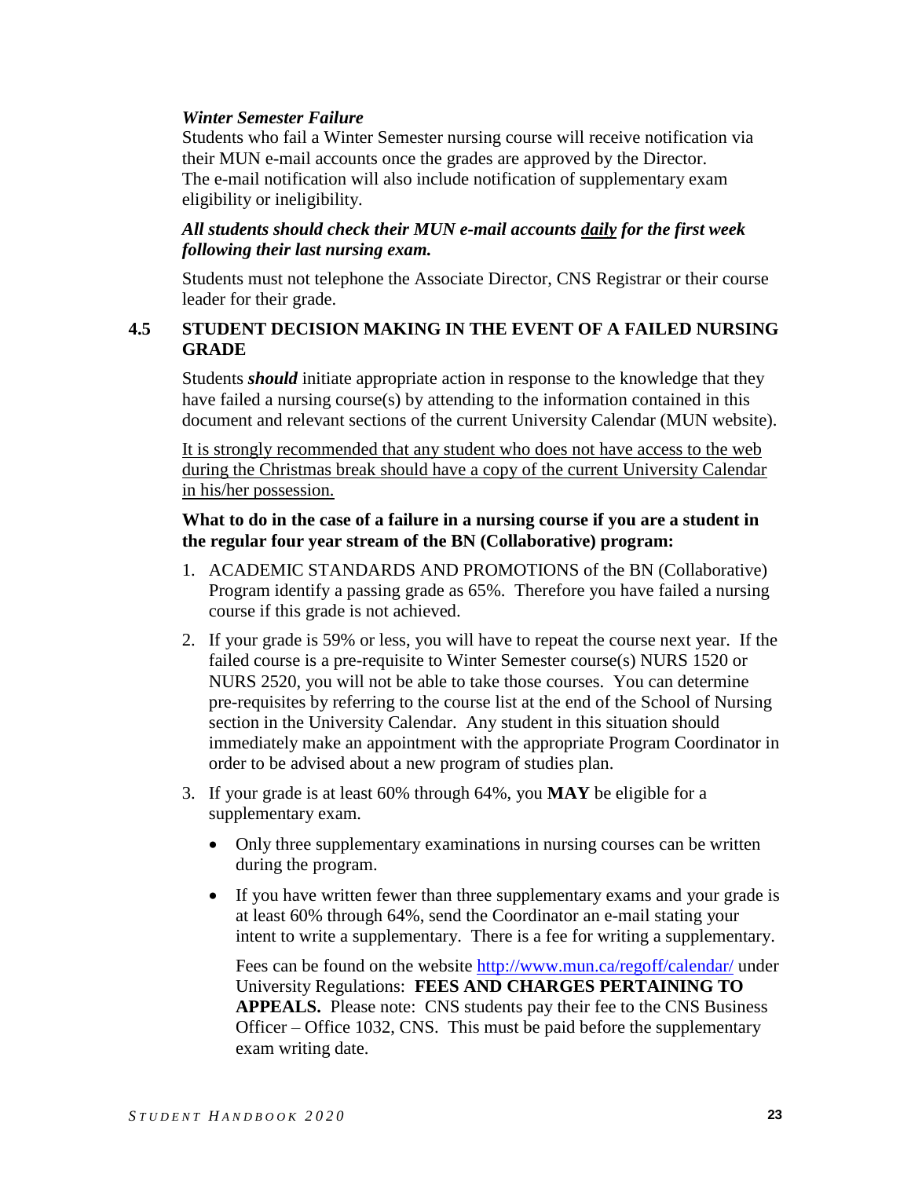***Winter Semester Failure***

Students who fail a Winter Semester nursing course will receive notification via their MUN e-mail accounts once the grades are approved by the Director. The e-mail notification will also include notification of supplementary exam eligibility or ineligibility.

***All students should check their MUN e-mail accounts <u>daily</u> for the first week following their last nursing exam.***

Students must not telephone the Associate Director, CNS Registrar or their course leader for their grade.

## 4.5 STUDENT DECISION MAKING IN THE EVENT OF A FAILED NURSING GRADE

Students ***should*** initiate appropriate action in response to the knowledge that they have failed a nursing course(s) by attending to the information contained in this document and relevant sections of the current University Calendar (MUN website).

<u>It is strongly recommended that any student who does not have access to the web during the Christmas break should have a copy of the current University Calendar in his/her possession.</u>

**What to do in the case of a failure in a nursing course if you are a student in the regular four year stream of the BN (Collaborative) program:**

1. ACADEMIC STANDARDS AND PROMOTIONS of the BN (Collaborative) Program identify a passing grade as 65%. Therefore you have failed a nursing course if this grade is not achieved.
2. If your grade is 59% or less, you will have to repeat the course next year. If the failed course is a pre-requisite to Winter Semester course(s) NURS 1520 or NURS 2520, you will not be able to take those courses. You can determine pre-requisites by referring to the course list at the end of the School of Nursing section in the University Calendar. Any student in this situation should immediately make an appointment with the appropriate Program Coordinator in order to be advised about a new program of studies plan.
3. If your grade is at least 60% through 64%, you **MAY** be eligible for a supplementary exam.
   - Only three supplementary examinations in nursing courses can be written during the program.
   - If you have written fewer than three supplementary exams and your grade is at least 60% through 64%, send the Coordinator an e-mail stating your intent to write a supplementary. There is a fee for writing a supplementary.

     Fees can be found on the website http://www.mun.ca/regoff/calendar/ under University Regulations: **FEES AND CHARGES PERTAINING TO APPEALS.** Please note: CNS students pay their fee to the CNS Business Officer – Office 1032, CNS. This must be paid before the supplementary exam writing date.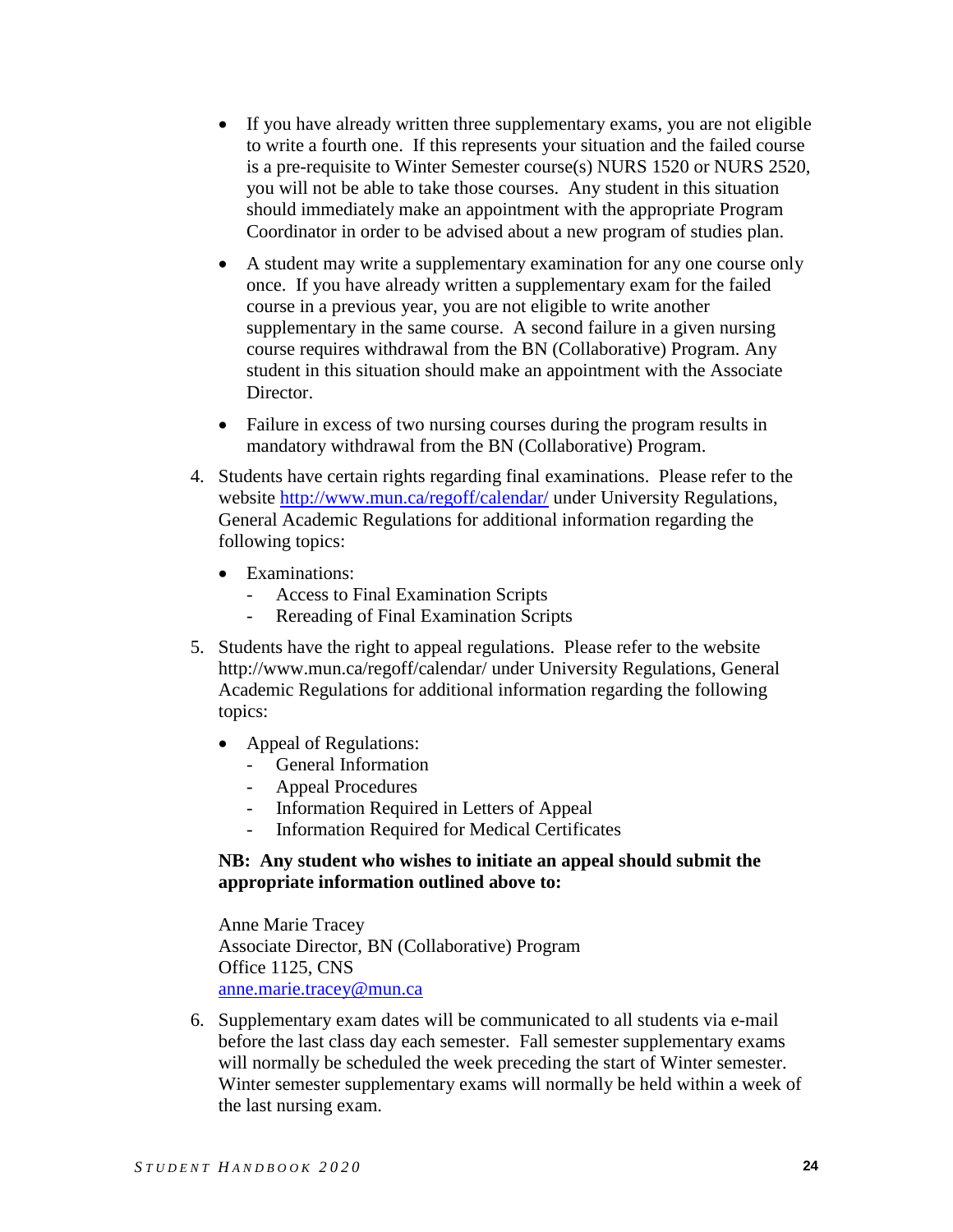- If you have already written three supplementary exams, you are not eligible to write a fourth one. If this represents your situation and the failed course is a pre-requisite to Winter Semester course(s) NURS 1520 or NURS 2520, you will not be able to take those courses. Any student in this situation should immediately make an appointment with the appropriate Program Coordinator in order to be advised about a new program of studies plan.

- A student may write a supplementary examination for any one course only once. If you have already written a supplementary exam for the failed course in a previous year, you are not eligible to write another supplementary in the same course. A second failure in a given nursing course requires withdrawal from the BN (Collaborative) Program. Any student in this situation should make an appointment with the Associate Director.

- Failure in excess of two nursing courses during the program results in mandatory withdrawal from the BN (Collaborative) Program.

4. Students have certain rights regarding final examinations. Please refer to the website http://www.mun.ca/regoff/calendar/ under University Regulations, General Academic Regulations for additional information regarding the following topics:

   - Examinations:
     - Access to Final Examination Scripts
     - Rereading of Final Examination Scripts

5. Students have the right to appeal regulations. Please refer to the website http://www.mun.ca/regoff/calendar/ under University Regulations, General Academic Regulations for additional information regarding the following topics:

   - Appeal of Regulations:
     - General Information
     - Appeal Procedures
     - Information Required in Letters of Appeal
     - Information Required for Medical Certificates

   **NB: Any student who wishes to initiate an appeal should submit the appropriate information outlined above to:**

   Anne Marie Tracey
   Associate Director, BN (Collaborative) Program
   Office 1125, CNS
   anne.marie.tracey@mun.ca

6. Supplementary exam dates will be communicated to all students via e-mail before the last class day each semester. Fall semester supplementary exams will normally be scheduled the week preceding the start of Winter semester. Winter semester supplementary exams will normally be held within a week of the last nursing exam.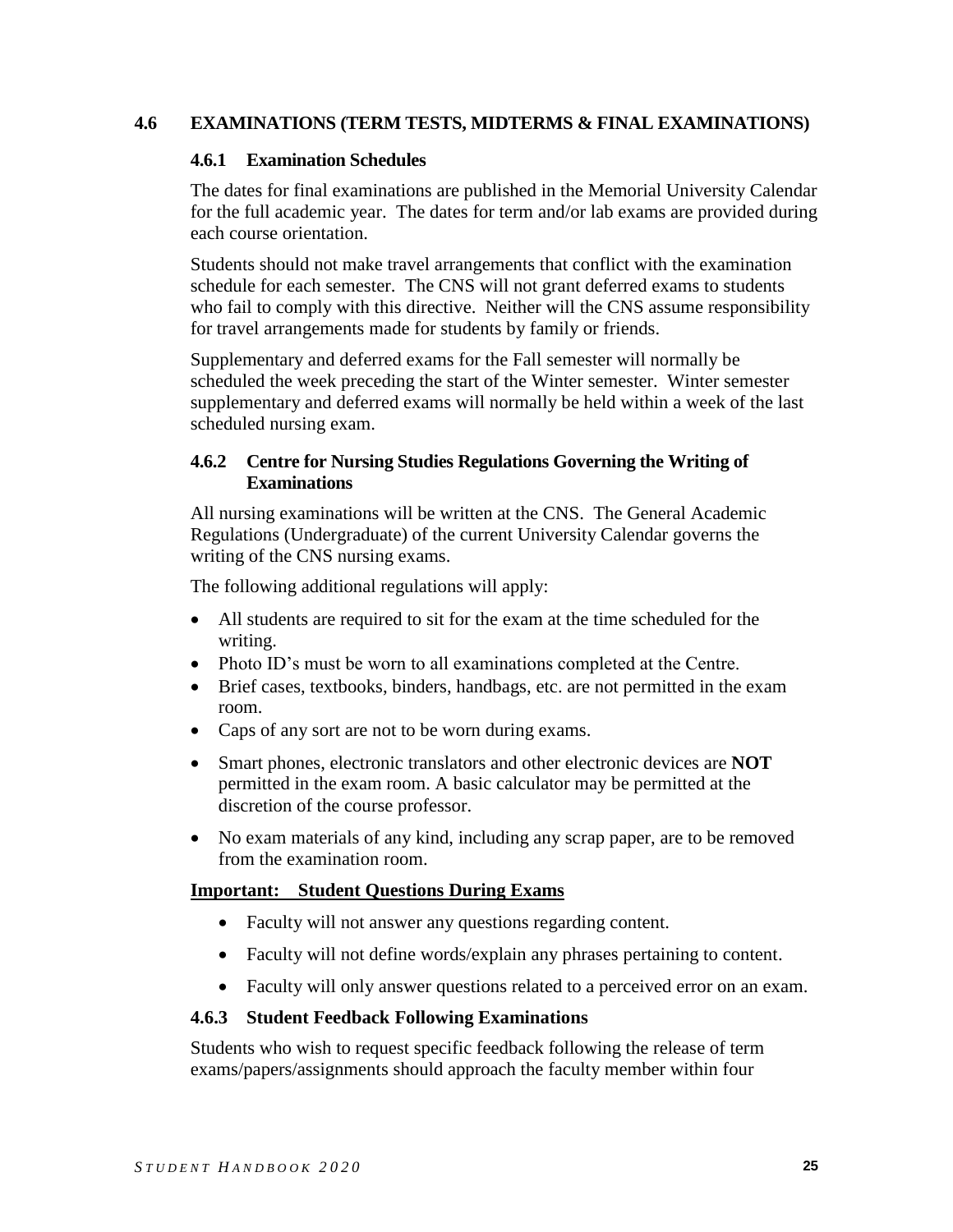## 4.6 EXAMINATIONS (TERM TESTS, MIDTERMS & FINAL EXAMINATIONS)

### 4.6.1 Examination Schedules

The dates for final examinations are published in the Memorial University Calendar for the full academic year. The dates for term and/or lab exams are provided during each course orientation.

Students should not make travel arrangements that conflict with the examination schedule for each semester. The CNS will not grant deferred exams to students who fail to comply with this directive. Neither will the CNS assume responsibility for travel arrangements made for students by family or friends.

Supplementary and deferred exams for the Fall semester will normally be scheduled the week preceding the start of the Winter semester. Winter semester supplementary and deferred exams will normally be held within a week of the last scheduled nursing exam.

### 4.6.2 Centre for Nursing Studies Regulations Governing the Writing of Examinations

All nursing examinations will be written at the CNS. The General Academic Regulations (Undergraduate) of the current University Calendar governs the writing of the CNS nursing exams.

The following additional regulations will apply:

- All students are required to sit for the exam at the time scheduled for the writing.
- Photo ID's must be worn to all examinations completed at the Centre.
- Brief cases, textbooks, binders, handbags, etc. are not permitted in the exam room.
- Caps of any sort are not to be worn during exams.
- Smart phones, electronic translators and other electronic devices are **NOT** permitted in the exam room. A basic calculator may be permitted at the discretion of the course professor.
- No exam materials of any kind, including any scrap paper, are to be removed from the examination room.

**Important: Student Questions During Exams**

- Faculty will not answer any questions regarding content.
- Faculty will not define words/explain any phrases pertaining to content.
- Faculty will only answer questions related to a perceived error on an exam.

### 4.6.3 Student Feedback Following Examinations

Students who wish to request specific feedback following the release of term exams/papers/assignments should approach the faculty member within four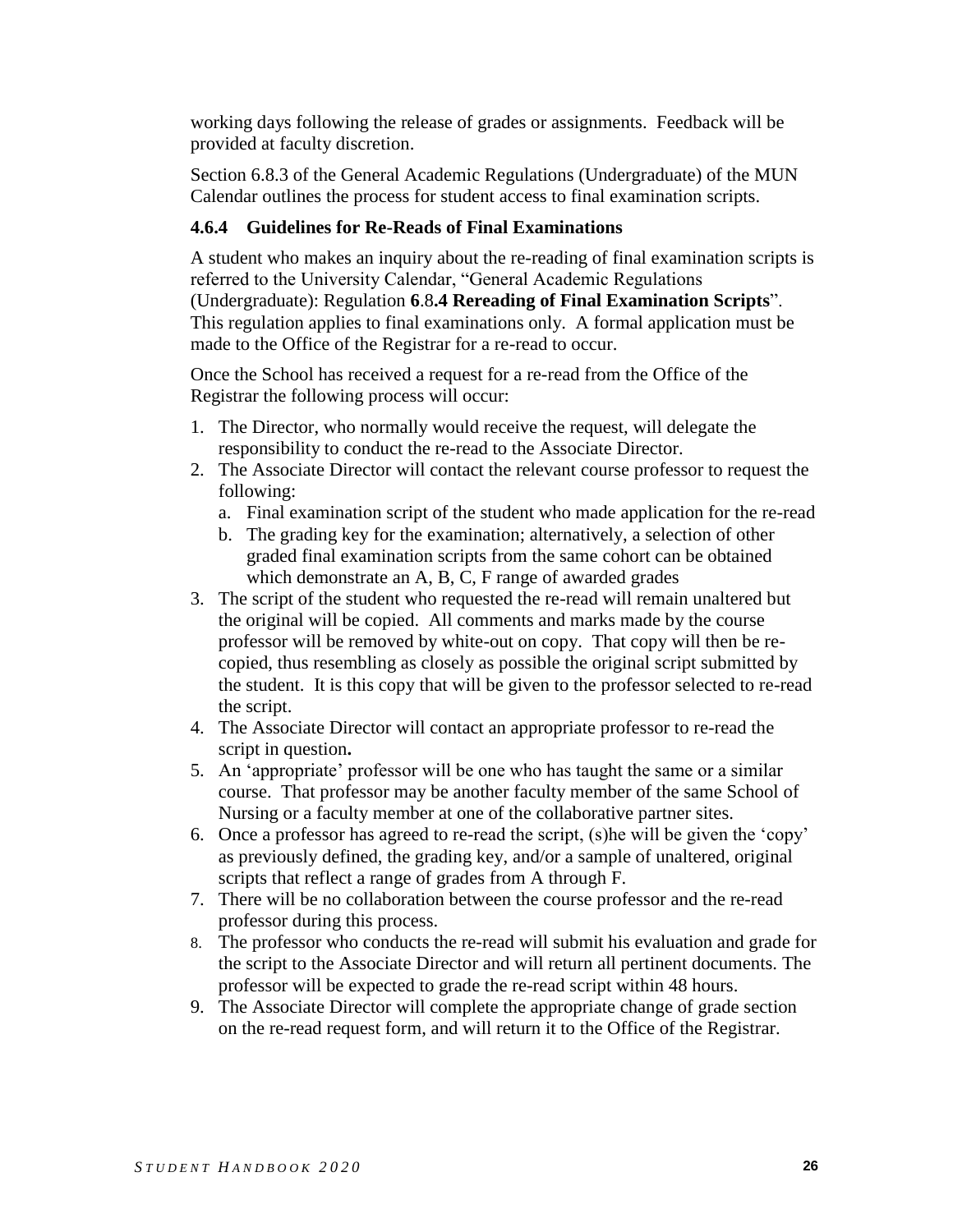working days following the release of grades or assignments. Feedback will be provided at faculty discretion.

Section 6.8.3 of the General Academic Regulations (Undergraduate) of the MUN Calendar outlines the process for student access to final examination scripts.

### 4.6.4 Guidelines for Re-Reads of Final Examinations

A student who makes an inquiry about the re-reading of final examination scripts is referred to the University Calendar, "General Academic Regulations (Undergraduate): Regulation **6**.8**.4 Rereading of Final Examination Scripts**". This regulation applies to final examinations only. A formal application must be made to the Office of the Registrar for a re-read to occur.

Once the School has received a request for a re-read from the Office of the Registrar the following process will occur:

1. The Director, who normally would receive the request, will delegate the responsibility to conduct the re-read to the Associate Director.
2. The Associate Director will contact the relevant course professor to request the following:
   a. Final examination script of the student who made application for the re-read
   b. The grading key for the examination; alternatively, a selection of other graded final examination scripts from the same cohort can be obtained which demonstrate an A, B, C, F range of awarded grades
3. The script of the student who requested the re-read will remain unaltered but the original will be copied. All comments and marks made by the course professor will be removed by white-out on copy. That copy will then be re-copied, thus resembling as closely as possible the original script submitted by the student. It is this copy that will be given to the professor selected to re-read the script.
4. The Associate Director will contact an appropriate professor to re-read the script in question**.**
5. An 'appropriate' professor will be one who has taught the same or a similar course. That professor may be another faculty member of the same School of Nursing or a faculty member at one of the collaborative partner sites.
6. Once a professor has agreed to re-read the script, (s)he will be given the 'copy' as previously defined, the grading key, and/or a sample of unaltered, original scripts that reflect a range of grades from A through F.
7. There will be no collaboration between the course professor and the re-read professor during this process.
8. The professor who conducts the re-read will submit his evaluation and grade for the script to the Associate Director and will return all pertinent documents. The professor will be expected to grade the re-read script within 48 hours.
9. The Associate Director will complete the appropriate change of grade section on the re-read request form, and will return it to the Office of the Registrar.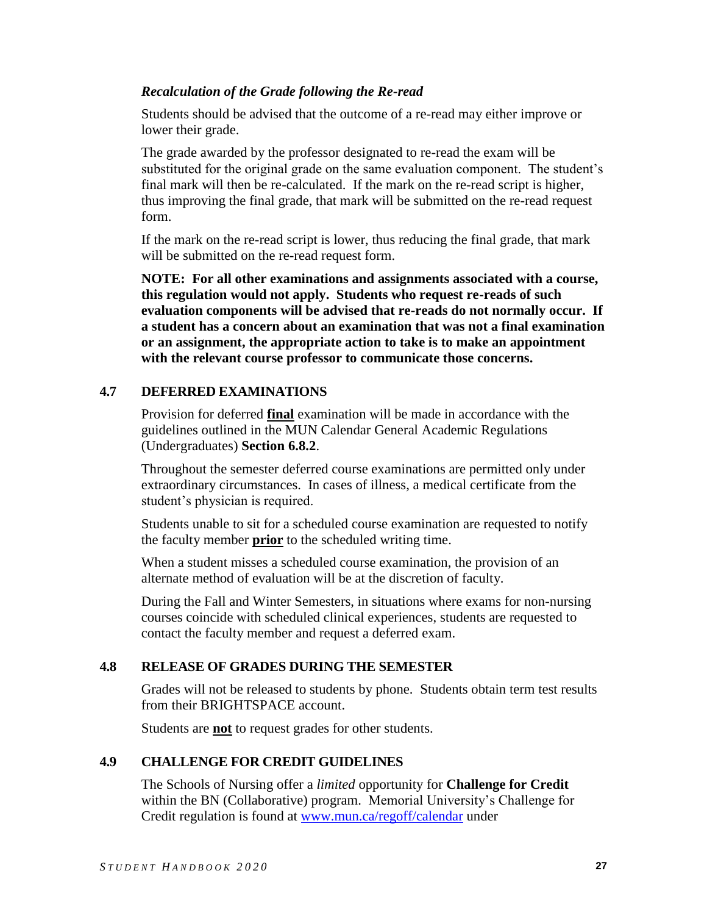### *Recalculation of the Grade following the Re-read*

Students should be advised that the outcome of a re-read may either improve or lower their grade.

The grade awarded by the professor designated to re-read the exam will be substituted for the original grade on the same evaluation component. The student's final mark will then be re-calculated. If the mark on the re-read script is higher, thus improving the final grade, that mark will be submitted on the re-read request form.

If the mark on the re-read script is lower, thus reducing the final grade, that mark will be submitted on the re-read request form.

**NOTE: For all other examinations and assignments associated with a course, this regulation would not apply. Students who request re-reads of such evaluation components will be advised that re-reads do not normally occur. If a student has a concern about an examination that was not a final examination or an assignment, the appropriate action to take is to make an appointment with the relevant course professor to communicate those concerns.**

## 4.7 DEFERRED EXAMINATIONS

Provision for deferred **final** examination will be made in accordance with the guidelines outlined in the MUN Calendar General Academic Regulations (Undergraduates) **Section 6.8.2**.

Throughout the semester deferred course examinations are permitted only under extraordinary circumstances. In cases of illness, a medical certificate from the student's physician is required.

Students unable to sit for a scheduled course examination are requested to notify the faculty member **prior** to the scheduled writing time.

When a student misses a scheduled course examination, the provision of an alternate method of evaluation will be at the discretion of faculty.

During the Fall and Winter Semesters, in situations where exams for non-nursing courses coincide with scheduled clinical experiences, students are requested to contact the faculty member and request a deferred exam.

## 4.8 RELEASE OF GRADES DURING THE SEMESTER

Grades will not be released to students by phone. Students obtain term test results from their BRIGHTSPACE account.

Students are **not** to request grades for other students.

## 4.9 CHALLENGE FOR CREDIT GUIDELINES

The Schools of Nursing offer a *limited* opportunity for **Challenge for Credit** within the BN (Collaborative) program. Memorial University's Challenge for Credit regulation is found at [www.mun.ca/regoff/calendar](http://www.mun.ca/regoff/calendar) under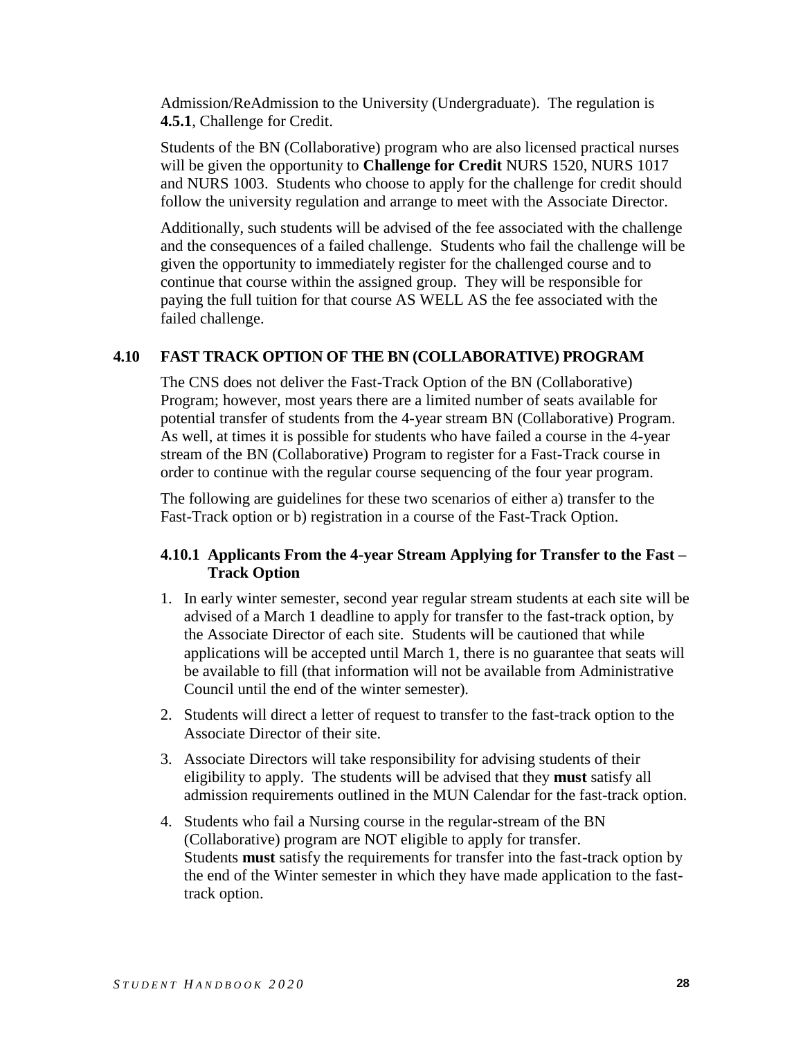Admission/ReAdmission to the University (Undergraduate). The regulation is **4.5.1**, Challenge for Credit.

Students of the BN (Collaborative) program who are also licensed practical nurses will be given the opportunity to **Challenge for Credit** NURS 1520, NURS 1017 and NURS 1003. Students who choose to apply for the challenge for credit should follow the university regulation and arrange to meet with the Associate Director.

Additionally, such students will be advised of the fee associated with the challenge and the consequences of a failed challenge. Students who fail the challenge will be given the opportunity to immediately register for the challenged course and to continue that course within the assigned group. They will be responsible for paying the full tuition for that course AS WELL AS the fee associated with the failed challenge.

## 4.10 FAST TRACK OPTION OF THE BN (COLLABORATIVE) PROGRAM

The CNS does not deliver the Fast-Track Option of the BN (Collaborative) Program; however, most years there are a limited number of seats available for potential transfer of students from the 4-year stream BN (Collaborative) Program. As well, at times it is possible for students who have failed a course in the 4-year stream of the BN (Collaborative) Program to register for a Fast-Track course in order to continue with the regular course sequencing of the four year program.

The following are guidelines for these two scenarios of either a) transfer to the Fast-Track option or b) registration in a course of the Fast-Track Option.

### 4.10.1 Applicants From the 4-year Stream Applying for Transfer to the Fast – Track Option

1. In early winter semester, second year regular stream students at each site will be advised of a March 1 deadline to apply for transfer to the fast-track option, by the Associate Director of each site. Students will be cautioned that while applications will be accepted until March 1, there is no guarantee that seats will be available to fill (that information will not be available from Administrative Council until the end of the winter semester).
2. Students will direct a letter of request to transfer to the fast-track option to the Associate Director of their site.
3. Associate Directors will take responsibility for advising students of their eligibility to apply. The students will be advised that they **must** satisfy all admission requirements outlined in the MUN Calendar for the fast-track option.
4. Students who fail a Nursing course in the regular-stream of the BN (Collaborative) program are NOT eligible to apply for transfer.
   Students **must** satisfy the requirements for transfer into the fast-track option by the end of the Winter semester in which they have made application to the fast-track option.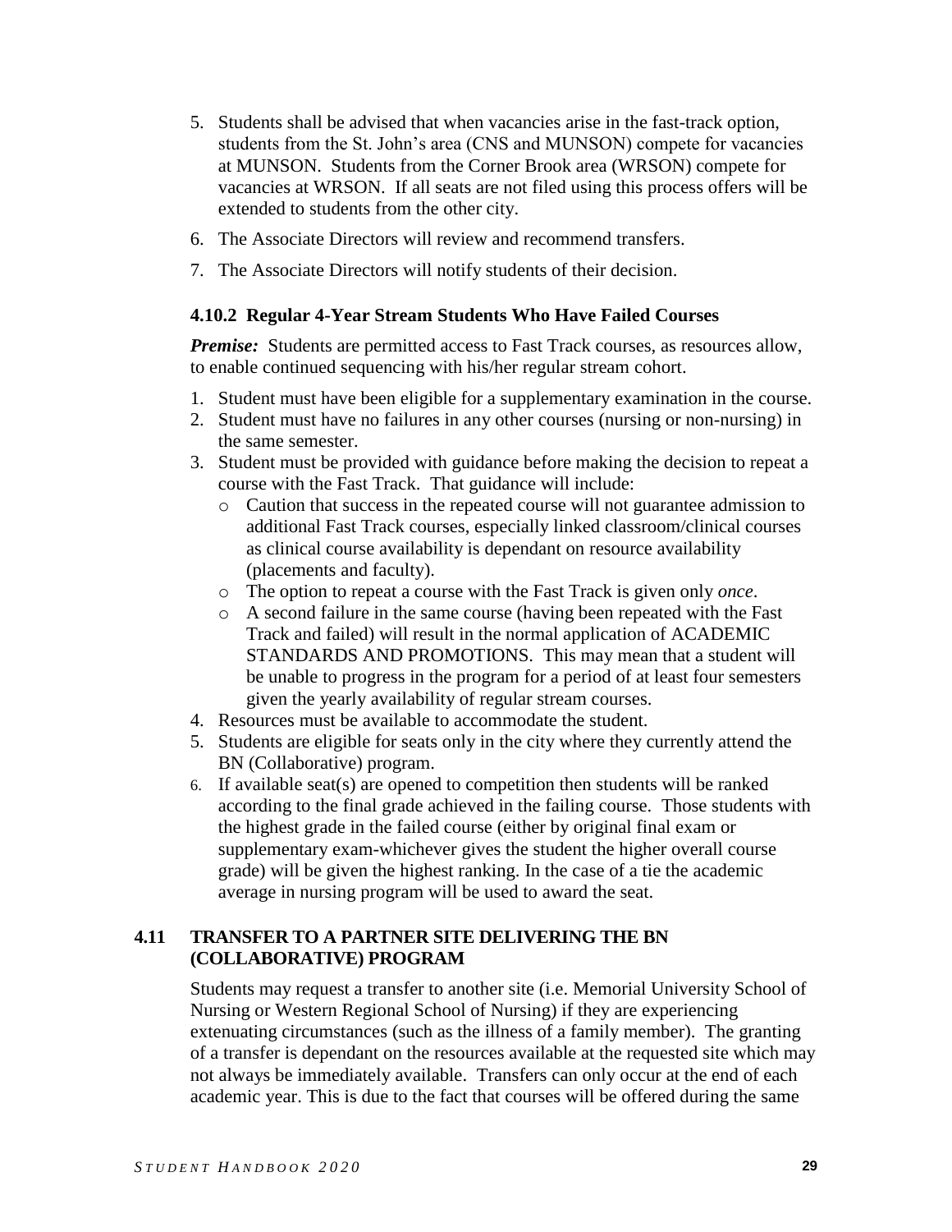5. Students shall be advised that when vacancies arise in the fast-track option, students from the St. John's area (CNS and MUNSON) compete for vacancies at MUNSON. Students from the Corner Brook area (WRSON) compete for vacancies at WRSON. If all seats are not filed using this process offers will be extended to students from the other city.
6. The Associate Directors will review and recommend transfers.
7. The Associate Directors will notify students of their decision.

### 4.10.2 Regular 4-Year Stream Students Who Have Failed Courses

***Premise:*** Students are permitted access to Fast Track courses, as resources allow, to enable continued sequencing with his/her regular stream cohort.

1. Student must have been eligible for a supplementary examination in the course.
2. Student must have no failures in any other courses (nursing or non-nursing) in the same semester.
3. Student must be provided with guidance before making the decision to repeat a course with the Fast Track. That guidance will include:
   - Caution that success in the repeated course will not guarantee admission to additional Fast Track courses, especially linked classroom/clinical courses as clinical course availability is dependant on resource availability (placements and faculty).
   - The option to repeat a course with the Fast Track is given only *once*.
   - A second failure in the same course (having been repeated with the Fast Track and failed) will result in the normal application of ACADEMIC STANDARDS AND PROMOTIONS. This may mean that a student will be unable to progress in the program for a period of at least four semesters given the yearly availability of regular stream courses.
4. Resources must be available to accommodate the student.
5. Students are eligible for seats only in the city where they currently attend the BN (Collaborative) program.
6. If available seat(s) are opened to competition then students will be ranked according to the final grade achieved in the failing course. Those students with the highest grade in the failed course (either by original final exam or supplementary exam-whichever gives the student the higher overall course grade) will be given the highest ranking. In the case of a tie the academic average in nursing program will be used to award the seat.

## 4.11 TRANSFER TO A PARTNER SITE DELIVERING THE BN (COLLABORATIVE) PROGRAM

Students may request a transfer to another site (i.e. Memorial University School of Nursing or Western Regional School of Nursing) if they are experiencing extenuating circumstances (such as the illness of a family member). The granting of a transfer is dependant on the resources available at the requested site which may not always be immediately available. Transfers can only occur at the end of each academic year. This is due to the fact that courses will be offered during the same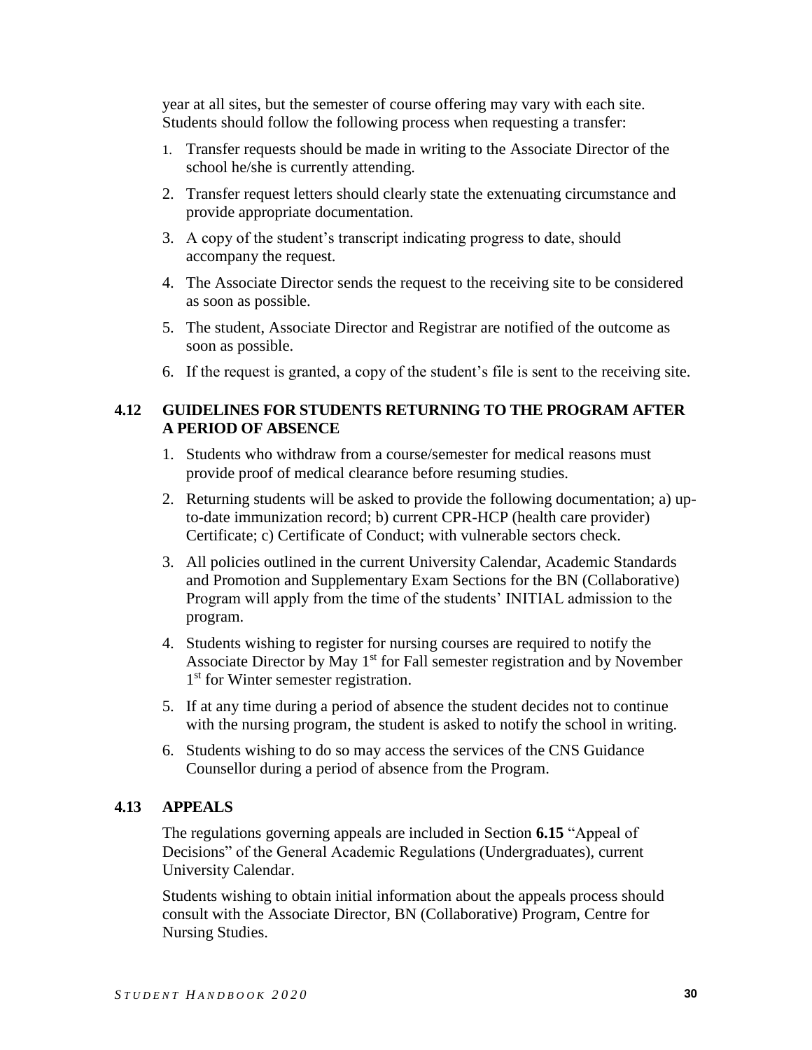year at all sites, but the semester of course offering may vary with each site. Students should follow the following process when requesting a transfer:

1. Transfer requests should be made in writing to the Associate Director of the school he/she is currently attending.
2. Transfer request letters should clearly state the extenuating circumstance and provide appropriate documentation.
3. A copy of the student's transcript indicating progress to date, should accompany the request.
4. The Associate Director sends the request to the receiving site to be considered as soon as possible.
5. The student, Associate Director and Registrar are notified of the outcome as soon as possible.
6. If the request is granted, a copy of the student's file is sent to the receiving site.

## 4.12 GUIDELINES FOR STUDENTS RETURNING TO THE PROGRAM AFTER A PERIOD OF ABSENCE

1. Students who withdraw from a course/semester for medical reasons must provide proof of medical clearance before resuming studies.
2. Returning students will be asked to provide the following documentation; a) up-to-date immunization record; b) current CPR-HCP (health care provider) Certificate; c) Certificate of Conduct; with vulnerable sectors check.
3. All policies outlined in the current University Calendar, Academic Standards and Promotion and Supplementary Exam Sections for the BN (Collaborative) Program will apply from the time of the students' INITIAL admission to the program.
4. Students wishing to register for nursing courses are required to notify the Associate Director by May 1st for Fall semester registration and by November 1st for Winter semester registration.
5. If at any time during a period of absence the student decides not to continue with the nursing program, the student is asked to notify the school in writing.
6. Students wishing to do so may access the services of the CNS Guidance Counsellor during a period of absence from the Program.

## 4.13 APPEALS

The regulations governing appeals are included in Section **6.15** "Appeal of Decisions" of the General Academic Regulations (Undergraduates), current University Calendar.

Students wishing to obtain initial information about the appeals process should consult with the Associate Director, BN (Collaborative) Program, Centre for Nursing Studies.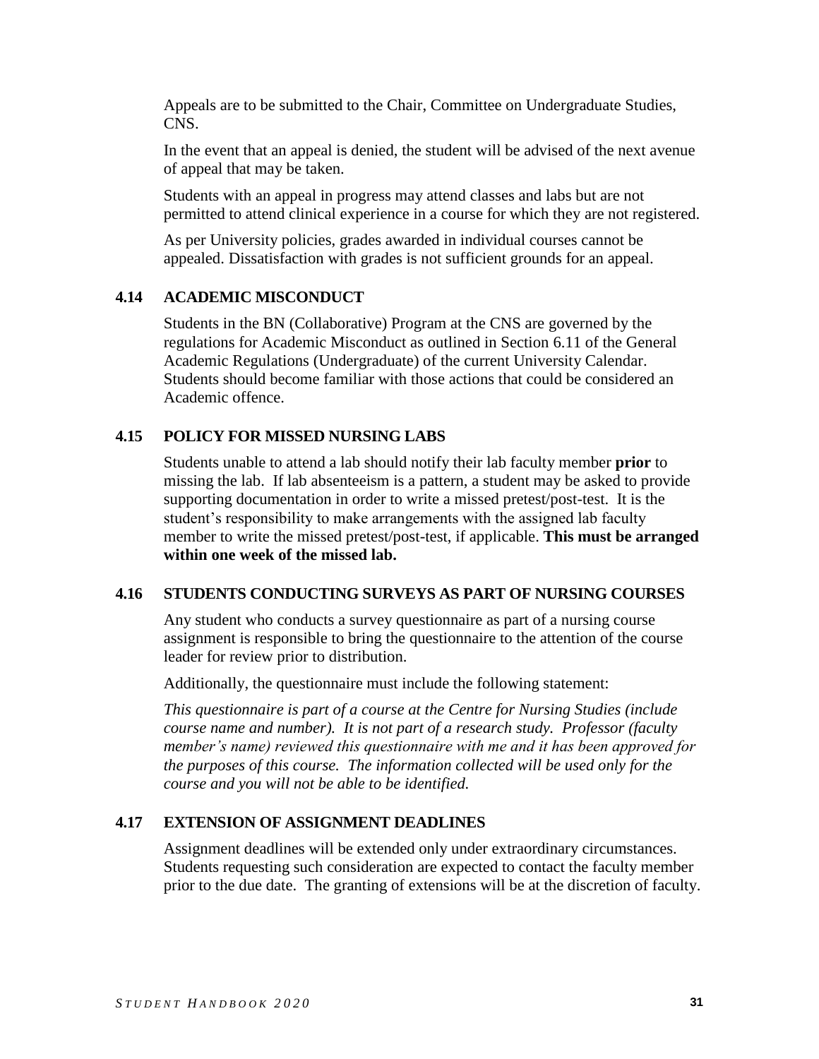Appeals are to be submitted to the Chair, Committee on Undergraduate Studies, CNS.

In the event that an appeal is denied, the student will be advised of the next avenue of appeal that may be taken.

Students with an appeal in progress may attend classes and labs but are not permitted to attend clinical experience in a course for which they are not registered.

As per University policies, grades awarded in individual courses cannot be appealed. Dissatisfaction with grades is not sufficient grounds for an appeal.

### 4.14 ACADEMIC MISCONDUCT

Students in the BN (Collaborative) Program at the CNS are governed by the regulations for Academic Misconduct as outlined in Section 6.11 of the General Academic Regulations (Undergraduate) of the current University Calendar. Students should become familiar with those actions that could be considered an Academic offence.

### 4.15 POLICY FOR MISSED NURSING LABS

Students unable to attend a lab should notify their lab faculty member **prior** to missing the lab. If lab absenteeism is a pattern, a student may be asked to provide supporting documentation in order to write a missed pretest/post-test. It is the student's responsibility to make arrangements with the assigned lab faculty member to write the missed pretest/post-test, if applicable. **This must be arranged within one week of the missed lab.**

### 4.16 STUDENTS CONDUCTING SURVEYS AS PART OF NURSING COURSES

Any student who conducts a survey questionnaire as part of a nursing course assignment is responsible to bring the questionnaire to the attention of the course leader for review prior to distribution.

Additionally, the questionnaire must include the following statement:

*This questionnaire is part of a course at the Centre for Nursing Studies (include course name and number). It is not part of a research study. Professor (faculty member's name) reviewed this questionnaire with me and it has been approved for the purposes of this course. The information collected will be used only for the course and you will not be able to be identified.*

### 4.17 EXTENSION OF ASSIGNMENT DEADLINES

Assignment deadlines will be extended only under extraordinary circumstances. Students requesting such consideration are expected to contact the faculty member prior to the due date. The granting of extensions will be at the discretion of faculty.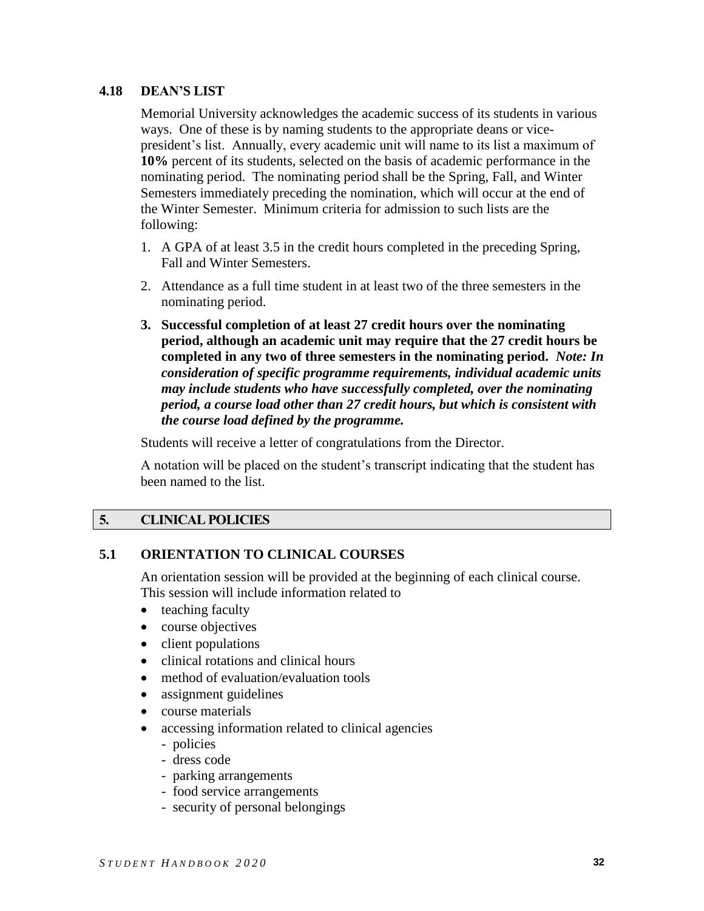### 4.18 DEAN'S LIST

Memorial University acknowledges the academic success of its students in various ways. One of these is by naming students to the appropriate deans or vice-president's list. Annually, every academic unit will name to its list a maximum of **10%** percent of its students, selected on the basis of academic performance in the nominating period. The nominating period shall be the Spring, Fall, and Winter Semesters immediately preceding the nomination, which will occur at the end of the Winter Semester. Minimum criteria for admission to such lists are the following:

1. A GPA of at least 3.5 in the credit hours completed in the preceding Spring, Fall and Winter Semesters.
2. Attendance as a full time student in at least two of the three semesters in the nominating period.
3. **Successful completion of at least 27 credit hours over the nominating period, although an academic unit may require that the 27 credit hours be completed in any two of three semesters in the nominating period.** ***Note: In consideration of specific programme requirements, individual academic units may include students who have successfully completed, over the nominating period, a course load other than 27 credit hours, but which is consistent with the course load defined by the programme.***

Students will receive a letter of congratulations from the Director.

A notation will be placed on the student's transcript indicating that the student has been named to the list.

## 5. CLINICAL POLICIES

### 5.1 ORIENTATION TO CLINICAL COURSES

An orientation session will be provided at the beginning of each clinical course. This session will include information related to

- teaching faculty
- course objectives
- client populations
- clinical rotations and clinical hours
- method of evaluation/evaluation tools
- assignment guidelines
- course materials
- accessing information related to clinical agencies
  - policies
  - dress code
  - parking arrangements
  - food service arrangements
  - security of personal belongings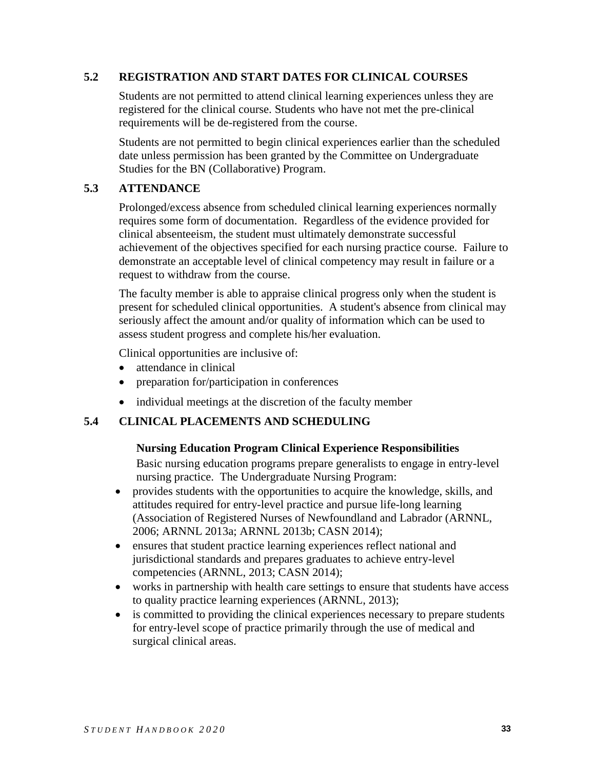## 5.2 REGISTRATION AND START DATES FOR CLINICAL COURSES

Students are not permitted to attend clinical learning experiences unless they are registered for the clinical course. Students who have not met the pre-clinical requirements will be de-registered from the course.

Students are not permitted to begin clinical experiences earlier than the scheduled date unless permission has been granted by the Committee on Undergraduate Studies for the BN (Collaborative) Program.

## 5.3 ATTENDANCE

Prolonged/excess absence from scheduled clinical learning experiences normally requires some form of documentation. Regardless of the evidence provided for clinical absenteeism, the student must ultimately demonstrate successful achievement of the objectives specified for each nursing practice course. Failure to demonstrate an acceptable level of clinical competency may result in failure or a request to withdraw from the course.

The faculty member is able to appraise clinical progress only when the student is present for scheduled clinical opportunities. A student's absence from clinical may seriously affect the amount and/or quality of information which can be used to assess student progress and complete his/her evaluation.

Clinical opportunities are inclusive of:

- attendance in clinical
- preparation for/participation in conferences
- individual meetings at the discretion of the faculty member

## 5.4 CLINICAL PLACEMENTS AND SCHEDULING

**Nursing Education Program Clinical Experience Responsibilities**

Basic nursing education programs prepare generalists to engage in entry-level nursing practice. The Undergraduate Nursing Program:

- provides students with the opportunities to acquire the knowledge, skills, and attitudes required for entry-level practice and pursue life-long learning (Association of Registered Nurses of Newfoundland and Labrador (ARNNL, 2006; ARNNL 2013a; ARNNL 2013b; CASN 2014);
- ensures that student practice learning experiences reflect national and jurisdictional standards and prepares graduates to achieve entry-level competencies (ARNNL, 2013; CASN 2014);
- works in partnership with health care settings to ensure that students have access to quality practice learning experiences (ARNNL, 2013);
- is committed to providing the clinical experiences necessary to prepare students for entry-level scope of practice primarily through the use of medical and surgical clinical areas.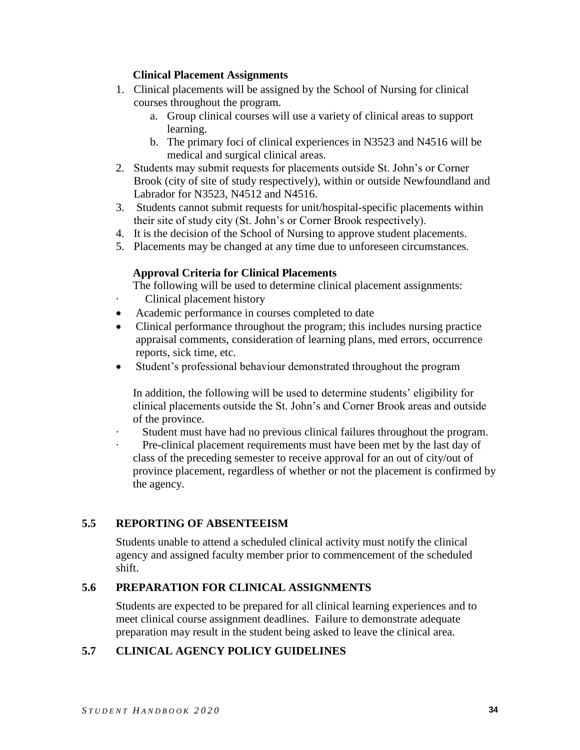**Clinical Placement Assignments**

1. Clinical placements will be assigned by the School of Nursing for clinical courses throughout the program.
   a. Group clinical courses will use a variety of clinical areas to support learning.
   b. The primary foci of clinical experiences in N3523 and N4516 will be medical and surgical clinical areas.
2. Students may submit requests for placements outside St. John's or Corner Brook (city of site of study respectively), within or outside Newfoundland and Labrador for N3523, N4512 and N4516.
3. Students cannot submit requests for unit/hospital-specific placements within their site of study city (St. John's or Corner Brook respectively).
4. It is the decision of the School of Nursing to approve student placements.
5. Placements may be changed at any time due to unforeseen circumstances.

**Approval Criteria for Clinical Placements**

The following will be used to determine clinical placement assignments:

- Clinical placement history
- Academic performance in courses completed to date
- Clinical performance throughout the program; this includes nursing practice appraisal comments, consideration of learning plans, med errors, occurrence reports, sick time, etc.
- Student's professional behaviour demonstrated throughout the program

In addition, the following will be used to determine students' eligibility for clinical placements outside the St. John's and Corner Brook areas and outside of the province.

- Student must have had no previous clinical failures throughout the program.
- Pre-clinical placement requirements must have been met by the last day of class of the preceding semester to receive approval for an out of city/out of province placement, regardless of whether or not the placement is confirmed by the agency.

## 5.5 REPORTING OF ABSENTEEISM

Students unable to attend a scheduled clinical activity must notify the clinical agency and assigned faculty member prior to commencement of the scheduled shift.

## 5.6 PREPARATION FOR CLINICAL ASSIGNMENTS

Students are expected to be prepared for all clinical learning experiences and to meet clinical course assignment deadlines. Failure to demonstrate adequate preparation may result in the student being asked to leave the clinical area.

## 5.7 CLINICAL AGENCY POLICY GUIDELINES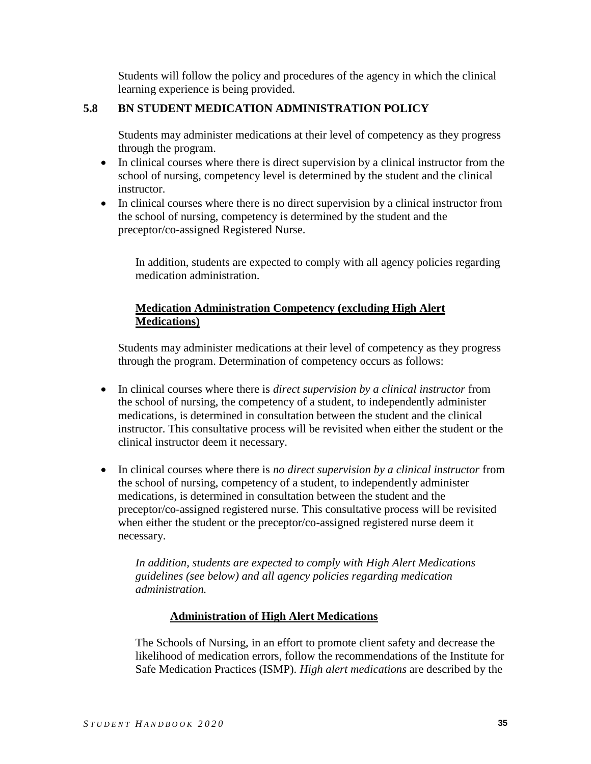Students will follow the policy and procedures of the agency in which the clinical learning experience is being provided.

## 5.8 BN STUDENT MEDICATION ADMINISTRATION POLICY

Students may administer medications at their level of competency as they progress through the program.

- In clinical courses where there is direct supervision by a clinical instructor from the school of nursing, competency level is determined by the student and the clinical instructor.
- In clinical courses where there is no direct supervision by a clinical instructor from the school of nursing, competency is determined by the student and the preceptor/co-assigned Registered Nurse.

In addition, students are expected to comply with all agency policies regarding medication administration.

**Medication Administration Competency (excluding High Alert Medications)**

Students may administer medications at their level of competency as they progress through the program. Determination of competency occurs as follows:

- In clinical courses where there is *direct supervision by a clinical instructor* from the school of nursing, the competency of a student, to independently administer medications, is determined in consultation between the student and the clinical instructor. This consultative process will be revisited when either the student or the clinical instructor deem it necessary.

- In clinical courses where there is *no direct supervision by a clinical instructor* from the school of nursing, competency of a student, to independently administer medications, is determined in consultation between the student and the preceptor/co-assigned registered nurse. This consultative process will be revisited when either the student or the preceptor/co-assigned registered nurse deem it necessary.

*In addition, students are expected to comply with High Alert Medications guidelines (see below) and all agency policies regarding medication administration.*

**Administration of High Alert Medications**

The Schools of Nursing, in an effort to promote client safety and decrease the likelihood of medication errors, follow the recommendations of the Institute for Safe Medication Practices (ISMP). *High alert medications* are described by the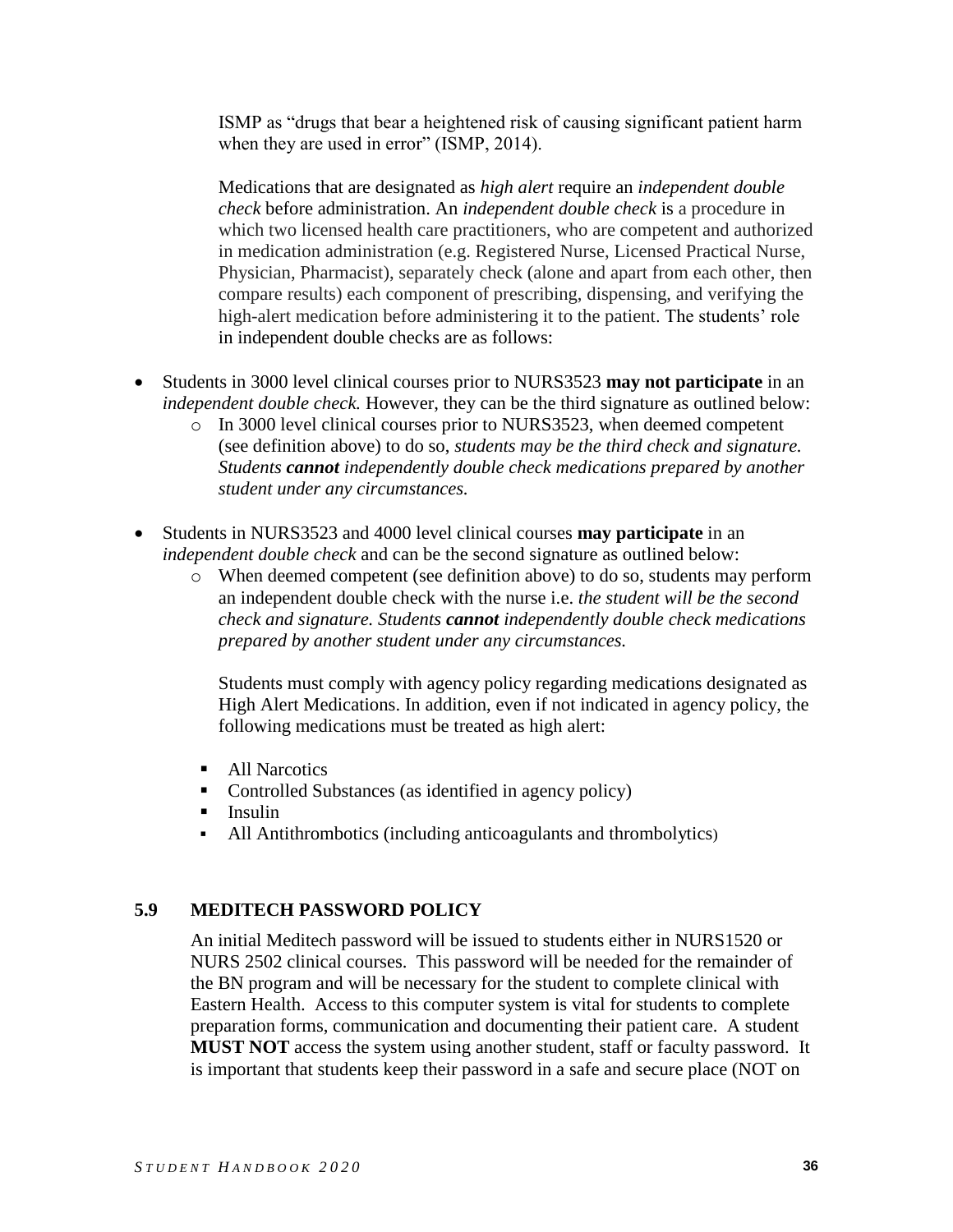ISMP as "drugs that bear a heightened risk of causing significant patient harm when they are used in error" (ISMP, 2014).

Medications that are designated as *high alert* require an *independent double check* before administration. An *independent double check* is a procedure in which two licensed health care practitioners, who are competent and authorized in medication administration (e.g. Registered Nurse, Licensed Practical Nurse, Physician, Pharmacist), separately check (alone and apart from each other, then compare results) each component of prescribing, dispensing, and verifying the high-alert medication before administering it to the patient. The students' role in independent double checks are as follows:

- Students in 3000 level clinical courses prior to NURS3523 **may not participate** in an *independent double check.* However, they can be the third signature as outlined below:
  - In 3000 level clinical courses prior to NURS3523, when deemed competent (see definition above) to do so, *students may be the third check and signature. Students **cannot** independently double check medications prepared by another student under any circumstances.*
- Students in NURS3523 and 4000 level clinical courses **may participate** in an *independent double check* and can be the second signature as outlined below:
  - When deemed competent (see definition above) to do so, students may perform an independent double check with the nurse i.e. *the student will be the second check and signature. Students **cannot** independently double check medications prepared by another student under any circumstances.*

Students must comply with agency policy regarding medications designated as High Alert Medications. In addition, even if not indicated in agency policy, the following medications must be treated as high alert:

- All Narcotics
- Controlled Substances (as identified in agency policy)
- Insulin
- All Antithrombotics (including anticoagulants and thrombolytics)

## 5.9 MEDITECH PASSWORD POLICY

An initial Meditech password will be issued to students either in NURS1520 or NURS 2502 clinical courses. This password will be needed for the remainder of the BN program and will be necessary for the student to complete clinical with Eastern Health. Access to this computer system is vital for students to complete preparation forms, communication and documenting their patient care. A student **MUST NOT** access the system using another student, staff or faculty password. It is important that students keep their password in a safe and secure place (NOT on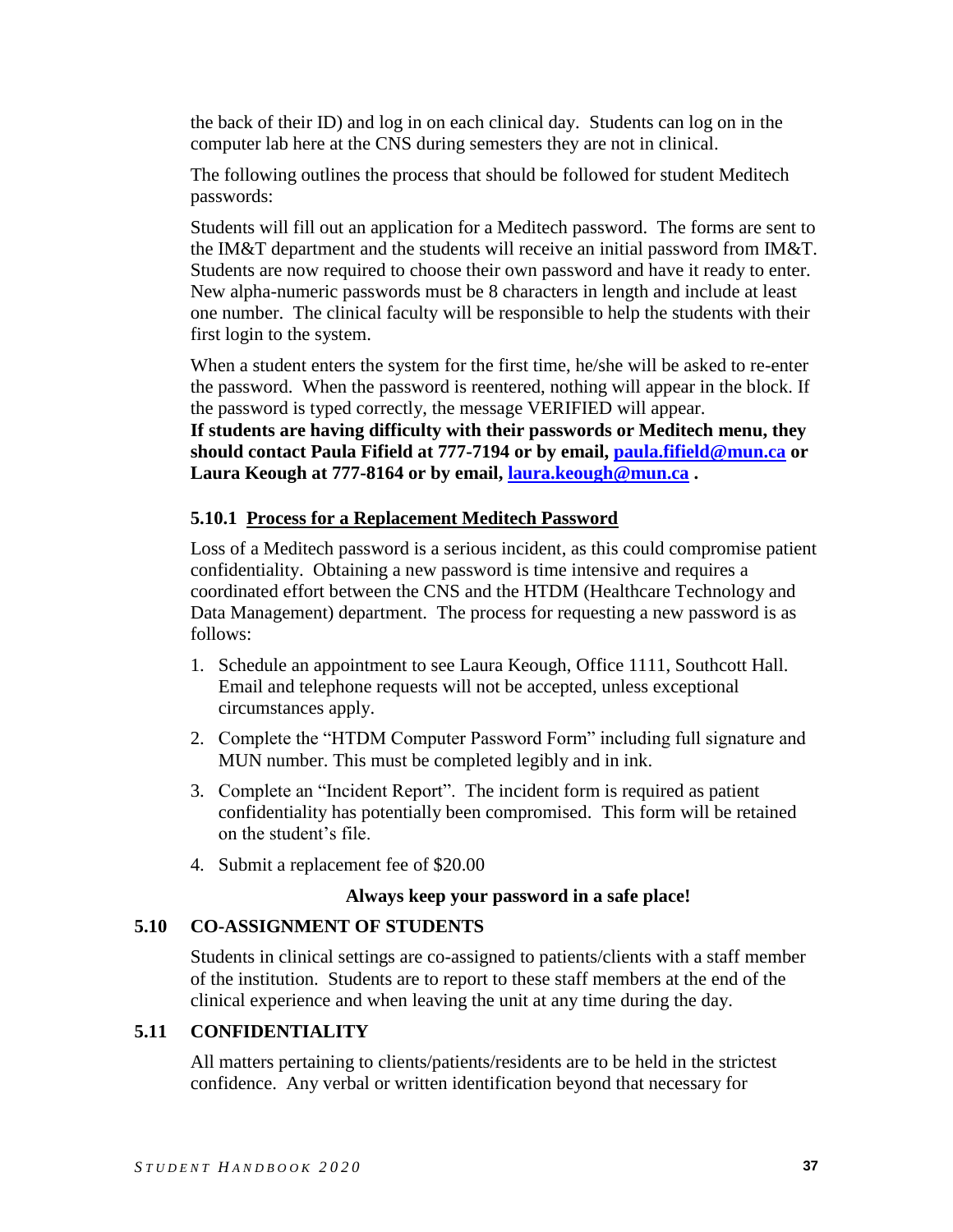the back of their ID) and log in on each clinical day. Students can log on in the computer lab here at the CNS during semesters they are not in clinical.

The following outlines the process that should be followed for student Meditech passwords:

Students will fill out an application for a Meditech password. The forms are sent to the IM&T department and the students will receive an initial password from IM&T. Students are now required to choose their own password and have it ready to enter. New alpha-numeric passwords must be 8 characters in length and include at least one number. The clinical faculty will be responsible to help the students with their first login to the system.

When a student enters the system for the first time, he/she will be asked to re-enter the password. When the password is reentered, nothing will appear in the block. If the password is typed correctly, the message VERIFIED will appear.
**If students are having difficulty with their passwords or Meditech menu, they should contact Paula Fifield at 777-7194 or by email, [paula.fifield@mun.ca](mailto:paula.fifield@mun.ca) or Laura Keough at 777-8164 or by email, [laura.keough@mun.ca](mailto:laura.keough@mun.ca) .**

### 5.10.1 Process for a Replacement Meditech Password

Loss of a Meditech password is a serious incident, as this could compromise patient confidentiality. Obtaining a new password is time intensive and requires a coordinated effort between the CNS and the HTDM (Healthcare Technology and Data Management) department. The process for requesting a new password is as follows:

1. Schedule an appointment to see Laura Keough, Office 1111, Southcott Hall. Email and telephone requests will not be accepted, unless exceptional circumstances apply.
2. Complete the "HTDM Computer Password Form" including full signature and MUN number. This must be completed legibly and in ink.
3. Complete an "Incident Report". The incident form is required as patient confidentiality has potentially been compromised. This form will be retained on the student's file.
4. Submit a replacement fee of $20.00

**Always keep your password in a safe place!**

## 5.10 CO-ASSIGNMENT OF STUDENTS

Students in clinical settings are co-assigned to patients/clients with a staff member of the institution. Students are to report to these staff members at the end of the clinical experience and when leaving the unit at any time during the day.

## 5.11 CONFIDENTIALITY

All matters pertaining to clients/patients/residents are to be held in the strictest confidence. Any verbal or written identification beyond that necessary for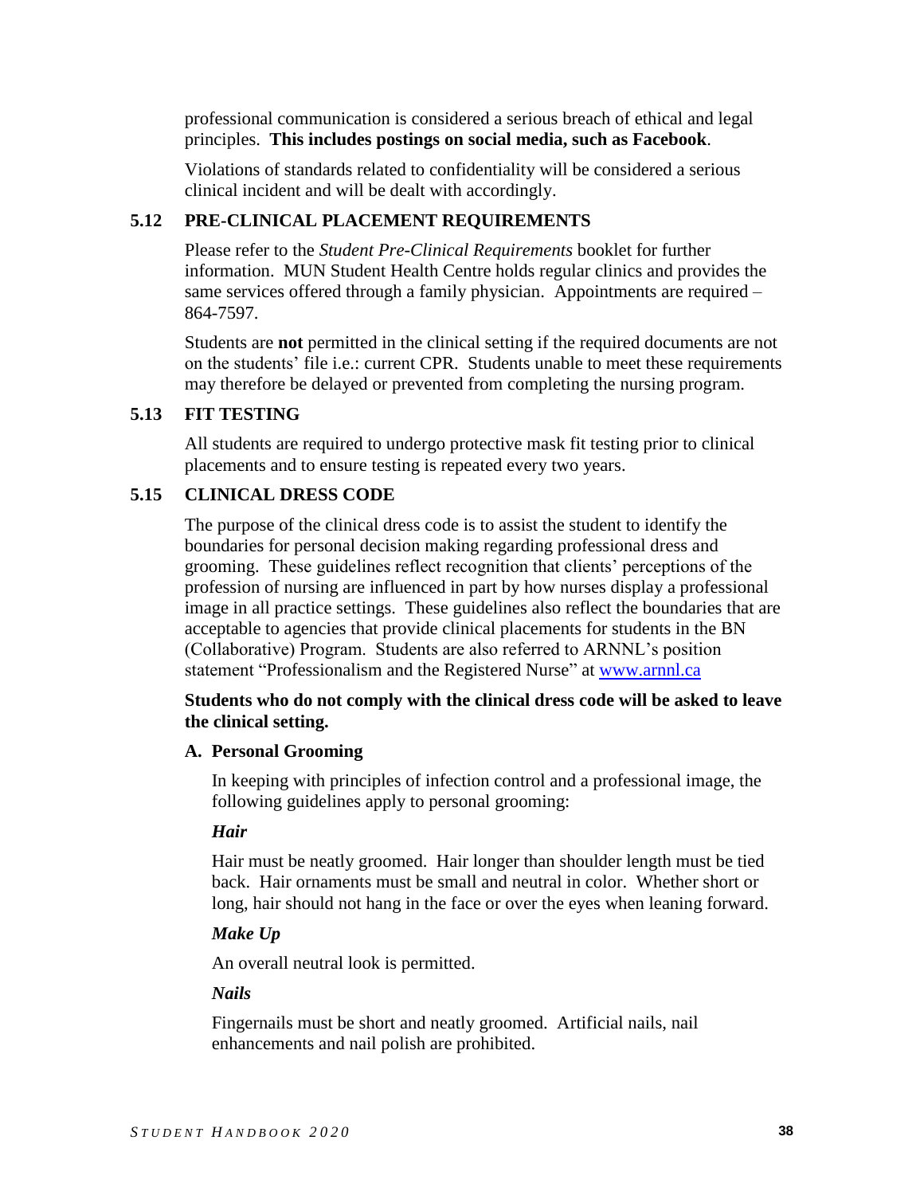professional communication is considered a serious breach of ethical and legal principles. **This includes postings on social media, such as Facebook**.

Violations of standards related to confidentiality will be considered a serious clinical incident and will be dealt with accordingly.

## 5.12 PRE-CLINICAL PLACEMENT REQUIREMENTS

Please refer to the *Student Pre-Clinical Requirements* booklet for further information. MUN Student Health Centre holds regular clinics and provides the same services offered through a family physician. Appointments are required – 864-7597.

Students are **not** permitted in the clinical setting if the required documents are not on the students' file i.e.: current CPR. Students unable to meet these requirements may therefore be delayed or prevented from completing the nursing program.

## 5.13 FIT TESTING

All students are required to undergo protective mask fit testing prior to clinical placements and to ensure testing is repeated every two years.

## 5.15 CLINICAL DRESS CODE

The purpose of the clinical dress code is to assist the student to identify the boundaries for personal decision making regarding professional dress and grooming. These guidelines reflect recognition that clients' perceptions of the profession of nursing are influenced in part by how nurses display a professional image in all practice settings. These guidelines also reflect the boundaries that are acceptable to agencies that provide clinical placements for students in the BN (Collaborative) Program. Students are also referred to ARNNL's position statement "Professionalism and the Registered Nurse" at [www.arnnl.ca](http://www.arnnl.ca)

**Students who do not comply with the clinical dress code will be asked to leave the clinical setting.**

### A. Personal Grooming

In keeping with principles of infection control and a professional image, the following guidelines apply to personal grooming:

***Hair***

Hair must be neatly groomed. Hair longer than shoulder length must be tied back. Hair ornaments must be small and neutral in color. Whether short or long, hair should not hang in the face or over the eyes when leaning forward.

***Make Up***

An overall neutral look is permitted.

***Nails***

Fingernails must be short and neatly groomed. Artificial nails, nail enhancements and nail polish are prohibited.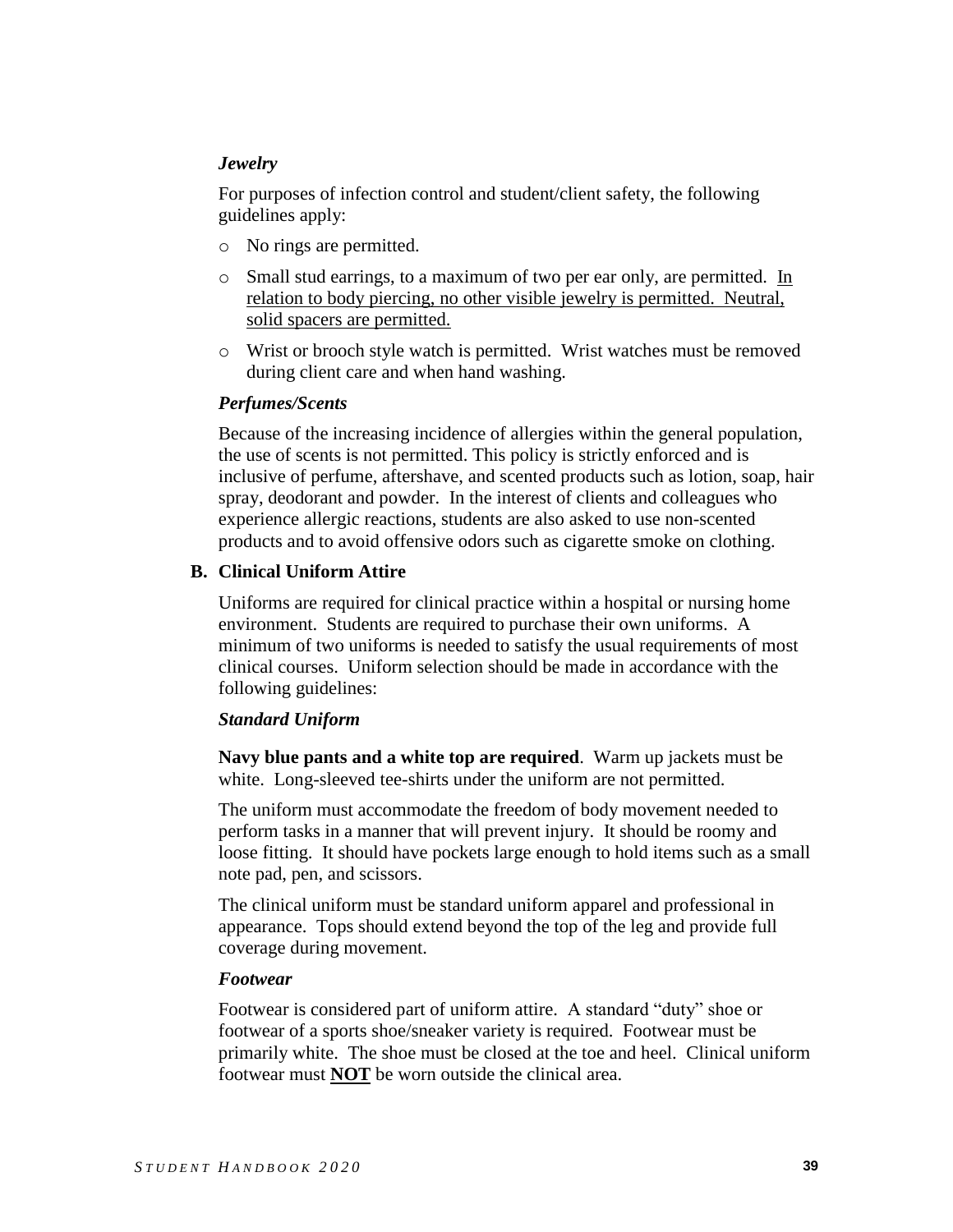### *Jewelry*

For purposes of infection control and student/client safety, the following guidelines apply:

- No rings are permitted.
- Small stud earrings, to a maximum of two per ear only, are permitted. <u>In relation to body piercing, no other visible jewelry is permitted. Neutral, solid spacers are permitted.</u>
- Wrist or brooch style watch is permitted. Wrist watches must be removed during client care and when hand washing.

### *Perfumes/Scents*

Because of the increasing incidence of allergies within the general population, the use of scents is not permitted. This policy is strictly enforced and is inclusive of perfume, aftershave, and scented products such as lotion, soap, hair spray, deodorant and powder. In the interest of clients and colleagues who experience allergic reactions, students are also asked to use non-scented products and to avoid offensive odors such as cigarette smoke on clothing.

## B. Clinical Uniform Attire

Uniforms are required for clinical practice within a hospital or nursing home environment. Students are required to purchase their own uniforms. A minimum of two uniforms is needed to satisfy the usual requirements of most clinical courses. Uniform selection should be made in accordance with the following guidelines:

### *Standard Uniform*

**Navy blue pants and a white top are required**. Warm up jackets must be white. Long-sleeved tee-shirts under the uniform are not permitted.

The uniform must accommodate the freedom of body movement needed to perform tasks in a manner that will prevent injury. It should be roomy and loose fitting. It should have pockets large enough to hold items such as a small note pad, pen, and scissors.

The clinical uniform must be standard uniform apparel and professional in appearance. Tops should extend beyond the top of the leg and provide full coverage during movement.

### *Footwear*

Footwear is considered part of uniform attire. A standard "duty" shoe or footwear of a sports shoe/sneaker variety is required. Footwear must be primarily white. The shoe must be closed at the toe and heel. Clinical uniform footwear must <u>**NOT**</u> be worn outside the clinical area.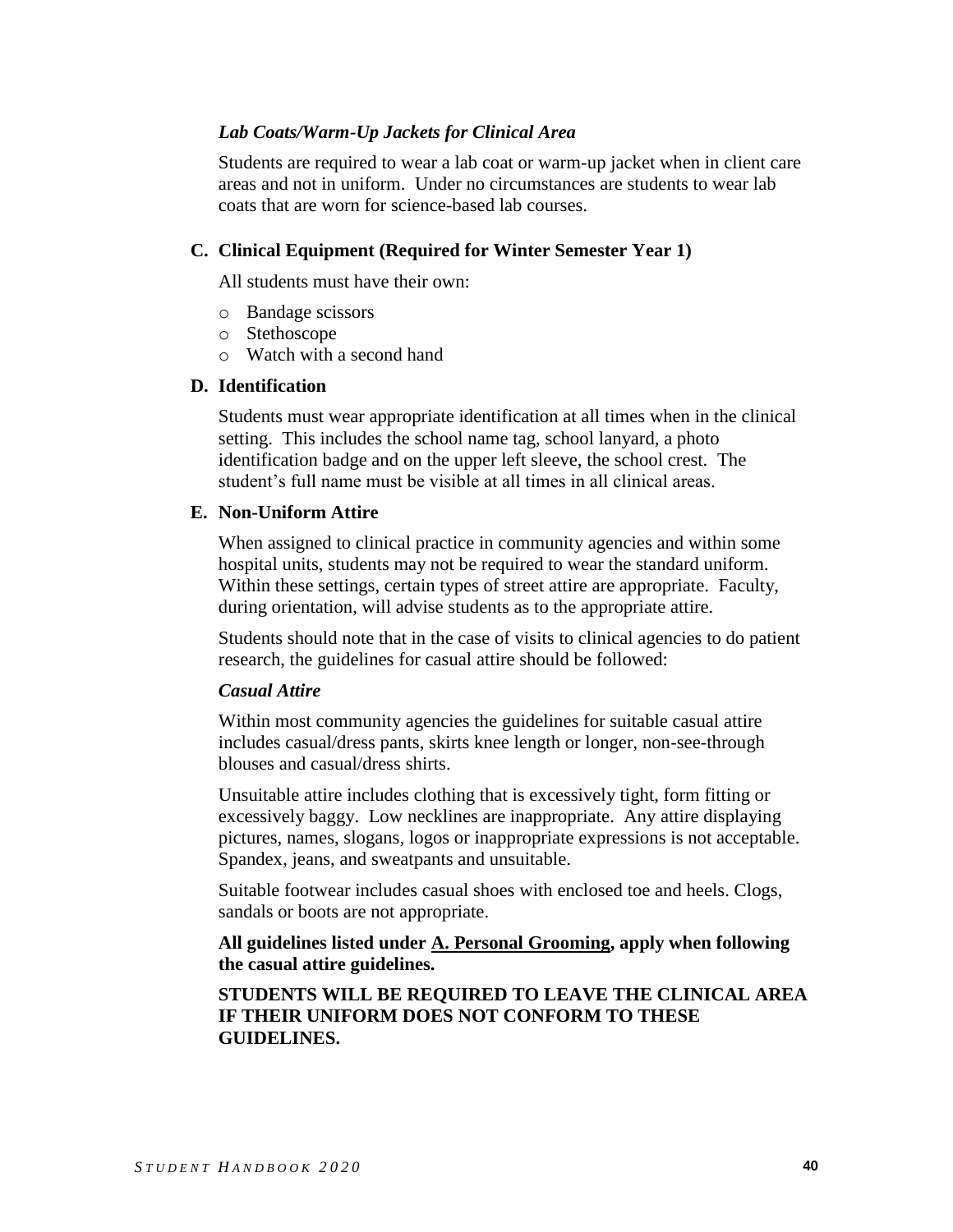### *Lab Coats/Warm-Up Jackets for Clinical Area*

Students are required to wear a lab coat or warm-up jacket when in client care areas and not in uniform. Under no circumstances are students to wear lab coats that are worn for science-based lab courses.

## C. Clinical Equipment (Required for Winter Semester Year 1)

All students must have their own:

- Bandage scissors
- Stethoscope
- Watch with a second hand

## D. Identification

Students must wear appropriate identification at all times when in the clinical setting. This includes the school name tag, school lanyard, a photo identification badge and on the upper left sleeve, the school crest. The student's full name must be visible at all times in all clinical areas.

## E. Non-Uniform Attire

When assigned to clinical practice in community agencies and within some hospital units, students may not be required to wear the standard uniform. Within these settings, certain types of street attire are appropriate. Faculty, during orientation, will advise students as to the appropriate attire.

Students should note that in the case of visits to clinical agencies to do patient research, the guidelines for casual attire should be followed:

### *Casual Attire*

Within most community agencies the guidelines for suitable casual attire includes casual/dress pants, skirts knee length or longer, non-see-through blouses and casual/dress shirts.

Unsuitable attire includes clothing that is excessively tight, form fitting or excessively baggy. Low necklines are inappropriate. Any attire displaying pictures, names, slogans, logos or inappropriate expressions is not acceptable. Spandex, jeans, and sweatpants and unsuitable.

Suitable footwear includes casual shoes with enclosed toe and heels. Clogs, sandals or boots are not appropriate.

**All guidelines listed under <u>A. Personal Grooming</u>, apply when following the casual attire guidelines.**

**STUDENTS WILL BE REQUIRED TO LEAVE THE CLINICAL AREA IF THEIR UNIFORM DOES NOT CONFORM TO THESE GUIDELINES.**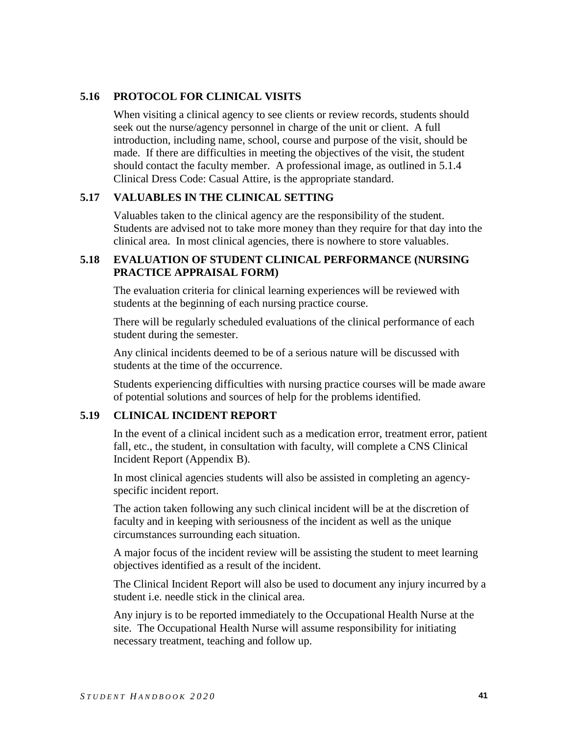## 5.16 PROTOCOL FOR CLINICAL VISITS

When visiting a clinical agency to see clients or review records, students should seek out the nurse/agency personnel in charge of the unit or client. A full introduction, including name, school, course and purpose of the visit, should be made. If there are difficulties in meeting the objectives of the visit, the student should contact the faculty member. A professional image, as outlined in 5.1.4 Clinical Dress Code: Casual Attire, is the appropriate standard.

## 5.17 VALUABLES IN THE CLINICAL SETTING

Valuables taken to the clinical agency are the responsibility of the student. Students are advised not to take more money than they require for that day into the clinical area. In most clinical agencies, there is nowhere to store valuables.

## 5.18 EVALUATION OF STUDENT CLINICAL PERFORMANCE (NURSING PRACTICE APPRAISAL FORM)

The evaluation criteria for clinical learning experiences will be reviewed with students at the beginning of each nursing practice course.

There will be regularly scheduled evaluations of the clinical performance of each student during the semester.

Any clinical incidents deemed to be of a serious nature will be discussed with students at the time of the occurrence.

Students experiencing difficulties with nursing practice courses will be made aware of potential solutions and sources of help for the problems identified.

## 5.19 CLINICAL INCIDENT REPORT

In the event of a clinical incident such as a medication error, treatment error, patient fall, etc., the student, in consultation with faculty, will complete a CNS Clinical Incident Report (Appendix B).

In most clinical agencies students will also be assisted in completing an agency-specific incident report.

The action taken following any such clinical incident will be at the discretion of faculty and in keeping with seriousness of the incident as well as the unique circumstances surrounding each situation.

A major focus of the incident review will be assisting the student to meet learning objectives identified as a result of the incident.

The Clinical Incident Report will also be used to document any injury incurred by a student i.e. needle stick in the clinical area.

Any injury is to be reported immediately to the Occupational Health Nurse at the site. The Occupational Health Nurse will assume responsibility for initiating necessary treatment, teaching and follow up.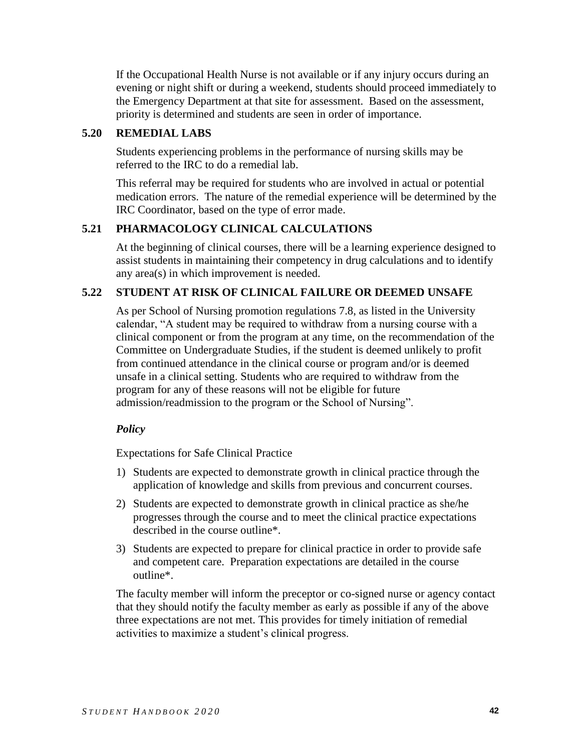If the Occupational Health Nurse is not available or if any injury occurs during an evening or night shift or during a weekend, students should proceed immediately to the Emergency Department at that site for assessment. Based on the assessment, priority is determined and students are seen in order of importance.

## 5.20 REMEDIAL LABS

Students experiencing problems in the performance of nursing skills may be referred to the IRC to do a remedial lab.

This referral may be required for students who are involved in actual or potential medication errors. The nature of the remedial experience will be determined by the IRC Coordinator, based on the type of error made.

## 5.21 PHARMACOLOGY CLINICAL CALCULATIONS

At the beginning of clinical courses, there will be a learning experience designed to assist students in maintaining their competency in drug calculations and to identify any area(s) in which improvement is needed.

## 5.22 STUDENT AT RISK OF CLINICAL FAILURE OR DEEMED UNSAFE

As per School of Nursing promotion regulations 7.8, as listed in the University calendar, "A student may be required to withdraw from a nursing course with a clinical component or from the program at any time, on the recommendation of the Committee on Undergraduate Studies, if the student is deemed unlikely to profit from continued attendance in the clinical course or program and/or is deemed unsafe in a clinical setting. Students who are required to withdraw from the program for any of these reasons will not be eligible for future admission/readmission to the program or the School of Nursing".

***Policy***

Expectations for Safe Clinical Practice

1) Students are expected to demonstrate growth in clinical practice through the application of knowledge and skills from previous and concurrent courses.
2) Students are expected to demonstrate growth in clinical practice as she/he progresses through the course and to meet the clinical practice expectations described in the course outline*.
3) Students are expected to prepare for clinical practice in order to provide safe and competent care. Preparation expectations are detailed in the course outline*.

The faculty member will inform the preceptor or co-signed nurse or agency contact that they should notify the faculty member as early as possible if any of the above three expectations are not met. This provides for timely initiation of remedial activities to maximize a student's clinical progress.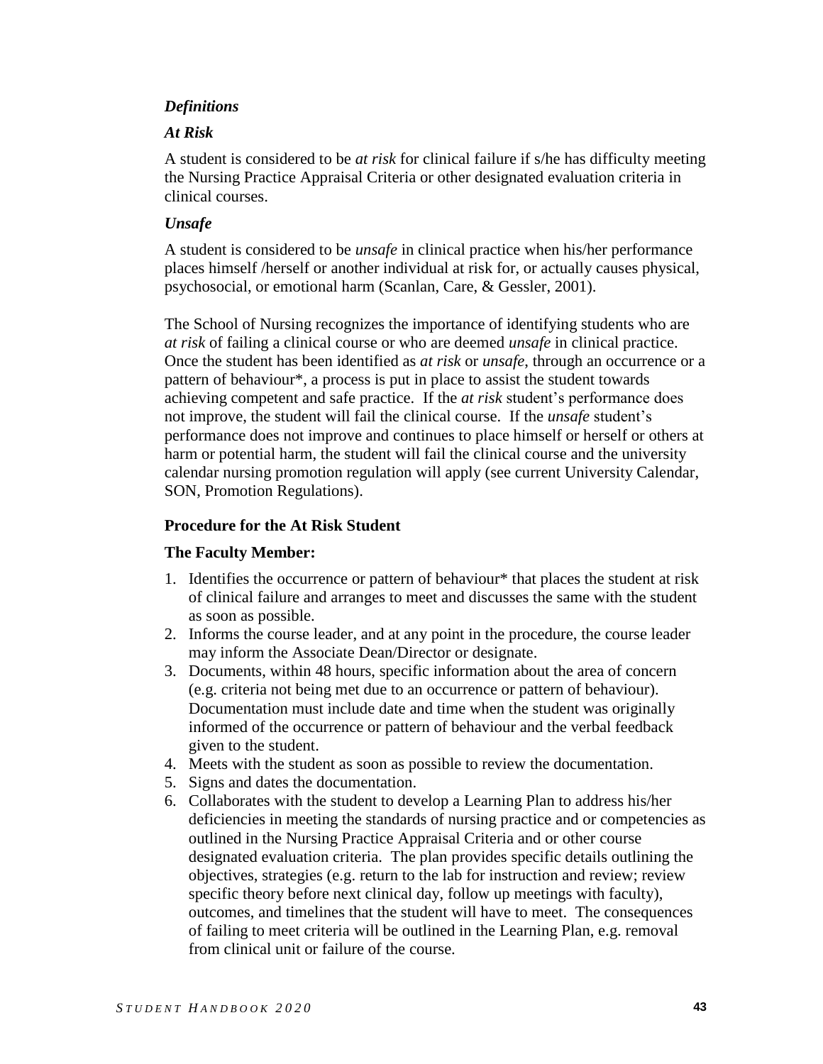***Definitions***

***At Risk***

A student is considered to be *at risk* for clinical failure if s/he has difficulty meeting the Nursing Practice Appraisal Criteria or other designated evaluation criteria in clinical courses.

***Unsafe***

A student is considered to be *unsafe* in clinical practice when his/her performance places himself /herself or another individual at risk for, or actually causes physical, psychosocial, or emotional harm (Scanlan, Care, & Gessler, 2001).

The School of Nursing recognizes the importance of identifying students who are *at risk* of failing a clinical course or who are deemed *unsafe* in clinical practice. Once the student has been identified as *at risk* or *unsafe*, through an occurrence or a pattern of behaviour*, a process is put in place to assist the student towards achieving competent and safe practice. If the *at risk* student's performance does not improve, the student will fail the clinical course. If the *unsafe* student's performance does not improve and continues to place himself or herself or others at harm or potential harm, the student will fail the clinical course and the university calendar nursing promotion regulation will apply (see current University Calendar, SON, Promotion Regulations).

**Procedure for the At Risk Student**

**The Faculty Member:**

1. Identifies the occurrence or pattern of behaviour* that places the student at risk of clinical failure and arranges to meet and discusses the same with the student as soon as possible.
2. Informs the course leader, and at any point in the procedure, the course leader may inform the Associate Dean/Director or designate.
3. Documents, within 48 hours, specific information about the area of concern (e.g. criteria not being met due to an occurrence or pattern of behaviour). Documentation must include date and time when the student was originally informed of the occurrence or pattern of behaviour and the verbal feedback given to the student.
4. Meets with the student as soon as possible to review the documentation.
5. Signs and dates the documentation.
6. Collaborates with the student to develop a Learning Plan to address his/her deficiencies in meeting the standards of nursing practice and or competencies as outlined in the Nursing Practice Appraisal Criteria and or other course designated evaluation criteria. The plan provides specific details outlining the objectives, strategies (e.g. return to the lab for instruction and review; review specific theory before next clinical day, follow up meetings with faculty), outcomes, and timelines that the student will have to meet. The consequences of failing to meet criteria will be outlined in the Learning Plan, e.g. removal from clinical unit or failure of the course.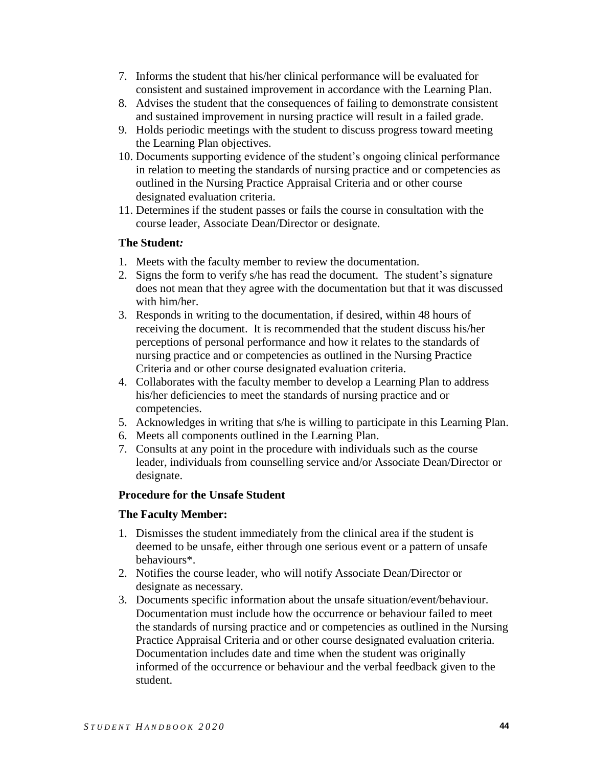7. Informs the student that his/her clinical performance will be evaluated for consistent and sustained improvement in accordance with the Learning Plan.
8. Advises the student that the consequences of failing to demonstrate consistent and sustained improvement in nursing practice will result in a failed grade.
9. Holds periodic meetings with the student to discuss progress toward meeting the Learning Plan objectives.
10. Documents supporting evidence of the student's ongoing clinical performance in relation to meeting the standards of nursing practice and or competencies as outlined in the Nursing Practice Appraisal Criteria and or other course designated evaluation criteria.
11. Determines if the student passes or fails the course in consultation with the course leader, Associate Dean/Director or designate.

**The Student*:***

1. Meets with the faculty member to review the documentation.
2. Signs the form to verify s/he has read the document. The student's signature does not mean that they agree with the documentation but that it was discussed with him/her.
3. Responds in writing to the documentation, if desired, within 48 hours of receiving the document. It is recommended that the student discuss his/her perceptions of personal performance and how it relates to the standards of nursing practice and or competencies as outlined in the Nursing Practice Criteria and or other course designated evaluation criteria.
4. Collaborates with the faculty member to develop a Learning Plan to address his/her deficiencies to meet the standards of nursing practice and or competencies.
5. Acknowledges in writing that s/he is willing to participate in this Learning Plan.
6. Meets all components outlined in the Learning Plan.
7. Consults at any point in the procedure with individuals such as the course leader, individuals from counselling service and/or Associate Dean/Director or designate.

**Procedure for the Unsafe Student**

**The Faculty Member:**

1. Dismisses the student immediately from the clinical area if the student is deemed to be unsafe, either through one serious event or a pattern of unsafe behaviours*.
2. Notifies the course leader, who will notify Associate Dean/Director or designate as necessary.
3. Documents specific information about the unsafe situation/event/behaviour. Documentation must include how the occurrence or behaviour failed to meet the standards of nursing practice and or competencies as outlined in the Nursing Practice Appraisal Criteria and or other course designated evaluation criteria. Documentation includes date and time when the student was originally informed of the occurrence or behaviour and the verbal feedback given to the student.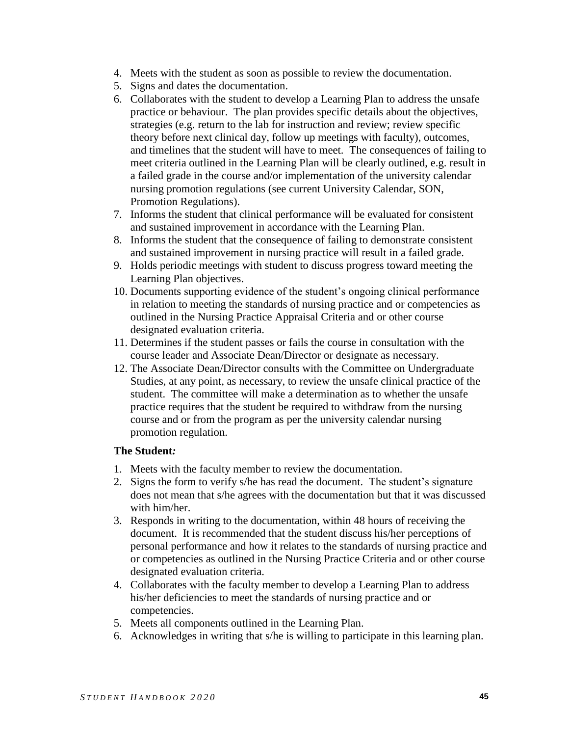4. Meets with the student as soon as possible to review the documentation.
5. Signs and dates the documentation.
6. Collaborates with the student to develop a Learning Plan to address the unsafe practice or behaviour. The plan provides specific details about the objectives, strategies (e.g. return to the lab for instruction and review; review specific theory before next clinical day, follow up meetings with faculty), outcomes, and timelines that the student will have to meet. The consequences of failing to meet criteria outlined in the Learning Plan will be clearly outlined, e.g. result in a failed grade in the course and/or implementation of the university calendar nursing promotion regulations (see current University Calendar, SON, Promotion Regulations).
7. Informs the student that clinical performance will be evaluated for consistent and sustained improvement in accordance with the Learning Plan.
8. Informs the student that the consequence of failing to demonstrate consistent and sustained improvement in nursing practice will result in a failed grade.
9. Holds periodic meetings with student to discuss progress toward meeting the Learning Plan objectives.
10. Documents supporting evidence of the student's ongoing clinical performance in relation to meeting the standards of nursing practice and or competencies as outlined in the Nursing Practice Appraisal Criteria and or other course designated evaluation criteria.
11. Determines if the student passes or fails the course in consultation with the course leader and Associate Dean/Director or designate as necessary.
12. The Associate Dean/Director consults with the Committee on Undergraduate Studies, at any point, as necessary, to review the unsafe clinical practice of the student. The committee will make a determination as to whether the unsafe practice requires that the student be required to withdraw from the nursing course and or from the program as per the university calendar nursing promotion regulation.

**The Student*:***

1. Meets with the faculty member to review the documentation.
2. Signs the form to verify s/he has read the document. The student's signature does not mean that s/he agrees with the documentation but that it was discussed with him/her.
3. Responds in writing to the documentation, within 48 hours of receiving the document. It is recommended that the student discuss his/her perceptions of personal performance and how it relates to the standards of nursing practice and or competencies as outlined in the Nursing Practice Criteria and or other course designated evaluation criteria.
4. Collaborates with the faculty member to develop a Learning Plan to address his/her deficiencies to meet the standards of nursing practice and or competencies.
5. Meets all components outlined in the Learning Plan.
6. Acknowledges in writing that s/he is willing to participate in this learning plan.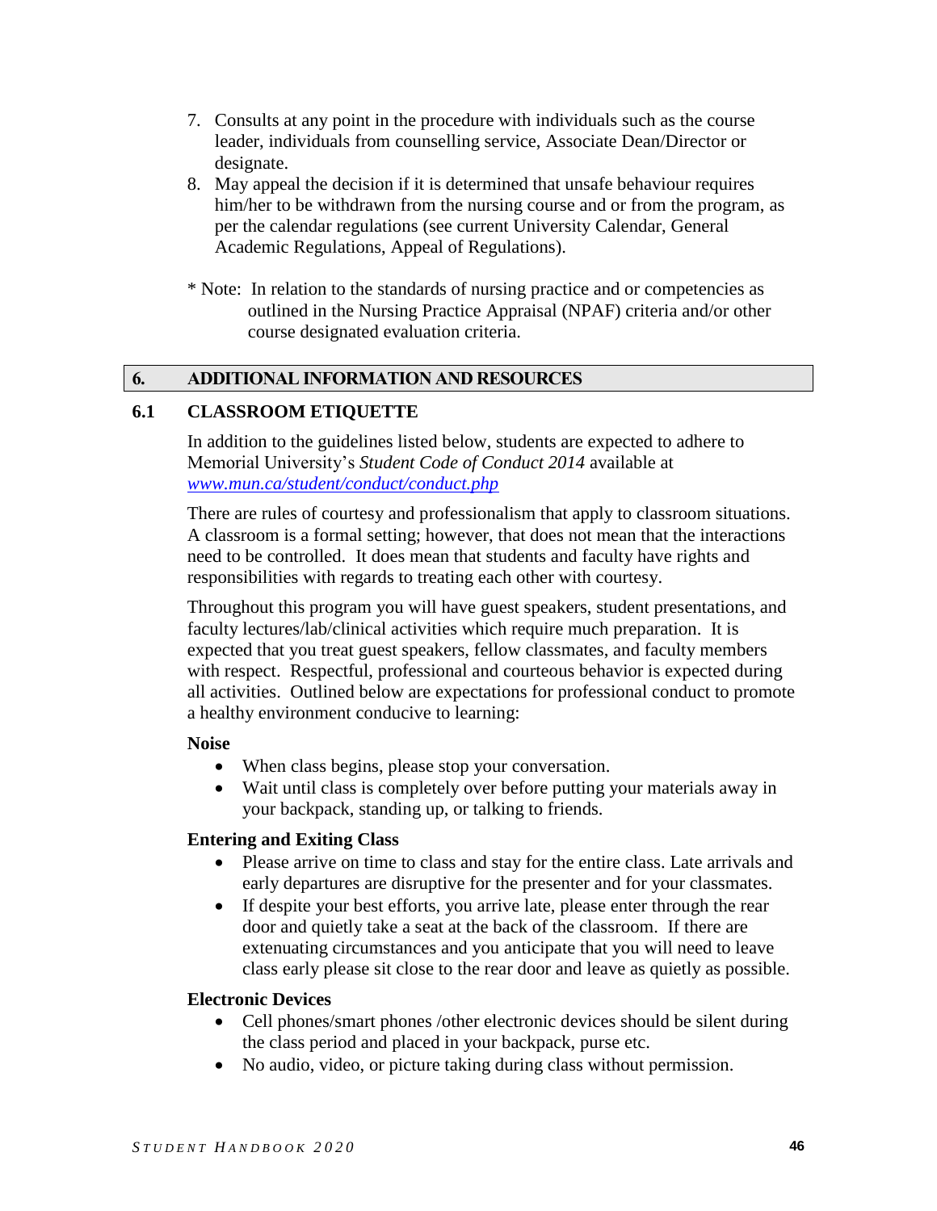7. Consults at any point in the procedure with individuals such as the course leader, individuals from counselling service, Associate Dean/Director or designate.
8. May appeal the decision if it is determined that unsafe behaviour requires him/her to be withdrawn from the nursing course and or from the program, as per the calendar regulations (see current University Calendar, General Academic Regulations, Appeal of Regulations).

* Note: In relation to the standards of nursing practice and or competencies as outlined in the Nursing Practice Appraisal (NPAF) criteria and/or other course designated evaluation criteria.

## 6. ADDITIONAL INFORMATION AND RESOURCES

### 6.1 CLASSROOM ETIQUETTE

In addition to the guidelines listed below, students are expected to adhere to Memorial University's *Student Code of Conduct 2014* available at [www.mun.ca/student/conduct/conduct.php](www.mun.ca/student/conduct/conduct.php)

There are rules of courtesy and professionalism that apply to classroom situations. A classroom is a formal setting; however, that does not mean that the interactions need to be controlled. It does mean that students and faculty have rights and responsibilities with regards to treating each other with courtesy.

Throughout this program you will have guest speakers, student presentations, and faculty lectures/lab/clinical activities which require much preparation. It is expected that you treat guest speakers, fellow classmates, and faculty members with respect. Respectful, professional and courteous behavior is expected during all activities. Outlined below are expectations for professional conduct to promote a healthy environment conducive to learning:

**Noise**

- When class begins, please stop your conversation.
- Wait until class is completely over before putting your materials away in your backpack, standing up, or talking to friends.

**Entering and Exiting Class**

- Please arrive on time to class and stay for the entire class. Late arrivals and early departures are disruptive for the presenter and for your classmates.
- If despite your best efforts, you arrive late, please enter through the rear door and quietly take a seat at the back of the classroom. If there are extenuating circumstances and you anticipate that you will need to leave class early please sit close to the rear door and leave as quietly as possible.

**Electronic Devices**

- Cell phones/smart phones /other electronic devices should be silent during the class period and placed in your backpack, purse etc.
- No audio, video, or picture taking during class without permission.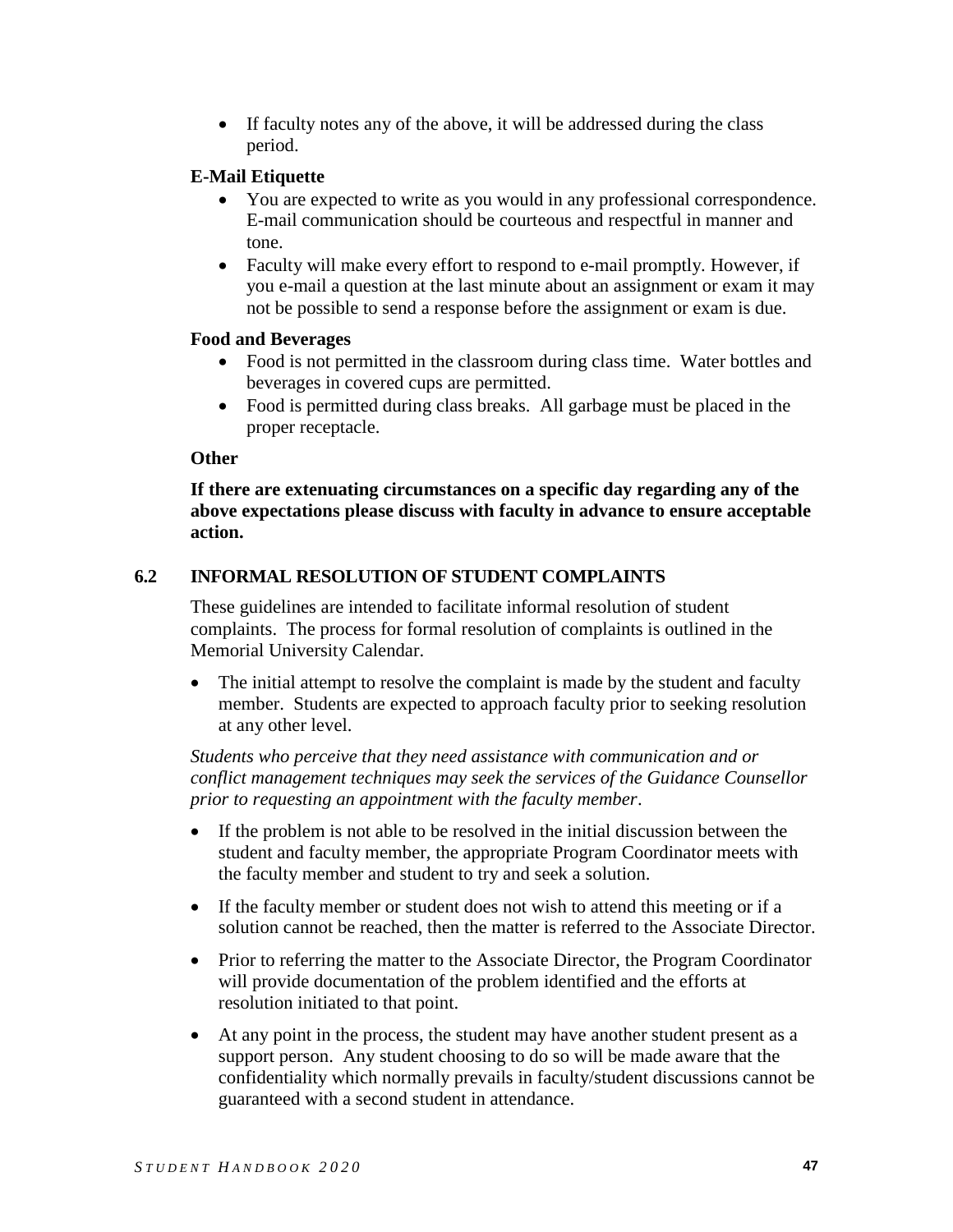- If faculty notes any of the above, it will be addressed during the class period.

**E-Mail Etiquette**

- You are expected to write as you would in any professional correspondence. E-mail communication should be courteous and respectful in manner and tone.
- Faculty will make every effort to respond to e-mail promptly. However, if you e-mail a question at the last minute about an assignment or exam it may not be possible to send a response before the assignment or exam is due.

**Food and Beverages**

- Food is not permitted in the classroom during class time. Water bottles and beverages in covered cups are permitted.
- Food is permitted during class breaks. All garbage must be placed in the proper receptacle.

**Other**

**If there are extenuating circumstances on a specific day regarding any of the above expectations please discuss with faculty in advance to ensure acceptable action.**

## 6.2 INFORMAL RESOLUTION OF STUDENT COMPLAINTS

These guidelines are intended to facilitate informal resolution of student complaints. The process for formal resolution of complaints is outlined in the Memorial University Calendar.

- The initial attempt to resolve the complaint is made by the student and faculty member. Students are expected to approach faculty prior to seeking resolution at any other level.

*Students who perceive that they need assistance with communication and or conflict management techniques may seek the services of the Guidance Counsellor prior to requesting an appointment with the faculty member*.

- If the problem is not able to be resolved in the initial discussion between the student and faculty member, the appropriate Program Coordinator meets with the faculty member and student to try and seek a solution.
- If the faculty member or student does not wish to attend this meeting or if a solution cannot be reached, then the matter is referred to the Associate Director.
- Prior to referring the matter to the Associate Director, the Program Coordinator will provide documentation of the problem identified and the efforts at resolution initiated to that point.
- At any point in the process, the student may have another student present as a support person. Any student choosing to do so will be made aware that the confidentiality which normally prevails in faculty/student discussions cannot be guaranteed with a second student in attendance.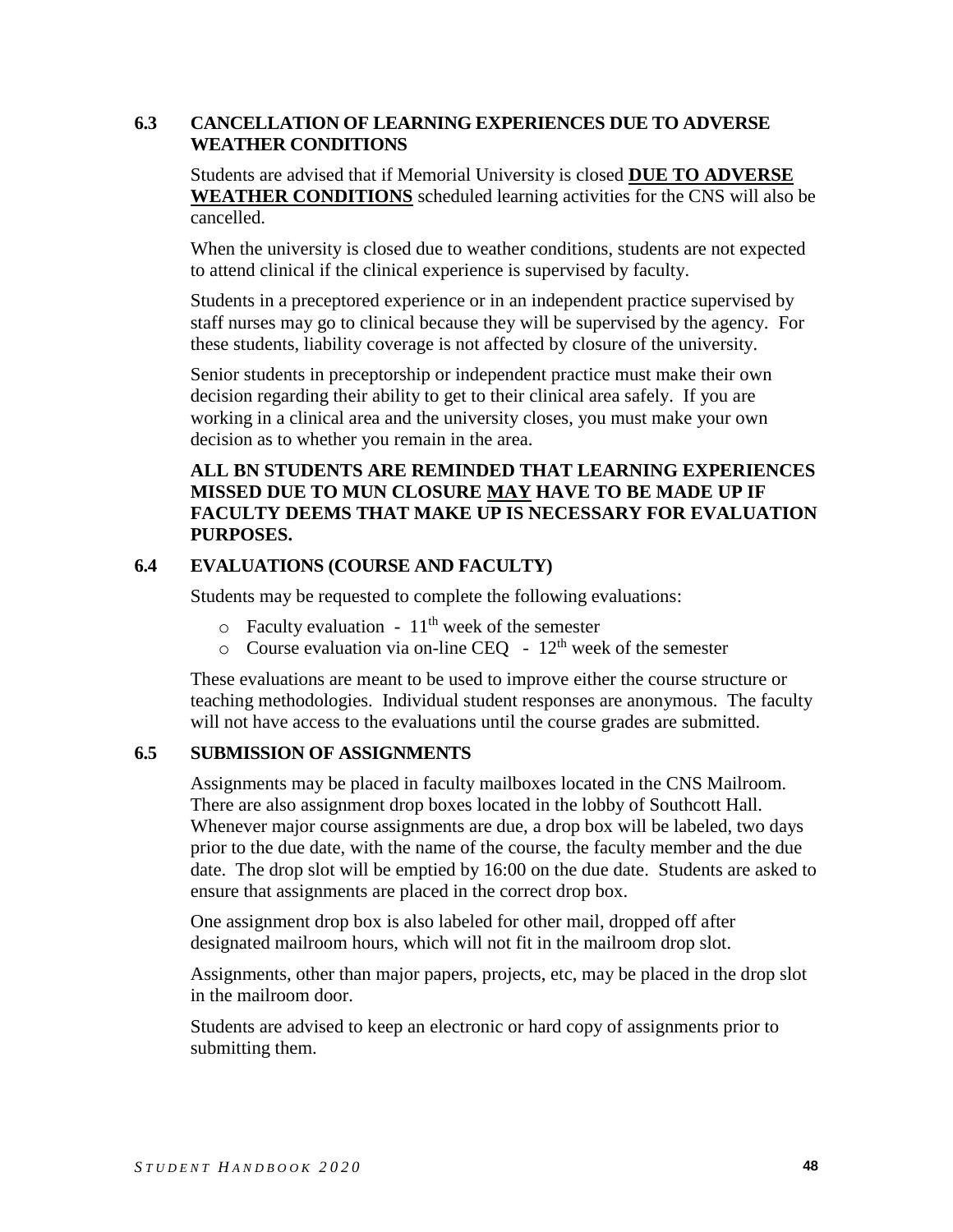### 6.3 CANCELLATION OF LEARNING EXPERIENCES DUE TO ADVERSE WEATHER CONDITIONS

Students are advised that if Memorial University is closed **DUE TO ADVERSE WEATHER CONDITIONS** scheduled learning activities for the CNS will also be cancelled.

When the university is closed due to weather conditions, students are not expected to attend clinical if the clinical experience is supervised by faculty.

Students in a preceptored experience or in an independent practice supervised by staff nurses may go to clinical because they will be supervised by the agency. For these students, liability coverage is not affected by closure of the university.

Senior students in preceptorship or independent practice must make their own decision regarding their ability to get to their clinical area safely. If you are working in a clinical area and the university closes, you must make your own decision as to whether you remain in the area.

**ALL BN STUDENTS ARE REMINDED THAT LEARNING EXPERIENCES MISSED DUE TO MUN CLOSURE MAY HAVE TO BE MADE UP IF FACULTY DEEMS THAT MAKE UP IS NECESSARY FOR EVALUATION PURPOSES.**

### 6.4 EVALUATIONS (COURSE AND FACULTY)

Students may be requested to complete the following evaluations:

- Faculty evaluation - 11th week of the semester
- Course evaluation via on-line CEQ - 12th week of the semester

These evaluations are meant to be used to improve either the course structure or teaching methodologies. Individual student responses are anonymous. The faculty will not have access to the evaluations until the course grades are submitted.

### 6.5 SUBMISSION OF ASSIGNMENTS

Assignments may be placed in faculty mailboxes located in the CNS Mailroom. There are also assignment drop boxes located in the lobby of Southcott Hall. Whenever major course assignments are due, a drop box will be labeled, two days prior to the due date, with the name of the course, the faculty member and the due date. The drop slot will be emptied by 16:00 on the due date. Students are asked to ensure that assignments are placed in the correct drop box.

One assignment drop box is also labeled for other mail, dropped off after designated mailroom hours, which will not fit in the mailroom drop slot.

Assignments, other than major papers, projects, etc, may be placed in the drop slot in the mailroom door.

Students are advised to keep an electronic or hard copy of assignments prior to submitting them.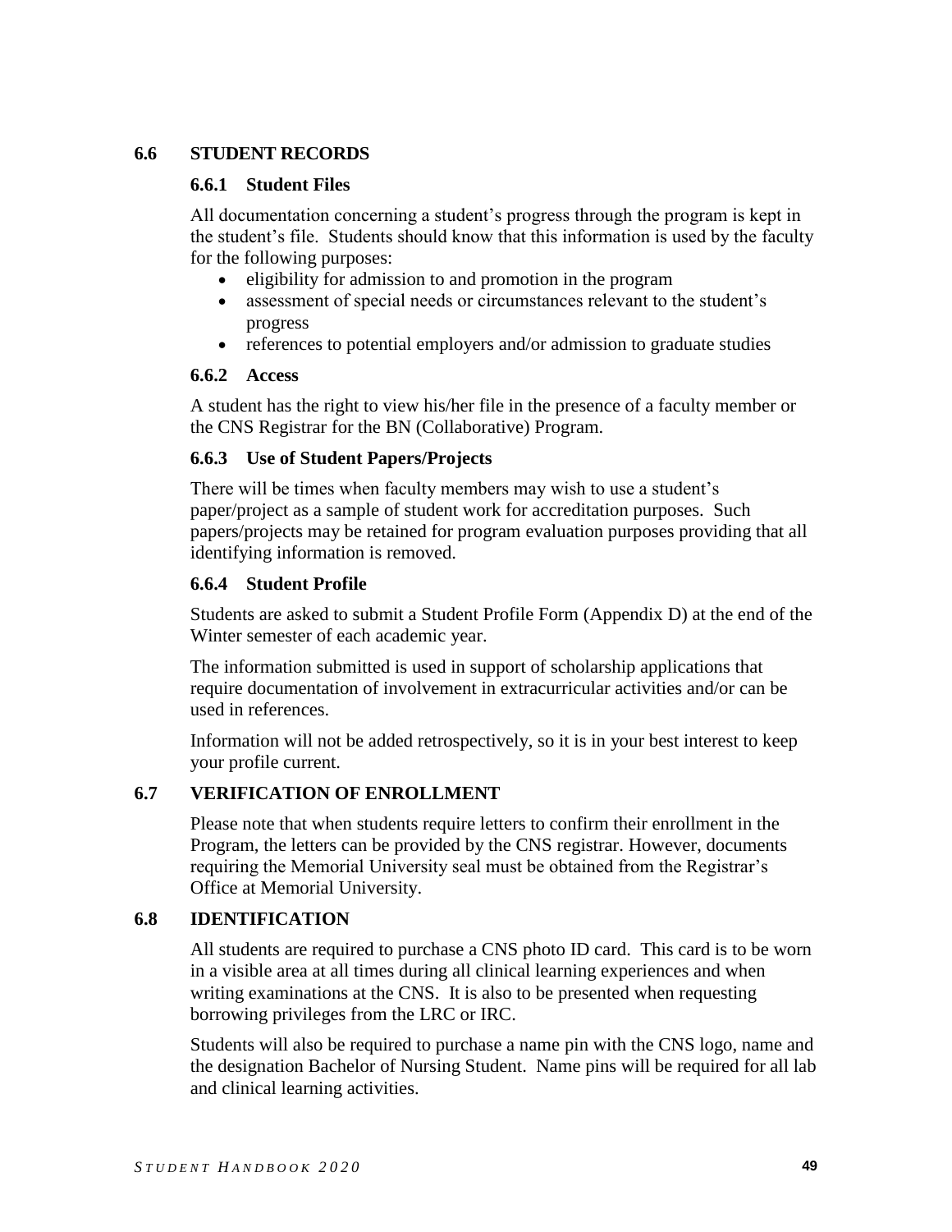## 6.6 STUDENT RECORDS

### 6.6.1 Student Files

All documentation concerning a student's progress through the program is kept in the student's file. Students should know that this information is used by the faculty for the following purposes:

- eligibility for admission to and promotion in the program
- assessment of special needs or circumstances relevant to the student's progress
- references to potential employers and/or admission to graduate studies

### 6.6.2 Access

A student has the right to view his/her file in the presence of a faculty member or the CNS Registrar for the BN (Collaborative) Program.

### 6.6.3 Use of Student Papers/Projects

There will be times when faculty members may wish to use a student's paper/project as a sample of student work for accreditation purposes. Such papers/projects may be retained for program evaluation purposes providing that all identifying information is removed.

### 6.6.4 Student Profile

Students are asked to submit a Student Profile Form (Appendix D) at the end of the Winter semester of each academic year.

The information submitted is used in support of scholarship applications that require documentation of involvement in extracurricular activities and/or can be used in references.

Information will not be added retrospectively, so it is in your best interest to keep your profile current.

## 6.7 VERIFICATION OF ENROLLMENT

Please note that when students require letters to confirm their enrollment in the Program, the letters can be provided by the CNS registrar. However, documents requiring the Memorial University seal must be obtained from the Registrar's Office at Memorial University.

## 6.8 IDENTIFICATION

All students are required to purchase a CNS photo ID card. This card is to be worn in a visible area at all times during all clinical learning experiences and when writing examinations at the CNS. It is also to be presented when requesting borrowing privileges from the LRC or IRC.

Students will also be required to purchase a name pin with the CNS logo, name and the designation Bachelor of Nursing Student. Name pins will be required for all lab and clinical learning activities.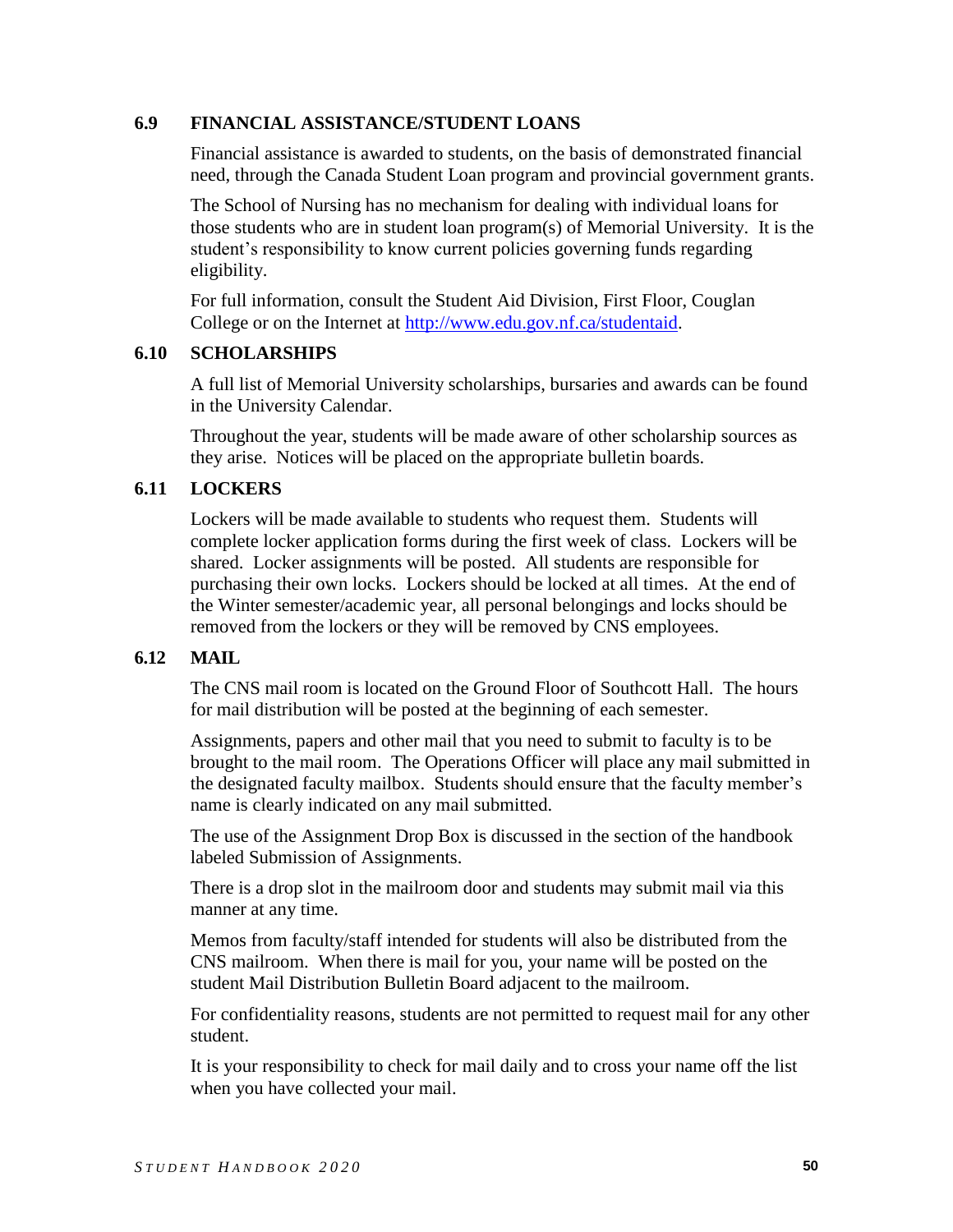## 6.9 FINANCIAL ASSISTANCE/STUDENT LOANS

Financial assistance is awarded to students, on the basis of demonstrated financial need, through the Canada Student Loan program and provincial government grants.

The School of Nursing has no mechanism for dealing with individual loans for those students who are in student loan program(s) of Memorial University. It is the student's responsibility to know current policies governing funds regarding eligibility.

For full information, consult the Student Aid Division, First Floor, Couglan College or on the Internet at [http://www.edu.gov.nf.ca/studentaid](http://www.edu.gov.nf.ca/studentaid).

## 6.10 SCHOLARSHIPS

A full list of Memorial University scholarships, bursaries and awards can be found in the University Calendar.

Throughout the year, students will be made aware of other scholarship sources as they arise. Notices will be placed on the appropriate bulletin boards.

## 6.11 LOCKERS

Lockers will be made available to students who request them. Students will complete locker application forms during the first week of class. Lockers will be shared. Locker assignments will be posted. All students are responsible for purchasing their own locks. Lockers should be locked at all times. At the end of the Winter semester/academic year, all personal belongings and locks should be removed from the lockers or they will be removed by CNS employees.

## 6.12 MAIL

The CNS mail room is located on the Ground Floor of Southcott Hall. The hours for mail distribution will be posted at the beginning of each semester.

Assignments, papers and other mail that you need to submit to faculty is to be brought to the mail room. The Operations Officer will place any mail submitted in the designated faculty mailbox. Students should ensure that the faculty member's name is clearly indicated on any mail submitted.

The use of the Assignment Drop Box is discussed in the section of the handbook labeled Submission of Assignments.

There is a drop slot in the mailroom door and students may submit mail via this manner at any time.

Memos from faculty/staff intended for students will also be distributed from the CNS mailroom. When there is mail for you, your name will be posted on the student Mail Distribution Bulletin Board adjacent to the mailroom.

For confidentiality reasons, students are not permitted to request mail for any other student.

It is your responsibility to check for mail daily and to cross your name off the list when you have collected your mail.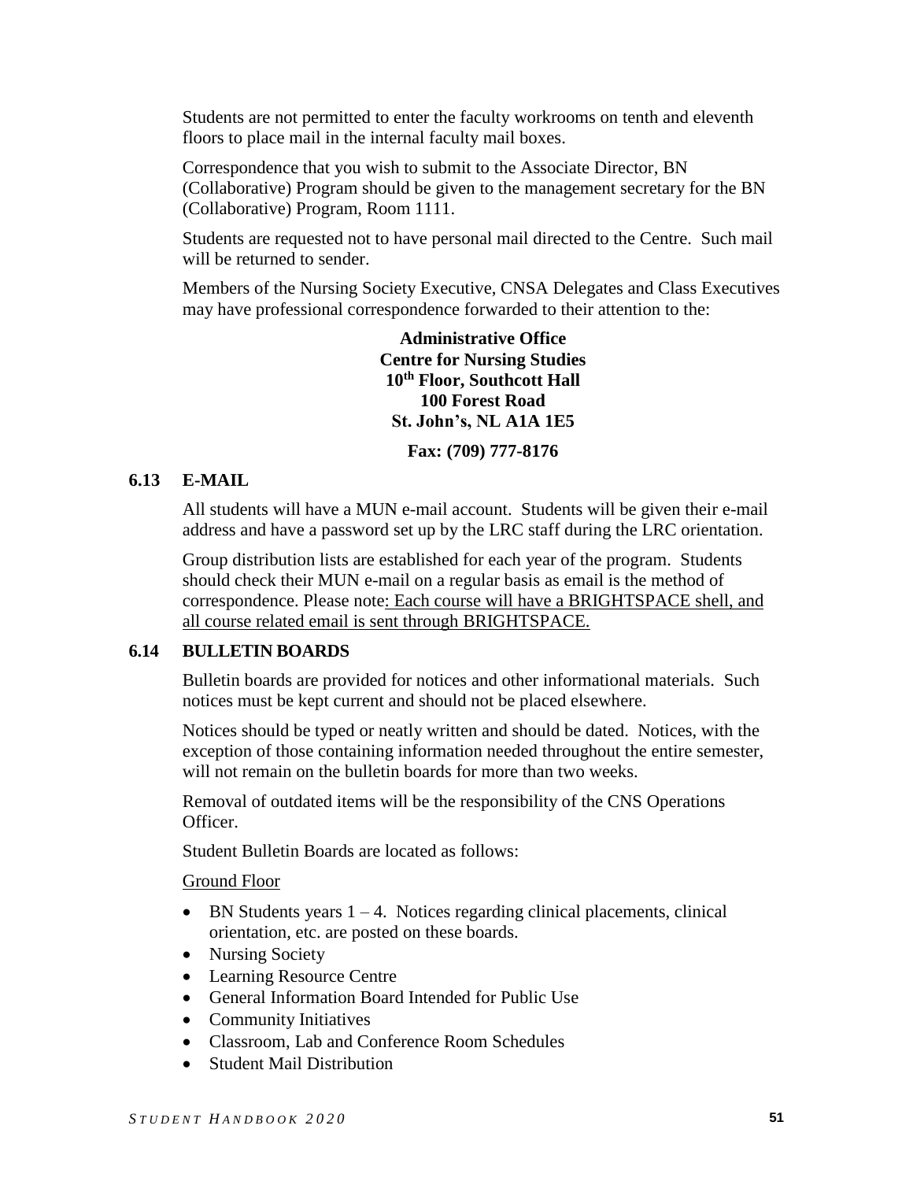Students are not permitted to enter the faculty workrooms on tenth and eleventh floors to place mail in the internal faculty mail boxes.

Correspondence that you wish to submit to the Associate Director, BN (Collaborative) Program should be given to the management secretary for the BN (Collaborative) Program, Room 1111.

Students are requested not to have personal mail directed to the Centre. Such mail will be returned to sender.

Members of the Nursing Society Executive, CNSA Delegates and Class Executives may have professional correspondence forwarded to their attention to the:

**Administrative Office**
**Centre for Nursing Studies**
**10th Floor, Southcott Hall**
**100 Forest Road**
**St. John's, NL A1A 1E5**

**Fax: (709) 777-8176**

### 6.13 E-MAIL

All students will have a MUN e-mail account. Students will be given their e-mail address and have a password set up by the LRC staff during the LRC orientation.

Group distribution lists are established for each year of the program. Students should check their MUN e-mail on a regular basis as email is the method of correspondence. Please note: Each course will have a BRIGHTSPACE shell, and all course related email is sent through BRIGHTSPACE.

### 6.14 BULLETIN BOARDS

Bulletin boards are provided for notices and other informational materials. Such notices must be kept current and should not be placed elsewhere.

Notices should be typed or neatly written and should be dated. Notices, with the exception of those containing information needed throughout the entire semester, will not remain on the bulletin boards for more than two weeks.

Removal of outdated items will be the responsibility of the CNS Operations Officer.

Student Bulletin Boards are located as follows:

Ground Floor

- BN Students years 1 – 4. Notices regarding clinical placements, clinical orientation, etc. are posted on these boards.
- Nursing Society
- Learning Resource Centre
- General Information Board Intended for Public Use
- Community Initiatives
- Classroom, Lab and Conference Room Schedules
- Student Mail Distribution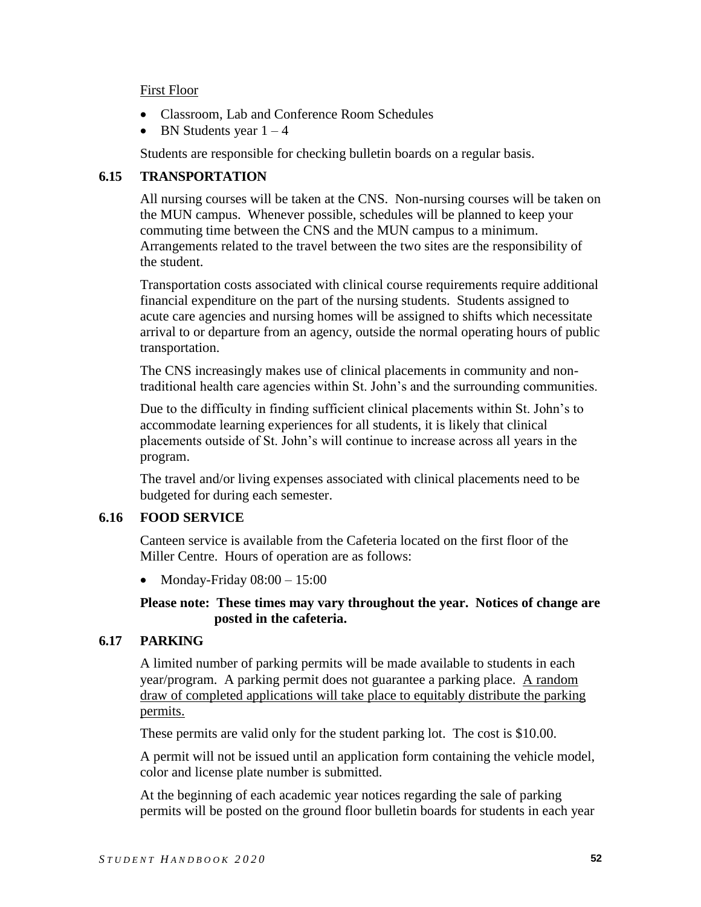First Floor

- Classroom, Lab and Conference Room Schedules
- BN Students year 1 – 4

Students are responsible for checking bulletin boards on a regular basis.

### 6.15 TRANSPORTATION

All nursing courses will be taken at the CNS. Non-nursing courses will be taken on the MUN campus. Whenever possible, schedules will be planned to keep your commuting time between the CNS and the MUN campus to a minimum. Arrangements related to the travel between the two sites are the responsibility of the student.

Transportation costs associated with clinical course requirements require additional financial expenditure on the part of the nursing students. Students assigned to acute care agencies and nursing homes will be assigned to shifts which necessitate arrival to or departure from an agency, outside the normal operating hours of public transportation.

The CNS increasingly makes use of clinical placements in community and non-traditional health care agencies within St. John's and the surrounding communities.

Due to the difficulty in finding sufficient clinical placements within St. John's to accommodate learning experiences for all students, it is likely that clinical placements outside of St. John's will continue to increase across all years in the program.

The travel and/or living expenses associated with clinical placements need to be budgeted for during each semester.

### 6.16 FOOD SERVICE

Canteen service is available from the Cafeteria located on the first floor of the Miller Centre. Hours of operation are as follows:

- Monday-Friday 08:00 – 15:00

**Please note: These times may vary throughout the year. Notices of change are posted in the cafeteria.**

### 6.17 PARKING

A limited number of parking permits will be made available to students in each year/program. A parking permit does not guarantee a parking place. A random draw of completed applications will take place to equitably distribute the parking permits.

These permits are valid only for the student parking lot. The cost is $10.00.

A permit will not be issued until an application form containing the vehicle model, color and license plate number is submitted.

At the beginning of each academic year notices regarding the sale of parking permits will be posted on the ground floor bulletin boards for students in each year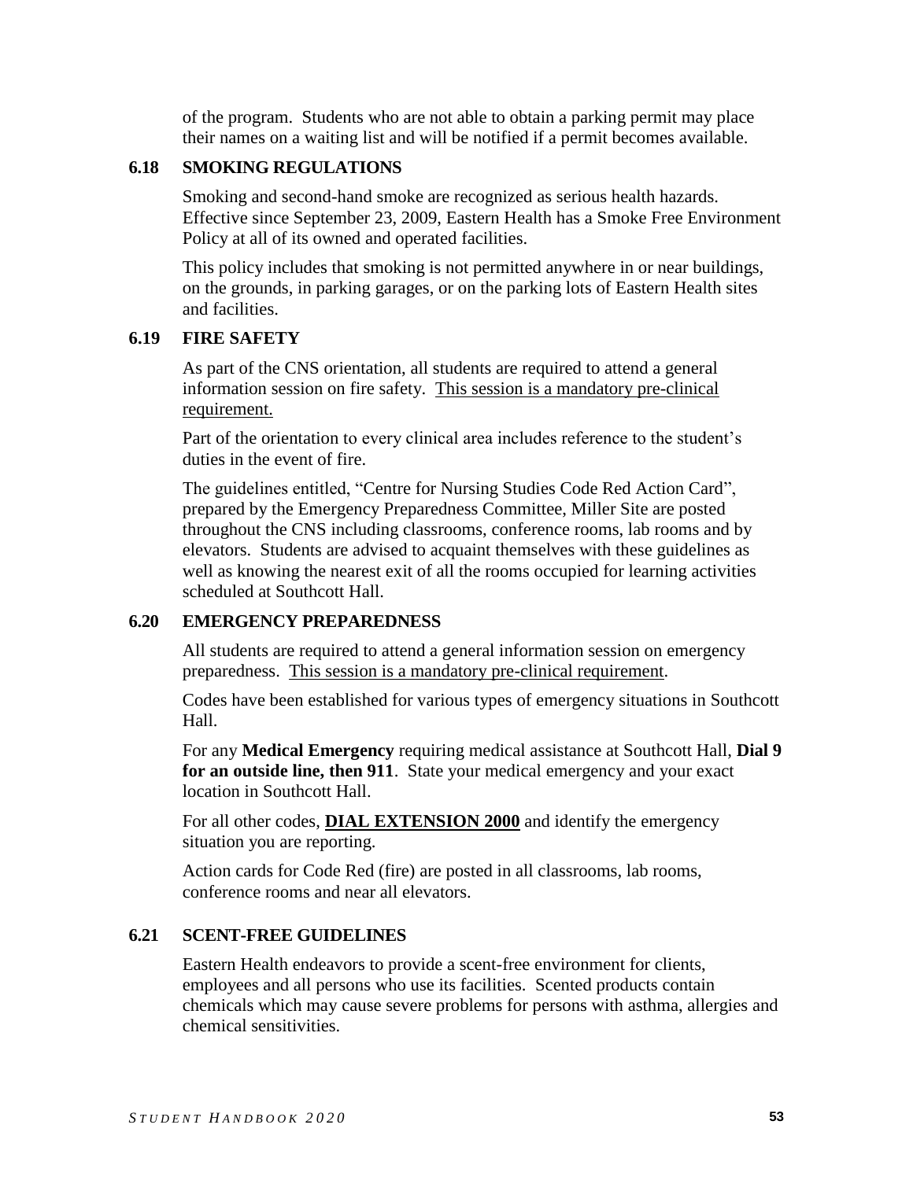of the program. Students who are not able to obtain a parking permit may place their names on a waiting list and will be notified if a permit becomes available.

### 6.18 SMOKING REGULATIONS

Smoking and second-hand smoke are recognized as serious health hazards. Effective since September 23, 2009, Eastern Health has a Smoke Free Environment Policy at all of its owned and operated facilities.

This policy includes that smoking is not permitted anywhere in or near buildings, on the grounds, in parking garages, or on the parking lots of Eastern Health sites and facilities.

### 6.19 FIRE SAFETY

As part of the CNS orientation, all students are required to attend a general information session on fire safety. <u>This session is a mandatory pre-clinical requirement.</u>

Part of the orientation to every clinical area includes reference to the student's duties in the event of fire.

The guidelines entitled, "Centre for Nursing Studies Code Red Action Card", prepared by the Emergency Preparedness Committee, Miller Site are posted throughout the CNS including classrooms, conference rooms, lab rooms and by elevators. Students are advised to acquaint themselves with these guidelines as well as knowing the nearest exit of all the rooms occupied for learning activities scheduled at Southcott Hall.

### 6.20 EMERGENCY PREPAREDNESS

All students are required to attend a general information session on emergency preparedness. <u>This session is a mandatory pre-clinical requirement</u>.

Codes have been established for various types of emergency situations in Southcott Hall.

For any **Medical Emergency** requiring medical assistance at Southcott Hall, **Dial 9 for an outside line, then 911**. State your medical emergency and your exact location in Southcott Hall.

For all other codes, **<u>DIAL EXTENSION 2000</u>** and identify the emergency situation you are reporting.

Action cards for Code Red (fire) are posted in all classrooms, lab rooms, conference rooms and near all elevators.

### 6.21 SCENT-FREE GUIDELINES

Eastern Health endeavors to provide a scent-free environment for clients, employees and all persons who use its facilities. Scented products contain chemicals which may cause severe problems for persons with asthma, allergies and chemical sensitivities.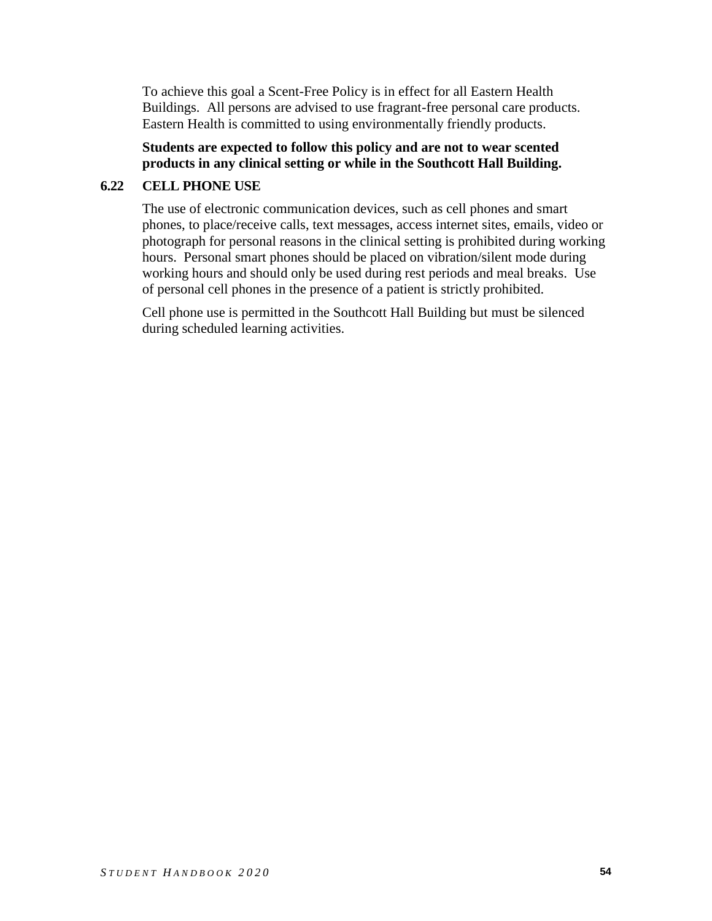To achieve this goal a Scent-Free Policy is in effect for all Eastern Health Buildings. All persons are advised to use fragrant-free personal care products. Eastern Health is committed to using environmentally friendly products.

**Students are expected to follow this policy and are not to wear scented products in any clinical setting or while in the Southcott Hall Building.**

### 6.22 CELL PHONE USE

The use of electronic communication devices, such as cell phones and smart phones, to place/receive calls, text messages, access internet sites, emails, video or photograph for personal reasons in the clinical setting is prohibited during working hours. Personal smart phones should be placed on vibration/silent mode during working hours and should only be used during rest periods and meal breaks. Use of personal cell phones in the presence of a patient is strictly prohibited.

Cell phone use is permitted in the Southcott Hall Building but must be silenced during scheduled learning activities.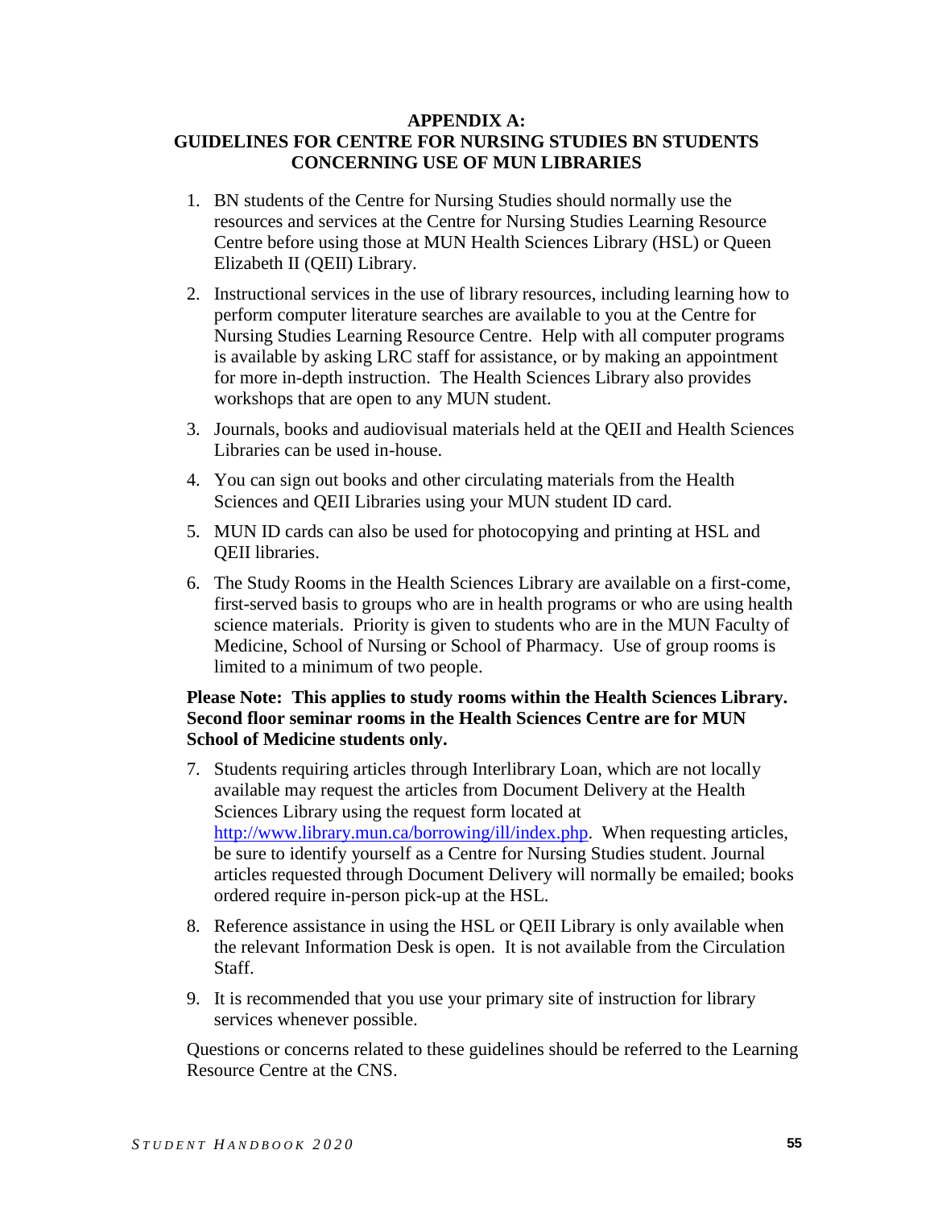## APPENDIX A:
## GUIDELINES FOR CENTRE FOR NURSING STUDIES BN STUDENTS CONCERNING USE OF MUN LIBRARIES

1. BN students of the Centre for Nursing Studies should normally use the resources and services at the Centre for Nursing Studies Learning Resource Centre before using those at MUN Health Sciences Library (HSL) or Queen Elizabeth II (QEII) Library.

2. Instructional services in the use of library resources, including learning how to perform computer literature searches are available to you at the Centre for Nursing Studies Learning Resource Centre. Help with all computer programs is available by asking LRC staff for assistance, or by making an appointment for more in-depth instruction. The Health Sciences Library also provides workshops that are open to any MUN student.

3. Journals, books and audiovisual materials held at the QEII and Health Sciences Libraries can be used in-house.

4. You can sign out books and other circulating materials from the Health Sciences and QEII Libraries using your MUN student ID card.

5. MUN ID cards can also be used for photocopying and printing at HSL and QEII libraries.

6. The Study Rooms in the Health Sciences Library are available on a first-come, first-served basis to groups who are in health programs or who are using health science materials. Priority is given to students who are in the MUN Faculty of Medicine, School of Nursing or School of Pharmacy. Use of group rooms is limited to a minimum of two people.

**Please Note: This applies to study rooms within the Health Sciences Library. Second floor seminar rooms in the Health Sciences Centre are for MUN School of Medicine students only.**

7. Students requiring articles through Interlibrary Loan, which are not locally available may request the articles from Document Delivery at the Health Sciences Library using the request form located at http://www.library.mun.ca/borrowing/ill/index.php. When requesting articles, be sure to identify yourself as a Centre for Nursing Studies student. Journal articles requested through Document Delivery will normally be emailed; books ordered require in-person pick-up at the HSL.

8. Reference assistance in using the HSL or QEII Library is only available when the relevant Information Desk is open. It is not available from the Circulation Staff.

9. It is recommended that you use your primary site of instruction for library services whenever possible.

Questions or concerns related to these guidelines should be referred to the Learning Resource Centre at the CNS.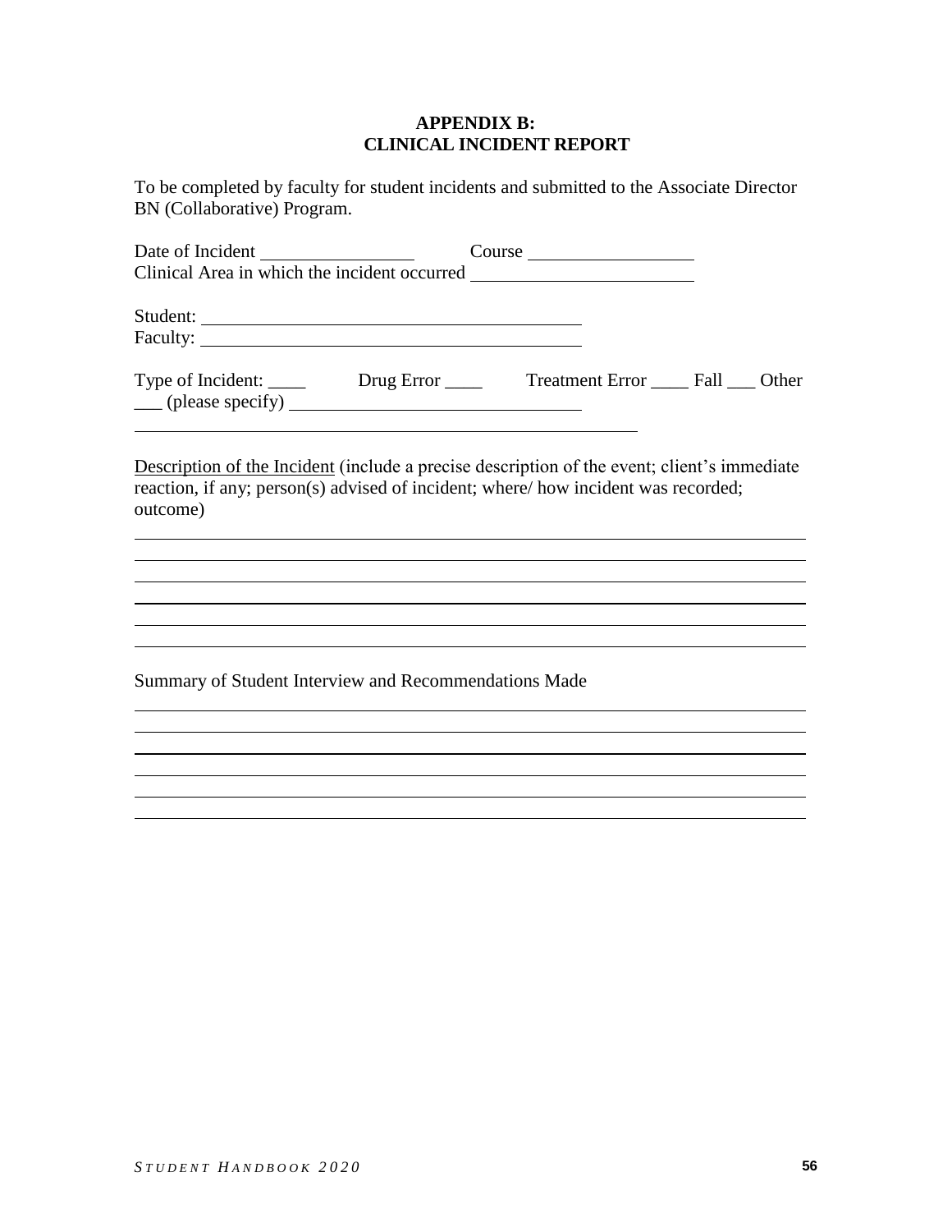**APPENDIX B:**
**CLINICAL INCIDENT REPORT**

To be completed by faculty for student incidents and submitted to the Associate Director BN (Collaborative) Program.

Date of Incident ________________ Course __________________
Clinical Area in which the incident occurred ________________________

Student: ___________________________________________
Faculty: ___________________________________________

Type of Incident: ____ Drug Error ____ Treatment Error ____ Fall ___ Other ___ (please specify) _______________________________
__________________________________________________________

<u>Description of the Incident</u> (include a precise description of the event; client's immediate reaction, if any; person(s) advised of incident; where/ how incident was recorded; outcome)

______________________________________________________________________________
______________________________________________________________________________
______________________________________________________________________________
______________________________________________________________________________
______________________________________________________________________________
______________________________________________________________________________

Summary of Student Interview and Recommendations Made

______________________________________________________________________________
______________________________________________________________________________
______________________________________________________________________________
______________________________________________________________________________
______________________________________________________________________________
______________________________________________________________________________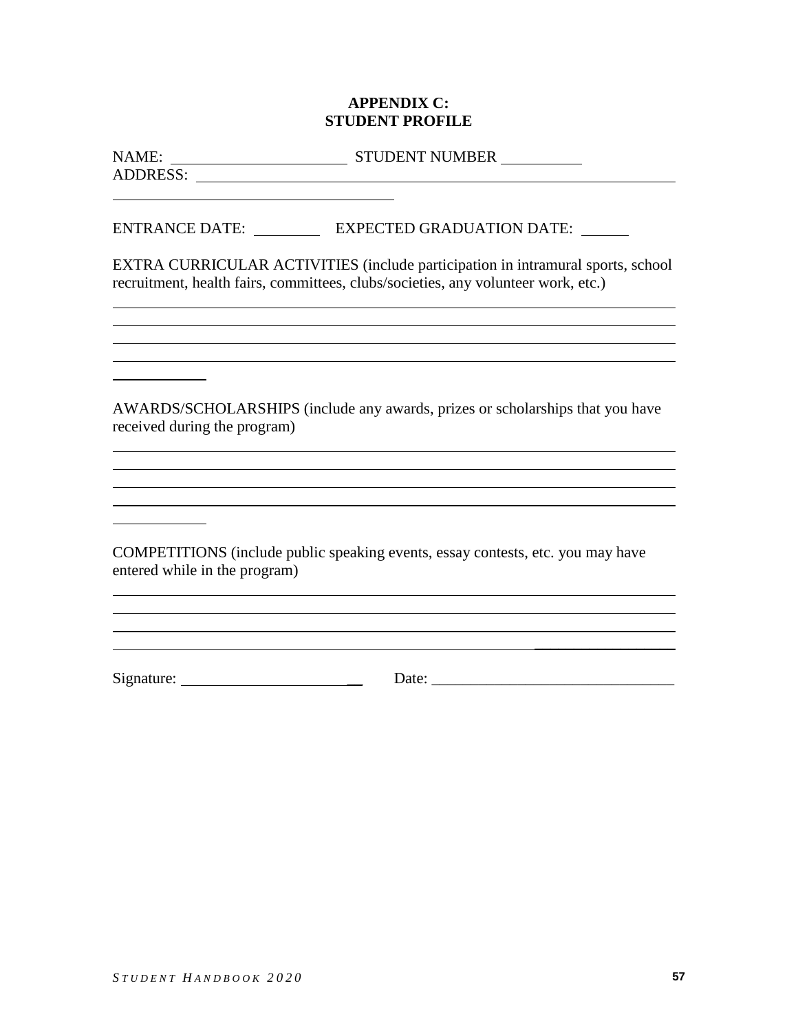# APPENDIX C: STUDENT PROFILE

NAME: ______________________ STUDENT NUMBER __________

ADDRESS: ____________________________________________________________

____________________________________

ENTRANCE DATE: ________ EXPECTED GRADUATION DATE: ______

EXTRA CURRICULAR ACTIVITIES (include participation in intramural sports, school recruitment, health fairs, committees, clubs/societies, any volunteer work, etc.)

________________________________________________________________________

________________________________________________________________________

________________________________________________________________________

________________________________________________________________________

____________

AWARDS/SCHOLARSHIPS (include any awards, prizes or scholarships that you have received during the program)

________________________________________________________________________

________________________________________________________________________

________________________________________________________________________

________________________________________________________________________

____________

COMPETITIONS (include public speaking events, essay contests, etc. you may have entered while in the program)

________________________________________________________________________

________________________________________________________________________

________________________________________________________________________

________________________________________________________________________

Signature: ______________________ Date: ________________________________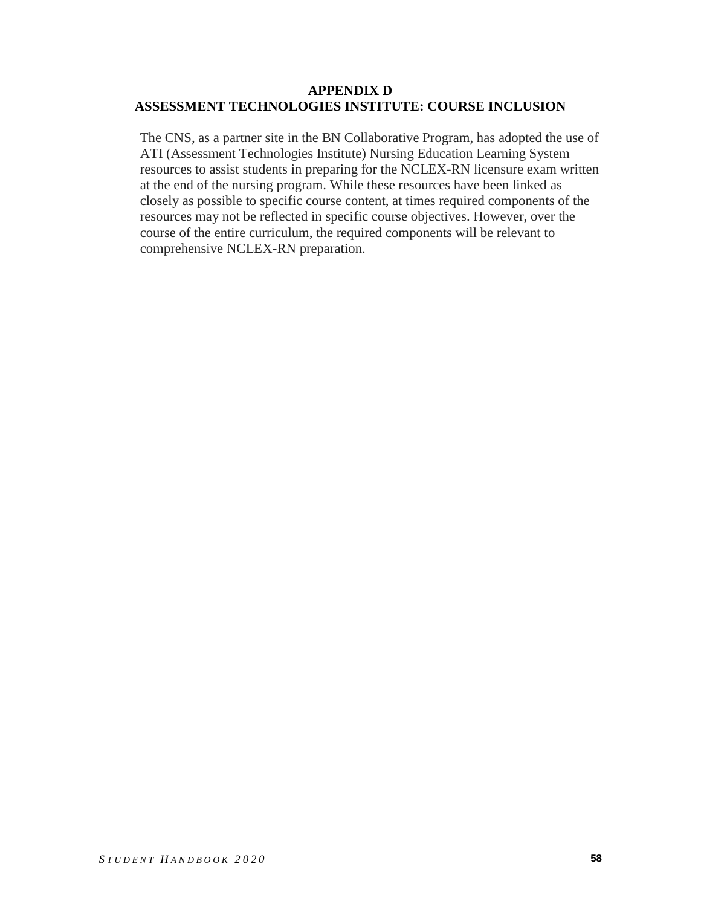## APPENDIX D
## ASSESSMENT TECHNOLOGIES INSTITUTE: COURSE INCLUSION

The CNS, as a partner site in the BN Collaborative Program, has adopted the use of ATI (Assessment Technologies Institute) Nursing Education Learning System resources to assist students in preparing for the NCLEX-RN licensure exam written at the end of the nursing program. While these resources have been linked as closely as possible to specific course content, at times required components of the resources may not be reflected in specific course objectives. However, over the course of the entire curriculum, the required components will be relevant to comprehensive NCLEX-RN preparation.